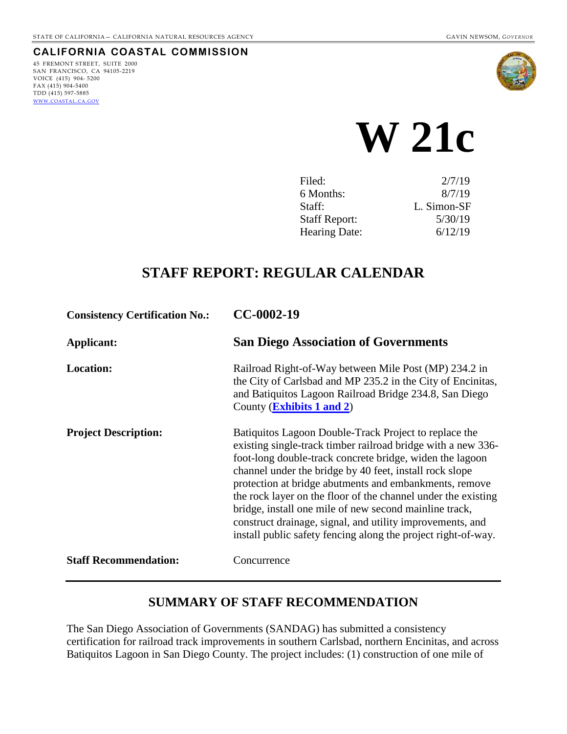STATE OF CALIFORNIA — CALIFORNIA NATURAL RESOURCES AGENCY

GAVIN NEWSOM, *GOVERNOR*

**CALIFORNIA COASTAL COMMISSION**

45 FREMONT STREET, SUITE 2000
SAN FRANCISCO, CA 94105-2219
VOICE (415) 904- 5200
FAX (415) 904-5400
TDD (415) 597-5885
WWW.COASTAL.CA.GOV

# W 21c

| | |
|---|---|
| Filed: | 2/7/19 |
| 6 Months: | 8/7/19 |
| Staff: | L. Simon-SF |
| Staff Report: | 5/30/19 |
| Hearing Date: | 6/12/19 |

## STAFF REPORT: REGULAR CALENDAR

| | |
|---|---|
| **Consistency Certification No.:** | **CC-0002-19** |
| **Applicant:** | **San Diego Association of Governments** |
| **Location:** | Railroad Right-of-Way between Mile Post (MP) 234.2 in the City of Carlsbad and MP 235.2 in the City of Encinitas, and Batiquitos Lagoon Railroad Bridge 234.8, San Diego County (**Exhibits 1 and 2**) |
| **Project Description:** | Batiquitos Lagoon Double-Track Project to replace the existing single-track timber railroad bridge with a new 336-foot-long double-track concrete bridge, widen the lagoon channel under the bridge by 40 feet, install rock slope protection at bridge abutments and embankments, remove the rock layer on the floor of the channel under the existing bridge, install one mile of new second mainline track, construct drainage, signal, and utility improvements, and install public safety fencing along the project right-of-way. |
| **Staff Recommendation:** | Concurrence |

## SUMMARY OF STAFF RECOMMENDATION

The San Diego Association of Governments (SANDAG) has submitted a consistency certification for railroad track improvements in southern Carlsbad, northern Encinitas, and across Batiquitos Lagoon in San Diego County. The project includes: (1) construction of one mile of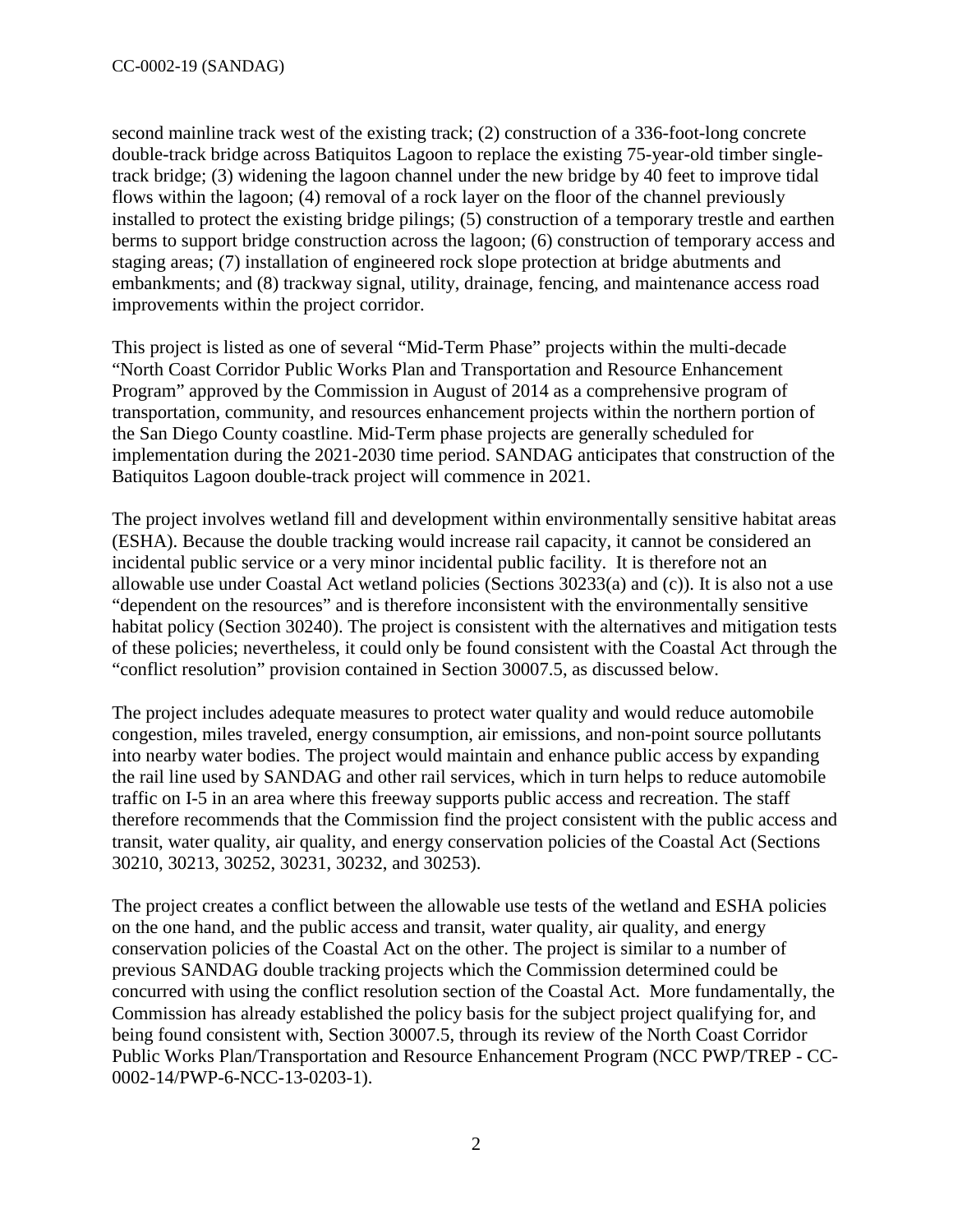second mainline track west of the existing track; (2) construction of a 336-foot-long concrete double-track bridge across Batiquitos Lagoon to replace the existing 75-year-old timber single-track bridge; (3) widening the lagoon channel under the new bridge by 40 feet to improve tidal flows within the lagoon; (4) removal of a rock layer on the floor of the channel previously installed to protect the existing bridge pilings; (5) construction of a temporary trestle and earthen berms to support bridge construction across the lagoon; (6) construction of temporary access and staging areas; (7) installation of engineered rock slope protection at bridge abutments and embankments; and (8) trackway signal, utility, drainage, fencing, and maintenance access road improvements within the project corridor.

This project is listed as one of several "Mid-Term Phase" projects within the multi-decade "North Coast Corridor Public Works Plan and Transportation and Resource Enhancement Program" approved by the Commission in August of 2014 as a comprehensive program of transportation, community, and resources enhancement projects within the northern portion of the San Diego County coastline. Mid-Term phase projects are generally scheduled for implementation during the 2021-2030 time period. SANDAG anticipates that construction of the Batiquitos Lagoon double-track project will commence in 2021.

The project involves wetland fill and development within environmentally sensitive habitat areas (ESHA). Because the double tracking would increase rail capacity, it cannot be considered an incidental public service or a very minor incidental public facility. It is therefore not an allowable use under Coastal Act wetland policies (Sections 30233(a) and (c)). It is also not a use "dependent on the resources" and is therefore inconsistent with the environmentally sensitive habitat policy (Section 30240). The project is consistent with the alternatives and mitigation tests of these policies; nevertheless, it could only be found consistent with the Coastal Act through the "conflict resolution" provision contained in Section 30007.5, as discussed below.

The project includes adequate measures to protect water quality and would reduce automobile congestion, miles traveled, energy consumption, air emissions, and non-point source pollutants into nearby water bodies. The project would maintain and enhance public access by expanding the rail line used by SANDAG and other rail services, which in turn helps to reduce automobile traffic on I-5 in an area where this freeway supports public access and recreation. The staff therefore recommends that the Commission find the project consistent with the public access and transit, water quality, air quality, and energy conservation policies of the Coastal Act (Sections 30210, 30213, 30252, 30231, 30232, and 30253).

The project creates a conflict between the allowable use tests of the wetland and ESHA policies on the one hand, and the public access and transit, water quality, air quality, and energy conservation policies of the Coastal Act on the other. The project is similar to a number of previous SANDAG double tracking projects which the Commission determined could be concurred with using the conflict resolution section of the Coastal Act. More fundamentally, the Commission has already established the policy basis for the subject project qualifying for, and being found consistent with, Section 30007.5, through its review of the North Coast Corridor Public Works Plan/Transportation and Resource Enhancement Program (NCC PWP/TREP - CC-0002-14/PWP-6-NCC-13-0203-1).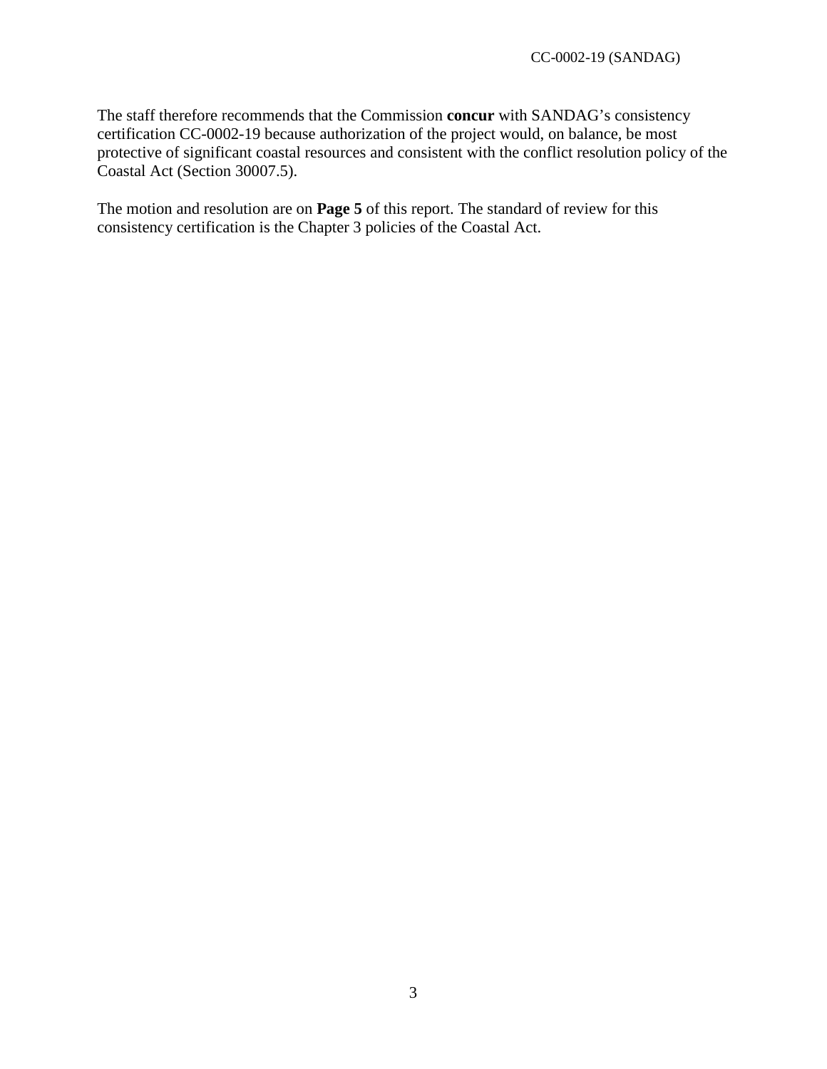The staff therefore recommends that the Commission **concur** with SANDAG's consistency certification CC-0002-19 because authorization of the project would, on balance, be most protective of significant coastal resources and consistent with the conflict resolution policy of the Coastal Act (Section 30007.5).

The motion and resolution are on **Page 5** of this report. The standard of review for this consistency certification is the Chapter 3 policies of the Coastal Act.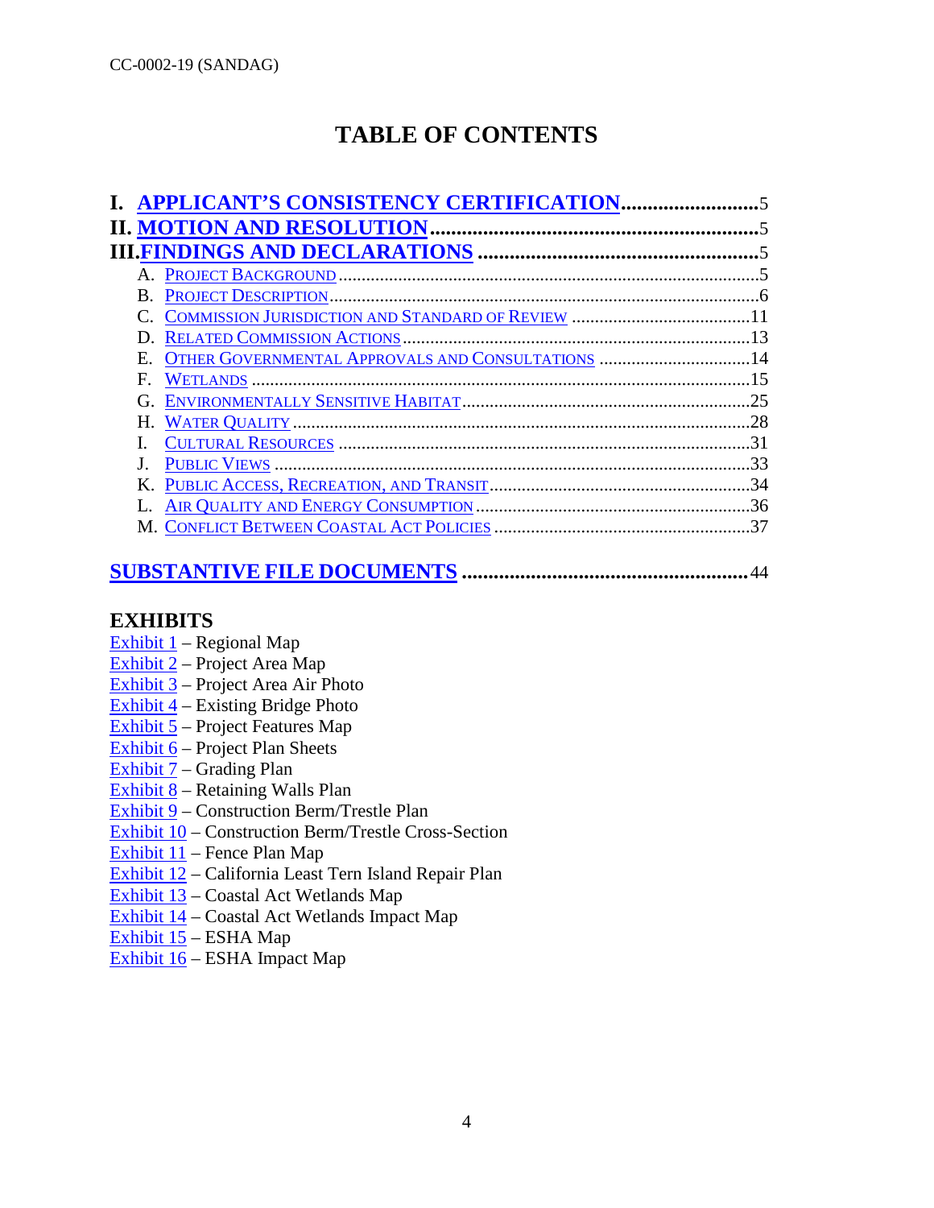# TABLE OF CONTENTS

**I. APPLICANT'S CONSISTENCY CERTIFICATION** .......................... 5

**II. MOTION AND RESOLUTION** .......................... 5

**III. FINDINGS AND DECLARATIONS** .......................... 5

- A. PROJECT BACKGROUND .......................... 5
- B. PROJECT DESCRIPTION .......................... 6
- C. COMMISSION JURISDICTION AND STANDARD OF REVIEW .......................... 11
- D. RELATED COMMISSION ACTIONS .......................... 13
- E. OTHER GOVERNMENTAL APPROVALS AND CONSULTATIONS .......................... 14
- F. WETLANDS .......................... 15
- G. ENVIRONMENTALLY SENSITIVE HABITAT .......................... 25
- H. WATER QUALITY .......................... 28
- I. CULTURAL RESOURCES .......................... 31
- J. PUBLIC VIEWS .......................... 33
- K. PUBLIC ACCESS, RECREATION, AND TRANSIT .......................... 34
- L. AIR QUALITY AND ENERGY CONSUMPTION .......................... 36
- M. CONFLICT BETWEEN COASTAL ACT POLICIES .......................... 37

**SUBSTANTIVE FILE DOCUMENTS** .......................... 44

## EXHIBITS

Exhibit 1 – Regional Map
Exhibit 2 – Project Area Map
Exhibit 3 – Project Area Air Photo
Exhibit 4 – Existing Bridge Photo
Exhibit 5 – Project Features Map
Exhibit 6 – Project Plan Sheets
Exhibit 7 – Grading Plan
Exhibit 8 – Retaining Walls Plan
Exhibit 9 – Construction Berm/Trestle Plan
Exhibit 10 – Construction Berm/Trestle Cross-Section
Exhibit 11 – Fence Plan Map
Exhibit 12 – California Least Tern Island Repair Plan
Exhibit 13 – Coastal Act Wetlands Map
Exhibit 14 – Coastal Act Wetlands Impact Map
Exhibit 15 – ESHA Map
Exhibit 16 – ESHA Impact Map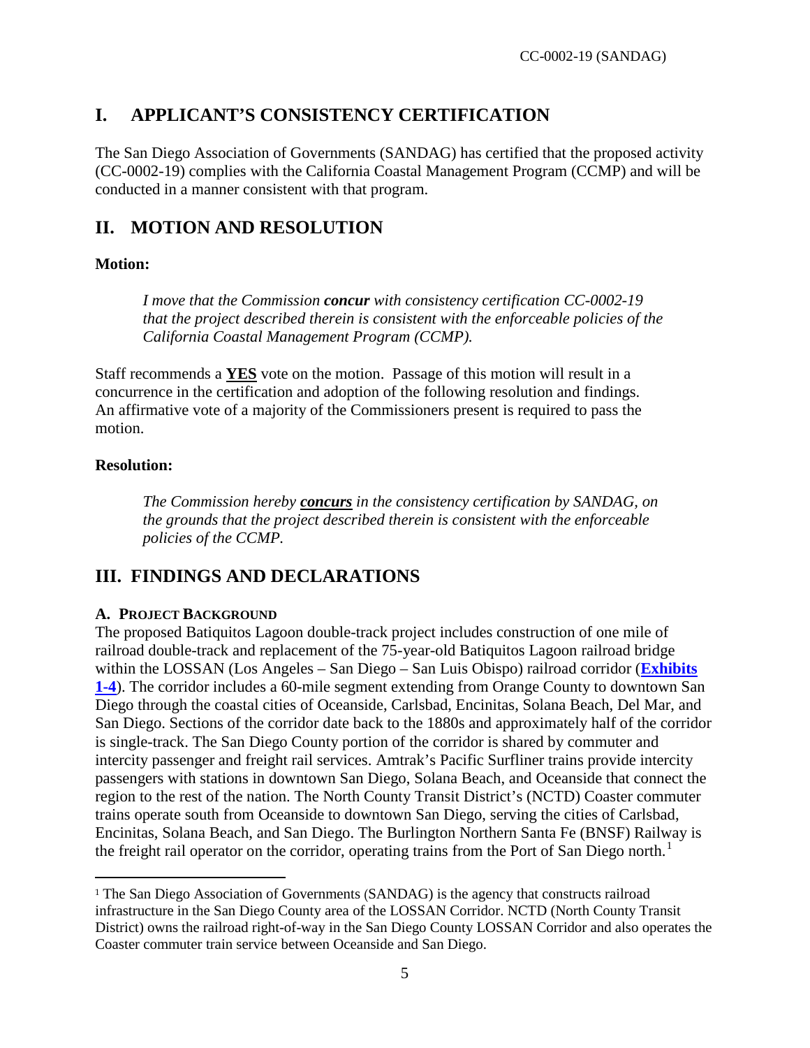## I. APPLICANT'S CONSISTENCY CERTIFICATION

The San Diego Association of Governments (SANDAG) has certified that the proposed activity (CC-0002-19) complies with the California Coastal Management Program (CCMP) and will be conducted in a manner consistent with that program.

## II. MOTION AND RESOLUTION

**Motion:**

> *I move that the Commission **concur** with consistency certification CC-0002-19 that the project described therein is consistent with the enforceable policies of the California Coastal Management Program (CCMP).*

Staff recommends a **YES** vote on the motion. Passage of this motion will result in a concurrence in the certification and adoption of the following resolution and findings. An affirmative vote of a majority of the Commissioners present is required to pass the motion.

**Resolution:**

> *The Commission hereby **concurs** in the consistency certification by SANDAG, on the grounds that the project described therein is consistent with the enforceable policies of the CCMP.*

## III. FINDINGS AND DECLARATIONS

### A. PROJECT BACKGROUND

The proposed Batiquitos Lagoon double-track project includes construction of one mile of railroad double-track and replacement of the 75-year-old Batiquitos Lagoon railroad bridge within the LOSSAN (Los Angeles – San Diego – San Luis Obispo) railroad corridor (**Exhibits 1-4**). The corridor includes a 60-mile segment extending from Orange County to downtown San Diego through the coastal cities of Oceanside, Carlsbad, Encinitas, Solana Beach, Del Mar, and San Diego. Sections of the corridor date back to the 1880s and approximately half of the corridor is single-track. The San Diego County portion of the corridor is shared by commuter and intercity passenger and freight rail services. Amtrak's Pacific Surfliner trains provide intercity passengers with stations in downtown San Diego, Solana Beach, and Oceanside that connect the region to the rest of the nation. The North County Transit District's (NCTD) Coaster commuter trains operate south from Oceanside to downtown San Diego, serving the cities of Carlsbad, Encinitas, Solana Beach, and San Diego. The Burlington Northern Santa Fe (BNSF) Railway is the freight rail operator on the corridor, operating trains from the Port of San Diego north.[1]

[1] The San Diego Association of Governments (SANDAG) is the agency that constructs railroad infrastructure in the San Diego County area of the LOSSAN Corridor. NCTD (North County Transit District) owns the railroad right-of-way in the San Diego County LOSSAN Corridor and also operates the Coaster commuter train service between Oceanside and San Diego.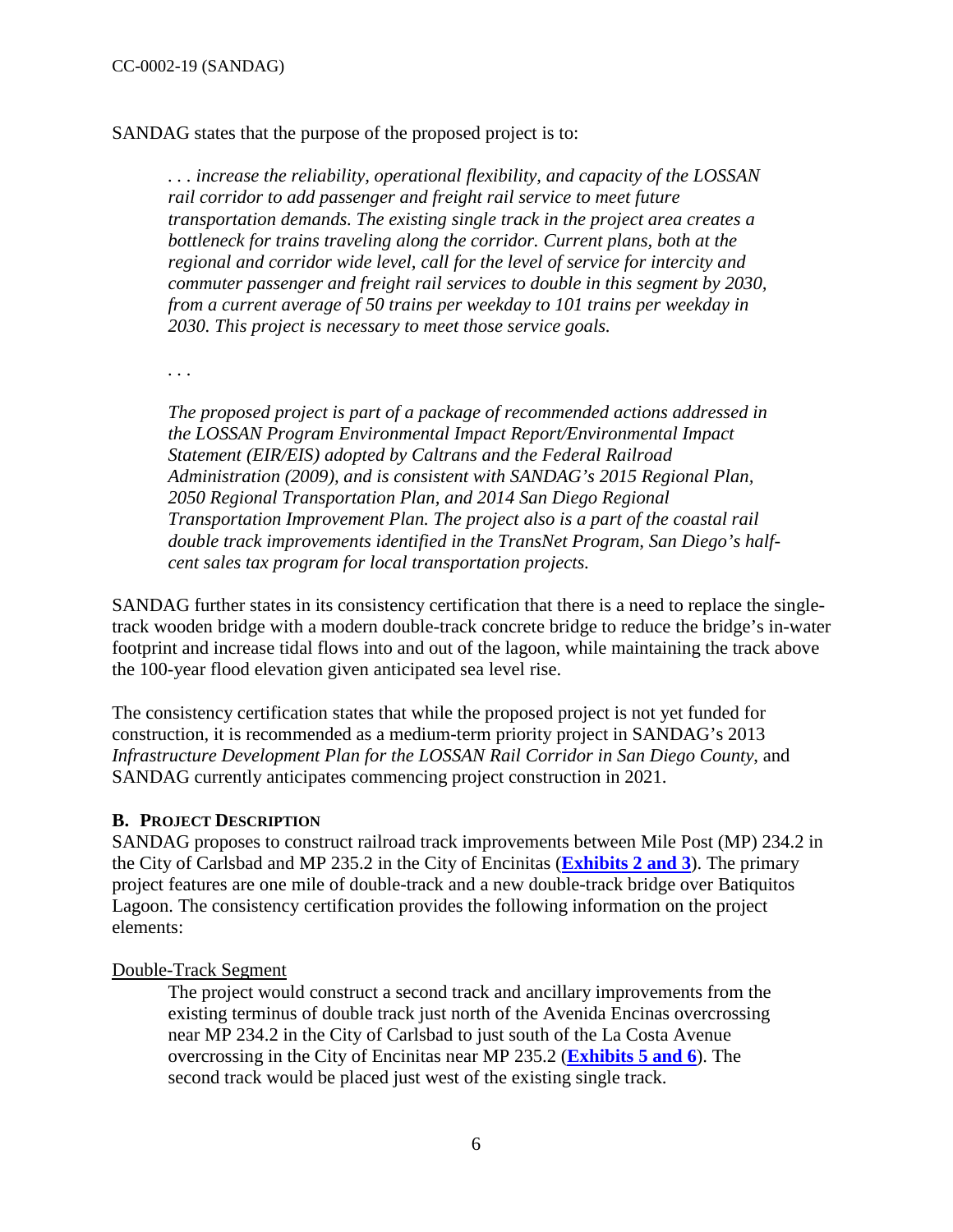SANDAG states that the purpose of the proposed project is to:

> *. . . increase the reliability, operational flexibility, and capacity of the LOSSAN rail corridor to add passenger and freight rail service to meet future transportation demands. The existing single track in the project area creates a bottleneck for trains traveling along the corridor. Current plans, both at the regional and corridor wide level, call for the level of service for intercity and commuter passenger and freight rail services to double in this segment by 2030, from a current average of 50 trains per weekday to 101 trains per weekday in 2030. This project is necessary to meet those service goals.*
>
> . . .
>
> *The proposed project is part of a package of recommended actions addressed in the LOSSAN Program Environmental Impact Report/Environmental Impact Statement (EIR/EIS) adopted by Caltrans and the Federal Railroad Administration (2009), and is consistent with SANDAG's 2015 Regional Plan, 2050 Regional Transportation Plan, and 2014 San Diego Regional Transportation Improvement Plan. The project also is a part of the coastal rail double track improvements identified in the TransNet Program, San Diego's half-cent sales tax program for local transportation projects.*

SANDAG further states in its consistency certification that there is a need to replace the single-track wooden bridge with a modern double-track concrete bridge to reduce the bridge's in-water footprint and increase tidal flows into and out of the lagoon, while maintaining the track above the 100-year flood elevation given anticipated sea level rise.

The consistency certification states that while the proposed project is not yet funded for construction, it is recommended as a medium-term priority project in SANDAG's 2013 *Infrastructure Development Plan for the LOSSAN Rail Corridor in San Diego County*, and SANDAG currently anticipates commencing project construction in 2021.

### B. Project Description

SANDAG proposes to construct railroad track improvements between Mile Post (MP) 234.2 in the City of Carlsbad and MP 235.2 in the City of Encinitas (**Exhibits 2 and 3**). The primary project features are one mile of double-track and a new double-track bridge over Batiquitos Lagoon. The consistency certification provides the following information on the project elements:

Double-Track Segment

> The project would construct a second track and ancillary improvements from the existing terminus of double track just north of the Avenida Encinas overcrossing near MP 234.2 in the City of Carlsbad to just south of the La Costa Avenue overcrossing in the City of Encinitas near MP 235.2 (**Exhibits 5 and 6**). The second track would be placed just west of the existing single track.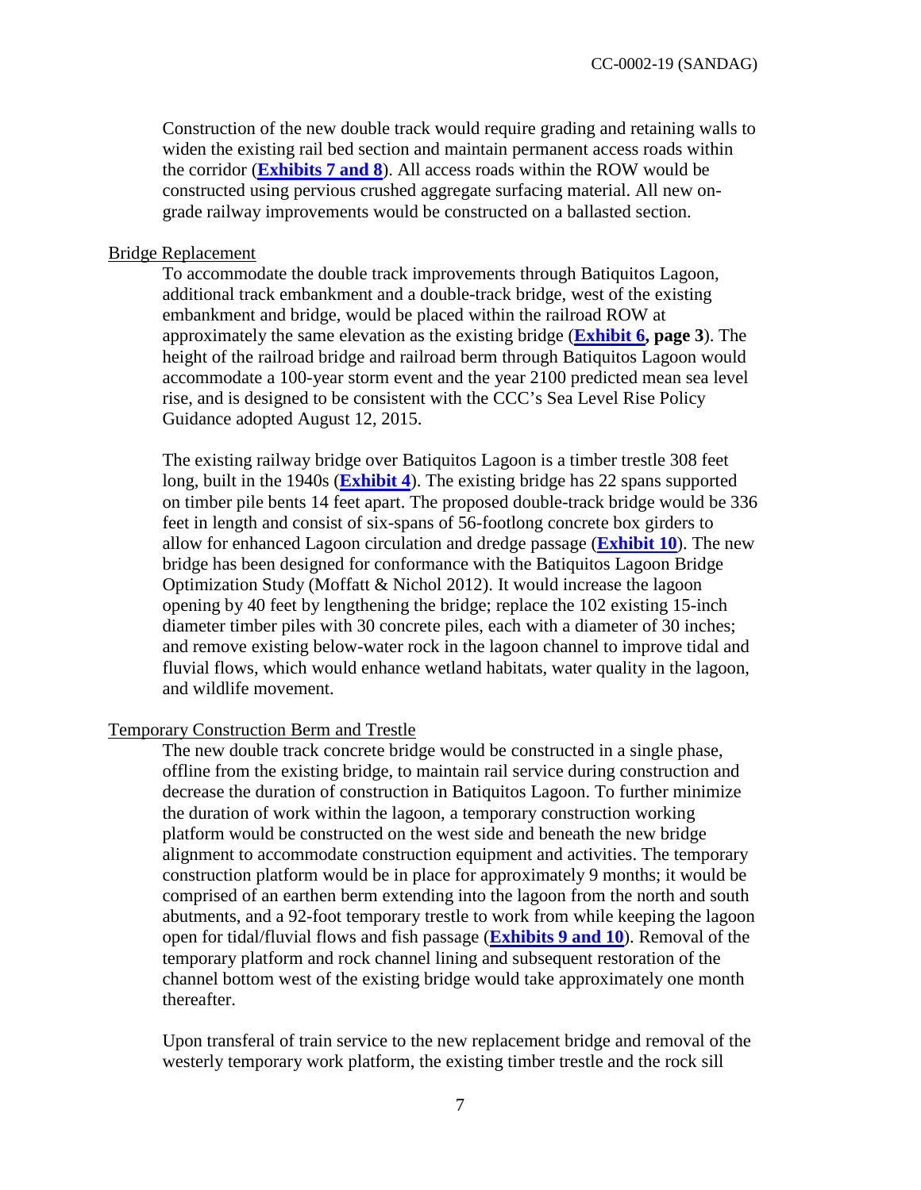Construction of the new double track would require grading and retaining walls to widen the existing rail bed section and maintain permanent access roads within the corridor (**Exhibits 7 and 8**). All access roads within the ROW would be constructed using pervious crushed aggregate surfacing material. All new on-grade railway improvements would be constructed on a ballasted section.

Bridge Replacement

To accommodate the double track improvements through Batiquitos Lagoon, additional track embankment and a double-track bridge, west of the existing embankment and bridge, would be placed within the railroad ROW at approximately the same elevation as the existing bridge (**Exhibit 6, page 3**). The height of the railroad bridge and railroad berm through Batiquitos Lagoon would accommodate a 100-year storm event and the year 2100 predicted mean sea level rise, and is designed to be consistent with the CCC's Sea Level Rise Policy Guidance adopted August 12, 2015.

The existing railway bridge over Batiquitos Lagoon is a timber trestle 308 feet long, built in the 1940s (**Exhibit 4**). The existing bridge has 22 spans supported on timber pile bents 14 feet apart. The proposed double-track bridge would be 336 feet in length and consist of six-spans of 56-footlong concrete box girders to allow for enhanced Lagoon circulation and dredge passage (**Exhibit 10**). The new bridge has been designed for conformance with the Batiquitos Lagoon Bridge Optimization Study (Moffatt & Nichol 2012). It would increase the lagoon opening by 40 feet by lengthening the bridge; replace the 102 existing 15-inch diameter timber piles with 30 concrete piles, each with a diameter of 30 inches; and remove existing below-water rock in the lagoon channel to improve tidal and fluvial flows, which would enhance wetland habitats, water quality in the lagoon, and wildlife movement.

Temporary Construction Berm and Trestle

The new double track concrete bridge would be constructed in a single phase, offline from the existing bridge, to maintain rail service during construction and decrease the duration of construction in Batiquitos Lagoon. To further minimize the duration of work within the lagoon, a temporary construction working platform would be constructed on the west side and beneath the new bridge alignment to accommodate construction equipment and activities. The temporary construction platform would be in place for approximately 9 months; it would be comprised of an earthen berm extending into the lagoon from the north and south abutments, and a 92-foot temporary trestle to work from while keeping the lagoon open for tidal/fluvial flows and fish passage (**Exhibits 9 and 10**). Removal of the temporary platform and rock channel lining and subsequent restoration of the channel bottom west of the existing bridge would take approximately one month thereafter.

Upon transferal of train service to the new replacement bridge and removal of the westerly temporary work platform, the existing timber trestle and the rock sill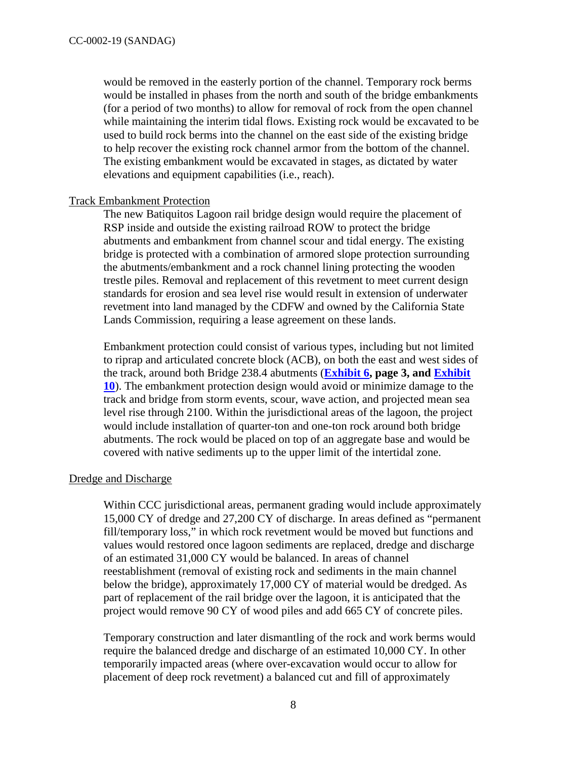would be removed in the easterly portion of the channel. Temporary rock berms would be installed in phases from the north and south of the bridge embankments (for a period of two months) to allow for removal of rock from the open channel while maintaining the interim tidal flows. Existing rock would be excavated to be used to build rock berms into the channel on the east side of the existing bridge to help recover the existing rock channel armor from the bottom of the channel. The existing embankment would be excavated in stages, as dictated by water elevations and equipment capabilities (i.e., reach).

Track Embankment Protection

The new Batiquitos Lagoon rail bridge design would require the placement of RSP inside and outside the existing railroad ROW to protect the bridge abutments and embankment from channel scour and tidal energy. The existing bridge is protected with a combination of armored slope protection surrounding the abutments/embankment and a rock channel lining protecting the wooden trestle piles. Removal and replacement of this revetment to meet current design standards for erosion and sea level rise would result in extension of underwater revetment into land managed by the CDFW and owned by the California State Lands Commission, requiring a lease agreement on these lands.

Embankment protection could consist of various types, including but not limited to riprap and articulated concrete block (ACB), on both the east and west sides of the track, around both Bridge 238.4 abutments (**Exhibit 6, page 3, and Exhibit 10**). The embankment protection design would avoid or minimize damage to the track and bridge from storm events, scour, wave action, and projected mean sea level rise through 2100. Within the jurisdictional areas of the lagoon, the project would include installation of quarter-ton and one-ton rock around both bridge abutments. The rock would be placed on top of an aggregate base and would be covered with native sediments up to the upper limit of the intertidal zone.

Dredge and Discharge

Within CCC jurisdictional areas, permanent grading would include approximately 15,000 CY of dredge and 27,200 CY of discharge. In areas defined as "permanent fill/temporary loss," in which rock revetment would be moved but functions and values would restored once lagoon sediments are replaced, dredge and discharge of an estimated 31,000 CY would be balanced. In areas of channel reestablishment (removal of existing rock and sediments in the main channel below the bridge), approximately 17,000 CY of material would be dredged. As part of replacement of the rail bridge over the lagoon, it is anticipated that the project would remove 90 CY of wood piles and add 665 CY of concrete piles.

Temporary construction and later dismantling of the rock and work berms would require the balanced dredge and discharge of an estimated 10,000 CY. In other temporarily impacted areas (where over-excavation would occur to allow for placement of deep rock revetment) a balanced cut and fill of approximately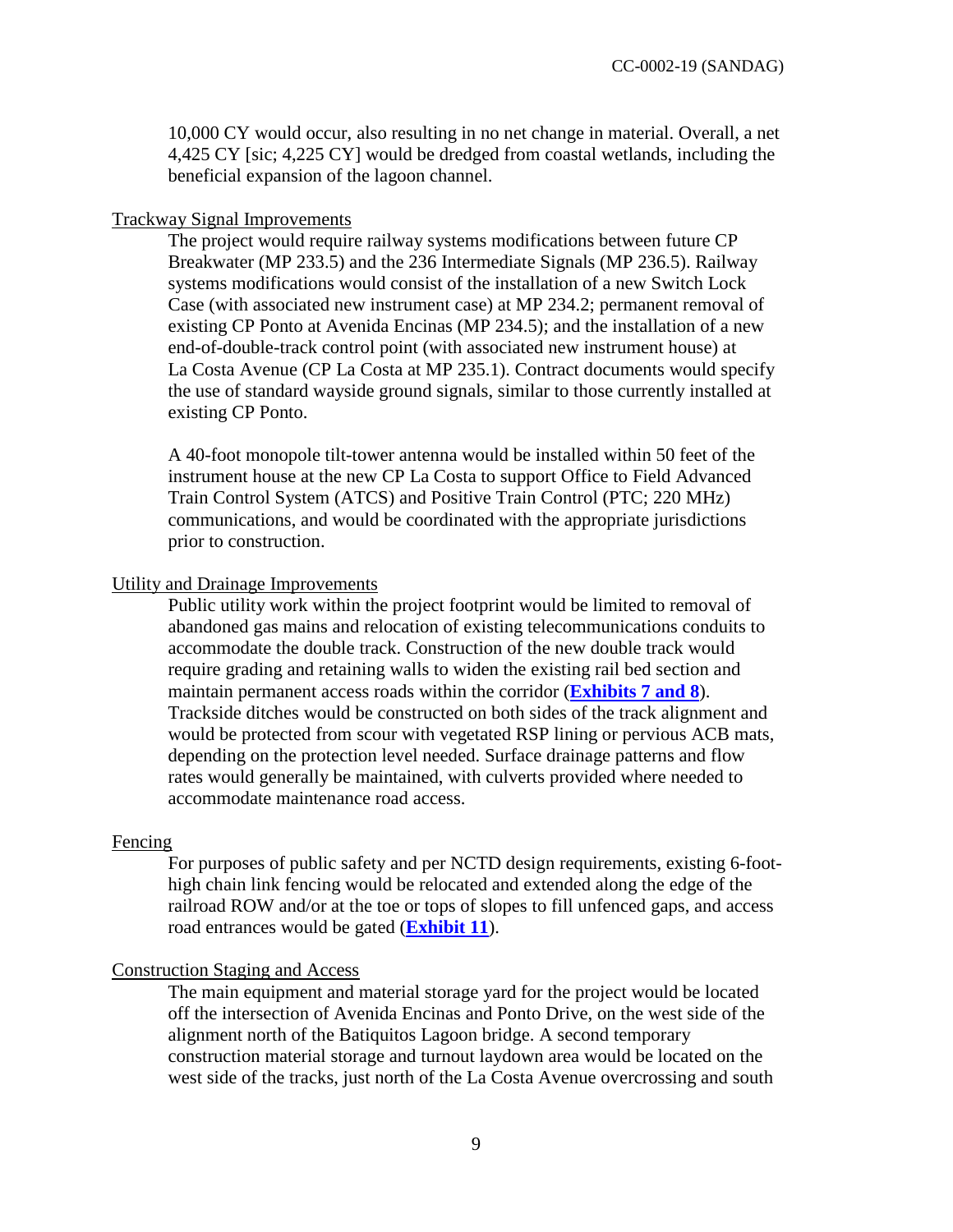10,000 CY would occur, also resulting in no net change in material. Overall, a net 4,425 CY [sic; 4,225 CY] would be dredged from coastal wetlands, including the beneficial expansion of the lagoon channel.

Trackway Signal Improvements

The project would require railway systems modifications between future CP Breakwater (MP 233.5) and the 236 Intermediate Signals (MP 236.5). Railway systems modifications would consist of the installation of a new Switch Lock Case (with associated new instrument case) at MP 234.2; permanent removal of existing CP Ponto at Avenida Encinas (MP 234.5); and the installation of a new end-of-double-track control point (with associated new instrument house) at La Costa Avenue (CP La Costa at MP 235.1). Contract documents would specify the use of standard wayside ground signals, similar to those currently installed at existing CP Ponto.

A 40-foot monopole tilt-tower antenna would be installed within 50 feet of the instrument house at the new CP La Costa to support Office to Field Advanced Train Control System (ATCS) and Positive Train Control (PTC; 220 MHz) communications, and would be coordinated with the appropriate jurisdictions prior to construction.

Utility and Drainage Improvements

Public utility work within the project footprint would be limited to removal of abandoned gas mains and relocation of existing telecommunications conduits to accommodate the double track. Construction of the new double track would require grading and retaining walls to widen the existing rail bed section and maintain permanent access roads within the corridor (**Exhibits 7 and 8**). Trackside ditches would be constructed on both sides of the track alignment and would be protected from scour with vegetated RSP lining or pervious ACB mats, depending on the protection level needed. Surface drainage patterns and flow rates would generally be maintained, with culverts provided where needed to accommodate maintenance road access.

Fencing

For purposes of public safety and per NCTD design requirements, existing 6-foot-high chain link fencing would be relocated and extended along the edge of the railroad ROW and/or at the toe or tops of slopes to fill unfenced gaps, and access road entrances would be gated (**Exhibit 11**).

Construction Staging and Access

The main equipment and material storage yard for the project would be located off the intersection of Avenida Encinas and Ponto Drive, on the west side of the alignment north of the Batiquitos Lagoon bridge. A second temporary construction material storage and turnout laydown area would be located on the west side of the tracks, just north of the La Costa Avenue overcrossing and south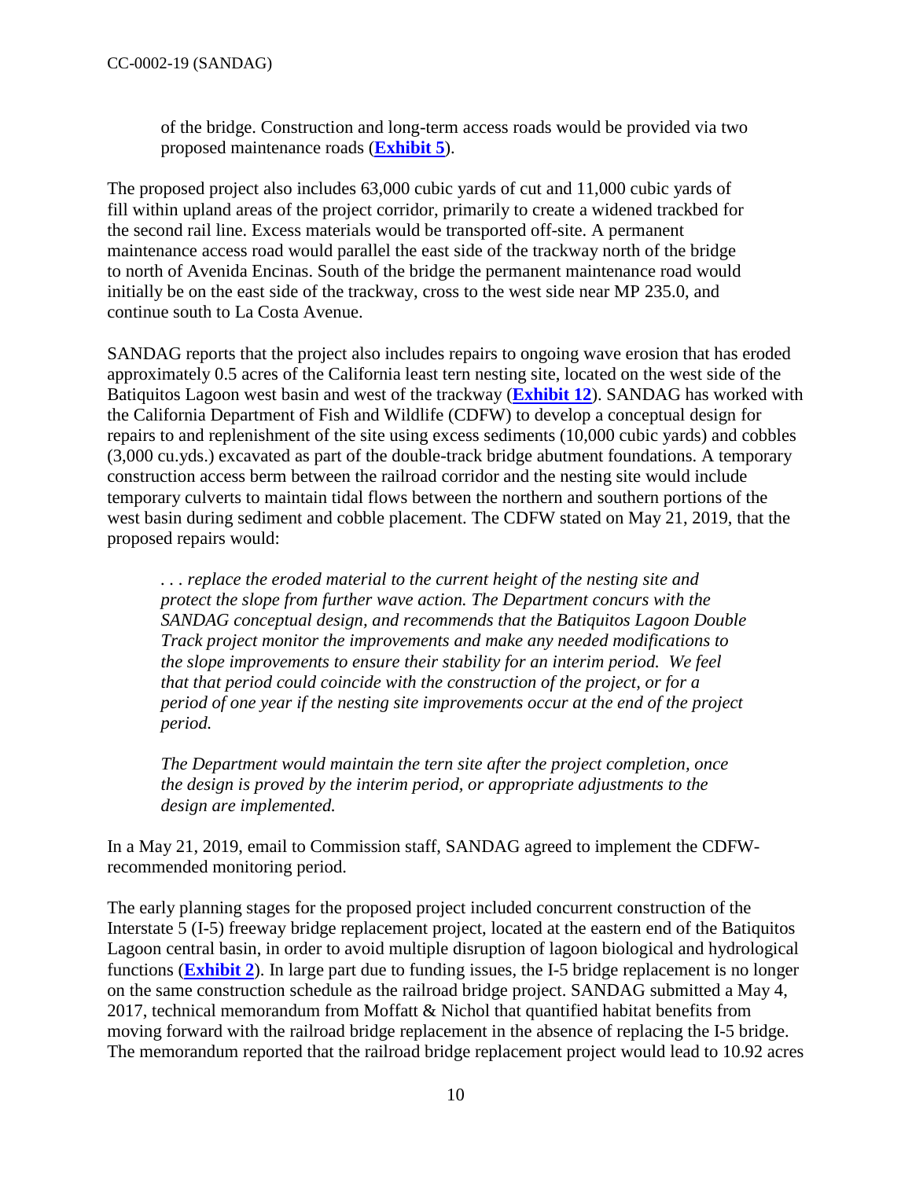of the bridge. Construction and long-term access roads would be provided via two proposed maintenance roads (**Exhibit 5**).

The proposed project also includes 63,000 cubic yards of cut and 11,000 cubic yards of fill within upland areas of the project corridor, primarily to create a widened trackbed for the second rail line. Excess materials would be transported off-site. A permanent maintenance access road would parallel the east side of the trackway north of the bridge to north of Avenida Encinas. South of the bridge the permanent maintenance road would initially be on the east side of the trackway, cross to the west side near MP 235.0, and continue south to La Costa Avenue.

SANDAG reports that the project also includes repairs to ongoing wave erosion that has eroded approximately 0.5 acres of the California least tern nesting site, located on the west side of the Batiquitos Lagoon west basin and west of the trackway (**Exhibit 12**). SANDAG has worked with the California Department of Fish and Wildlife (CDFW) to develop a conceptual design for repairs to and replenishment of the site using excess sediments (10,000 cubic yards) and cobbles (3,000 cu.yds.) excavated as part of the double-track bridge abutment foundations. A temporary construction access berm between the railroad corridor and the nesting site would include temporary culverts to maintain tidal flows between the northern and southern portions of the west basin during sediment and cobble placement. The CDFW stated on May 21, 2019, that the proposed repairs would:

> *. . . replace the eroded material to the current height of the nesting site and protect the slope from further wave action. The Department concurs with the SANDAG conceptual design, and recommends that the Batiquitos Lagoon Double Track project monitor the improvements and make any needed modifications to the slope improvements to ensure their stability for an interim period. We feel that that period could coincide with the construction of the project, or for a period of one year if the nesting site improvements occur at the end of the project period.*
>
> *The Department would maintain the tern site after the project completion, once the design is proved by the interim period, or appropriate adjustments to the design are implemented.*

In a May 21, 2019, email to Commission staff, SANDAG agreed to implement the CDFW-recommended monitoring period.

The early planning stages for the proposed project included concurrent construction of the Interstate 5 (I-5) freeway bridge replacement project, located at the eastern end of the Batiquitos Lagoon central basin, in order to avoid multiple disruption of lagoon biological and hydrological functions (**Exhibit 2**). In large part due to funding issues, the I-5 bridge replacement is no longer on the same construction schedule as the railroad bridge project. SANDAG submitted a May 4, 2017, technical memorandum from Moffatt & Nichol that quantified habitat benefits from moving forward with the railroad bridge replacement in the absence of replacing the I-5 bridge. The memorandum reported that the railroad bridge replacement project would lead to 10.92 acres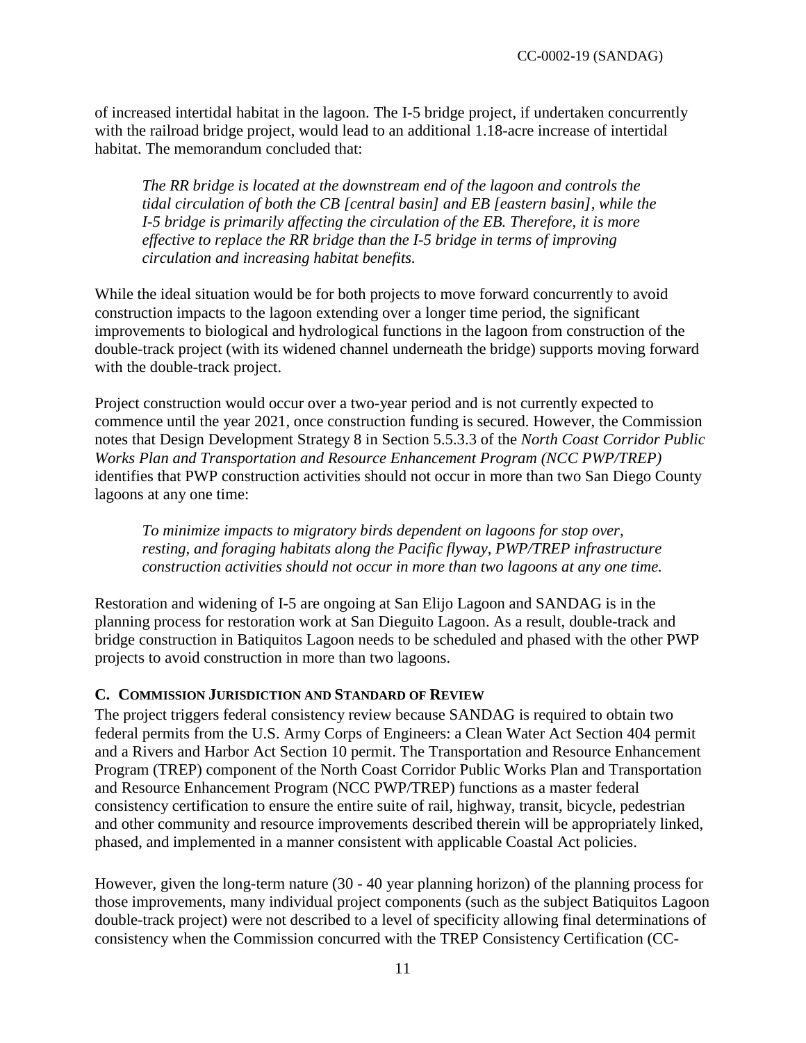of increased intertidal habitat in the lagoon. The I-5 bridge project, if undertaken concurrently with the railroad bridge project, would lead to an additional 1.18-acre increase of intertidal habitat. The memorandum concluded that:

> *The RR bridge is located at the downstream end of the lagoon and controls the tidal circulation of both the CB [central basin] and EB [eastern basin], while the I-5 bridge is primarily affecting the circulation of the EB. Therefore, it is more effective to replace the RR bridge than the I-5 bridge in terms of improving circulation and increasing habitat benefits.*

While the ideal situation would be for both projects to move forward concurrently to avoid construction impacts to the lagoon extending over a longer time period, the significant improvements to biological and hydrological functions in the lagoon from construction of the double-track project (with its widened channel underneath the bridge) supports moving forward with the double-track project.

Project construction would occur over a two-year period and is not currently expected to commence until the year 2021, once construction funding is secured. However, the Commission notes that Design Development Strategy 8 in Section 5.5.3.3 of the *North Coast Corridor Public Works Plan and Transportation and Resource Enhancement Program (NCC PWP/TREP)* identifies that PWP construction activities should not occur in more than two San Diego County lagoons at any one time:

> *To minimize impacts to migratory birds dependent on lagoons for stop over, resting, and foraging habitats along the Pacific flyway, PWP/TREP infrastructure construction activities should not occur in more than two lagoons at any one time.*

Restoration and widening of I-5 are ongoing at San Elijo Lagoon and SANDAG is in the planning process for restoration work at San Dieguito Lagoon. As a result, double-track and bridge construction in Batiquitos Lagoon needs to be scheduled and phased with the other PWP projects to avoid construction in more than two lagoons.

### C. Commission Jurisdiction and Standard of Review

The project triggers federal consistency review because SANDAG is required to obtain two federal permits from the U.S. Army Corps of Engineers: a Clean Water Act Section 404 permit and a Rivers and Harbor Act Section 10 permit. The Transportation and Resource Enhancement Program (TREP) component of the North Coast Corridor Public Works Plan and Transportation and Resource Enhancement Program (NCC PWP/TREP) functions as a master federal consistency certification to ensure the entire suite of rail, highway, transit, bicycle, pedestrian and other community and resource improvements described therein will be appropriately linked, phased, and implemented in a manner consistent with applicable Coastal Act policies.

However, given the long-term nature (30 - 40 year planning horizon) of the planning process for those improvements, many individual project components (such as the subject Batiquitos Lagoon double-track project) were not described to a level of specificity allowing final determinations of consistency when the Commission concurred with the TREP Consistency Certification (CC-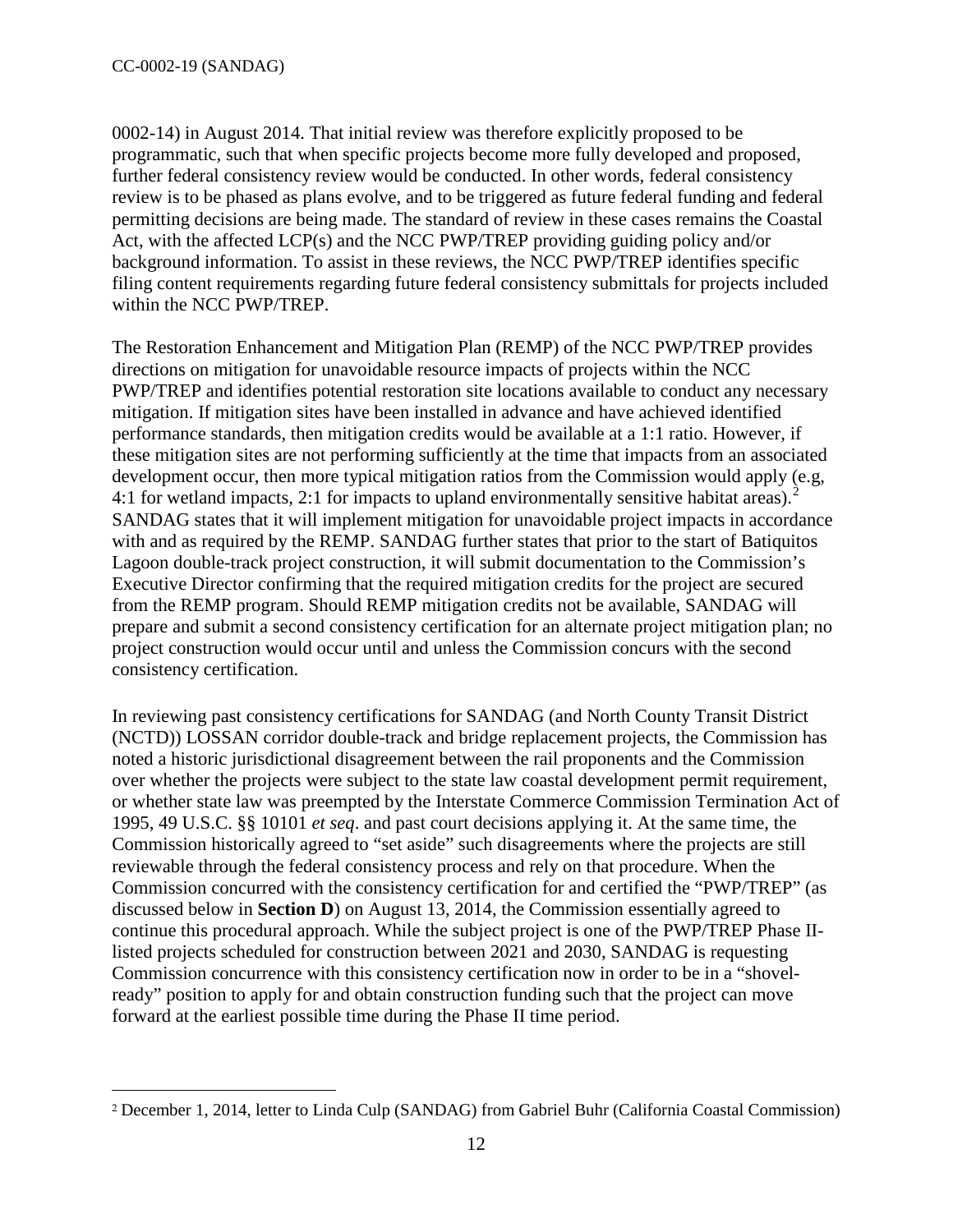0002-14) in August 2014. That initial review was therefore explicitly proposed to be programmatic, such that when specific projects become more fully developed and proposed, further federal consistency review would be conducted. In other words, federal consistency review is to be phased as plans evolve, and to be triggered as future federal funding and federal permitting decisions are being made. The standard of review in these cases remains the Coastal Act, with the affected LCP(s) and the NCC PWP/TREP providing guiding policy and/or background information. To assist in these reviews, the NCC PWP/TREP identifies specific filing content requirements regarding future federal consistency submittals for projects included within the NCC PWP/TREP.

The Restoration Enhancement and Mitigation Plan (REMP) of the NCC PWP/TREP provides directions on mitigation for unavoidable resource impacts of projects within the NCC PWP/TREP and identifies potential restoration site locations available to conduct any necessary mitigation. If mitigation sites have been installed in advance and have achieved identified performance standards, then mitigation credits would be available at a 1:1 ratio. However, if these mitigation sites are not performing sufficiently at the time that impacts from an associated development occur, then more typical mitigation ratios from the Commission would apply (e.g, 4:1 for wetland impacts, 2:1 for impacts to upland environmentally sensitive habitat areas).[2] SANDAG states that it will implement mitigation for unavoidable project impacts in accordance with and as required by the REMP. SANDAG further states that prior to the start of Batiquitos Lagoon double-track project construction, it will submit documentation to the Commission's Executive Director confirming that the required mitigation credits for the project are secured from the REMP program. Should REMP mitigation credits not be available, SANDAG will prepare and submit a second consistency certification for an alternate project mitigation plan; no project construction would occur until and unless the Commission concurs with the second consistency certification.

In reviewing past consistency certifications for SANDAG (and North County Transit District (NCTD)) LOSSAN corridor double-track and bridge replacement projects, the Commission has noted a historic jurisdictional disagreement between the rail proponents and the Commission over whether the projects were subject to the state law coastal development permit requirement, or whether state law was preempted by the Interstate Commerce Commission Termination Act of 1995, 49 U.S.C. §§ 10101 *et seq*. and past court decisions applying it. At the same time, the Commission historically agreed to "set aside" such disagreements where the projects are still reviewable through the federal consistency process and rely on that procedure. When the Commission concurred with the consistency certification for and certified the "PWP/TREP" (as discussed below in **Section D**) on August 13, 2014, the Commission essentially agreed to continue this procedural approach. While the subject project is one of the PWP/TREP Phase II-listed projects scheduled for construction between 2021 and 2030, SANDAG is requesting Commission concurrence with this consistency certification now in order to be in a "shovel-ready" position to apply for and obtain construction funding such that the project can move forward at the earliest possible time during the Phase II time period.

---

[2] December 1, 2014, letter to Linda Culp (SANDAG) from Gabriel Buhr (California Coastal Commission)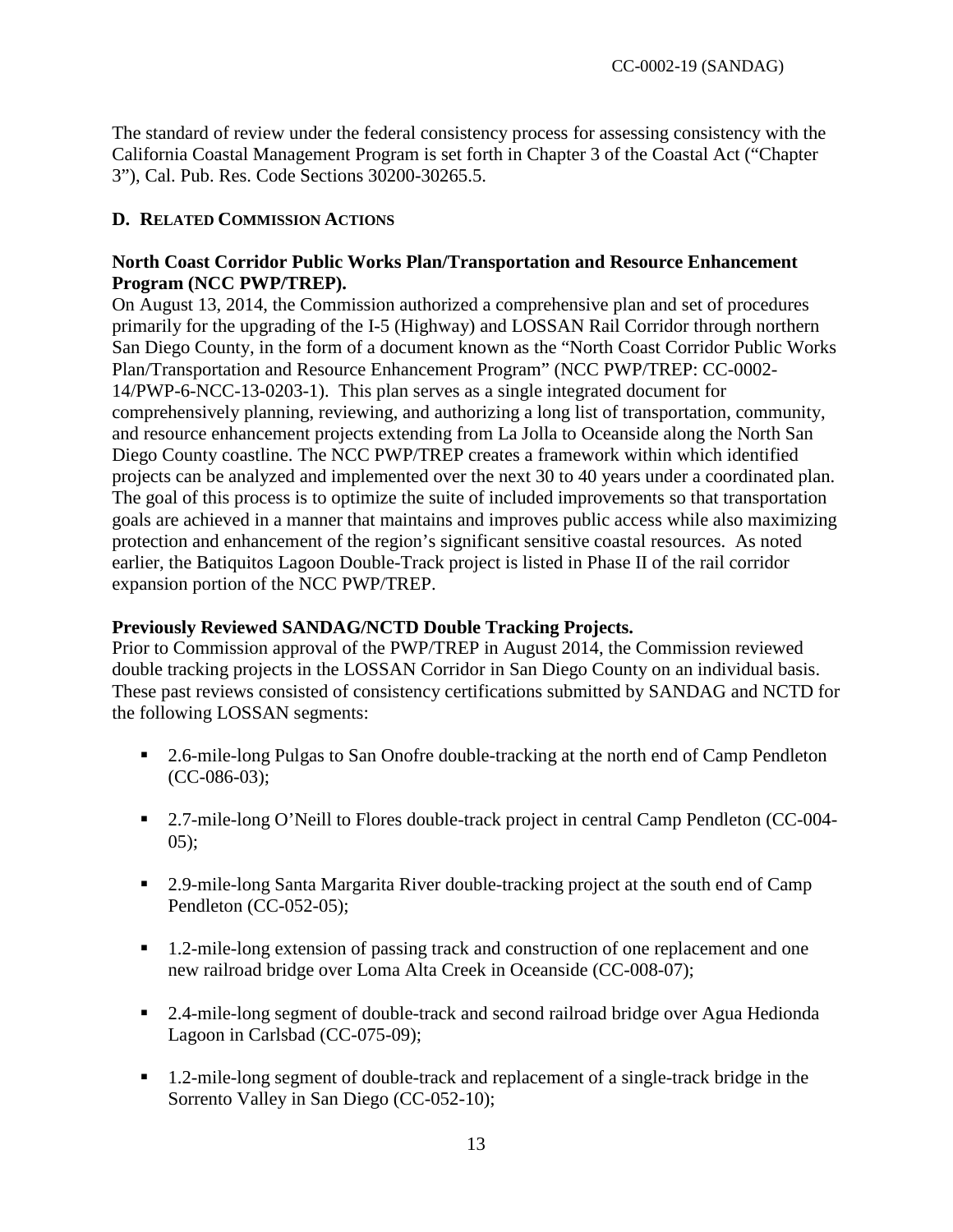The standard of review under the federal consistency process for assessing consistency with the California Coastal Management Program is set forth in Chapter 3 of the Coastal Act ("Chapter 3"), Cal. Pub. Res. Code Sections 30200-30265.5.

### D. Related Commission Actions

**North Coast Corridor Public Works Plan/Transportation and Resource Enhancement Program (NCC PWP/TREP).**

On August 13, 2014, the Commission authorized a comprehensive plan and set of procedures primarily for the upgrading of the I-5 (Highway) and LOSSAN Rail Corridor through northern San Diego County, in the form of a document known as the "North Coast Corridor Public Works Plan/Transportation and Resource Enhancement Program" (NCC PWP/TREP: CC-0002-14/PWP-6-NCC-13-0203-1). This plan serves as a single integrated document for comprehensively planning, reviewing, and authorizing a long list of transportation, community, and resource enhancement projects extending from La Jolla to Oceanside along the North San Diego County coastline. The NCC PWP/TREP creates a framework within which identified projects can be analyzed and implemented over the next 30 to 40 years under a coordinated plan. The goal of this process is to optimize the suite of included improvements so that transportation goals are achieved in a manner that maintains and improves public access while also maximizing protection and enhancement of the region's significant sensitive coastal resources. As noted earlier, the Batiquitos Lagoon Double-Track project is listed in Phase II of the rail corridor expansion portion of the NCC PWP/TREP.

**Previously Reviewed SANDAG/NCTD Double Tracking Projects.**

Prior to Commission approval of the PWP/TREP in August 2014, the Commission reviewed double tracking projects in the LOSSAN Corridor in San Diego County on an individual basis. These past reviews consisted of consistency certifications submitted by SANDAG and NCTD for the following LOSSAN segments:

- 2.6-mile-long Pulgas to San Onofre double-tracking at the north end of Camp Pendleton (CC-086-03);
- 2.7-mile-long O'Neill to Flores double-track project in central Camp Pendleton (CC-004-05);
- 2.9-mile-long Santa Margarita River double-tracking project at the south end of Camp Pendleton (CC-052-05);
- 1.2-mile-long extension of passing track and construction of one replacement and one new railroad bridge over Loma Alta Creek in Oceanside (CC-008-07);
- 2.4-mile-long segment of double-track and second railroad bridge over Agua Hedionda Lagoon in Carlsbad (CC-075-09);
- 1.2-mile-long segment of double-track and replacement of a single-track bridge in the Sorrento Valley in San Diego (CC-052-10);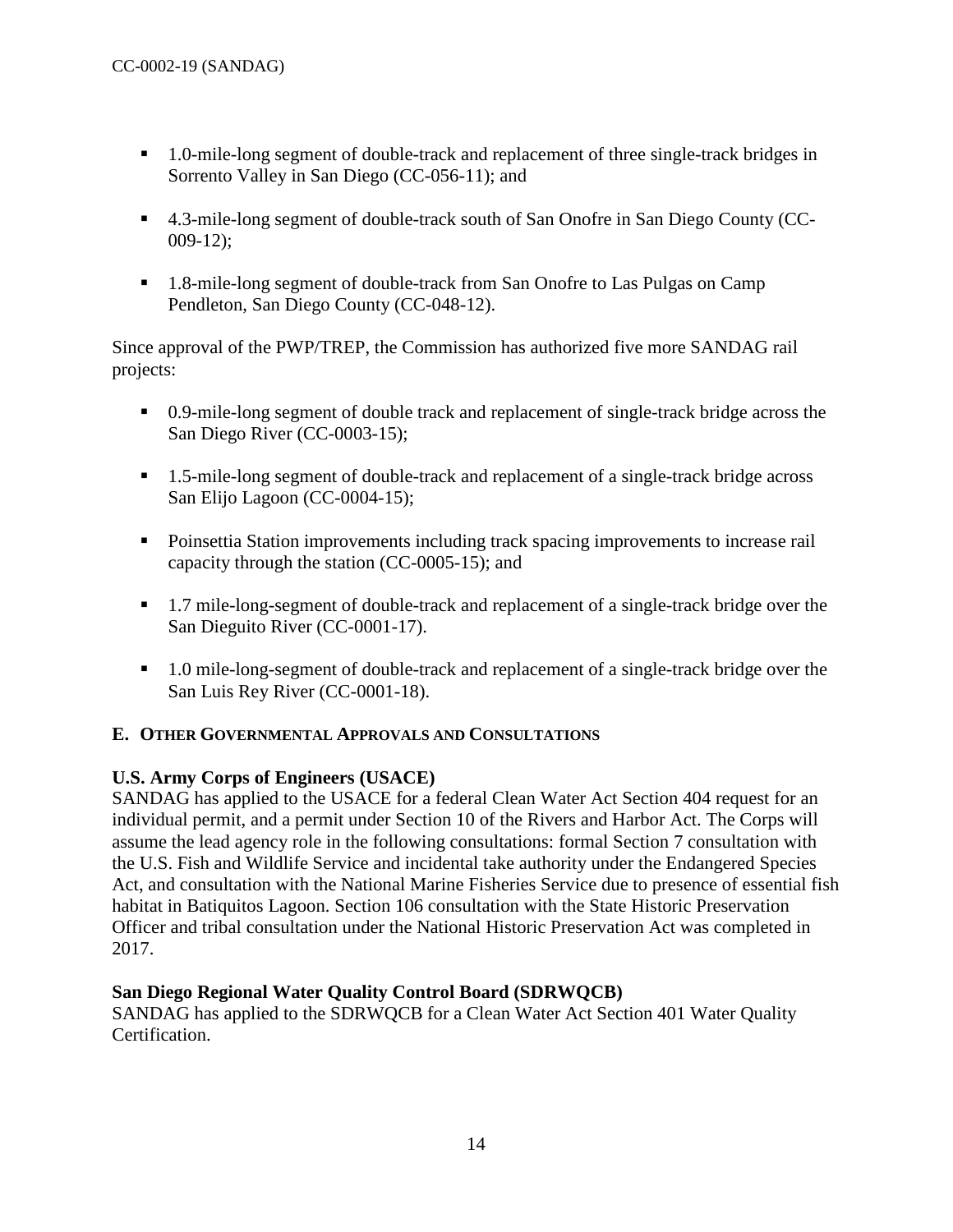- 1.0-mile-long segment of double-track and replacement of three single-track bridges in Sorrento Valley in San Diego (CC-056-11); and
- 4.3-mile-long segment of double-track south of San Onofre in San Diego County (CC-009-12);
- 1.8-mile-long segment of double-track from San Onofre to Las Pulgas on Camp Pendleton, San Diego County (CC-048-12).

Since approval of the PWP/TREP, the Commission has authorized five more SANDAG rail projects:

- 0.9-mile-long segment of double track and replacement of single-track bridge across the San Diego River (CC-0003-15);
- 1.5-mile-long segment of double-track and replacement of a single-track bridge across San Elijo Lagoon (CC-0004-15);
- Poinsettia Station improvements including track spacing improvements to increase rail capacity through the station (CC-0005-15); and
- 1.7 mile-long-segment of double-track and replacement of a single-track bridge over the San Dieguito River (CC-0001-17).
- 1.0 mile-long-segment of double-track and replacement of a single-track bridge over the San Luis Rey River (CC-0001-18).

## E. Other Governmental Approvals and Consultations

**U.S. Army Corps of Engineers (USACE)**

SANDAG has applied to the USACE for a federal Clean Water Act Section 404 request for an individual permit, and a permit under Section 10 of the Rivers and Harbor Act. The Corps will assume the lead agency role in the following consultations: formal Section 7 consultation with the U.S. Fish and Wildlife Service and incidental take authority under the Endangered Species Act, and consultation with the National Marine Fisheries Service due to presence of essential fish habitat in Batiquitos Lagoon. Section 106 consultation with the State Historic Preservation Officer and tribal consultation under the National Historic Preservation Act was completed in 2017.

**San Diego Regional Water Quality Control Board (SDRWQCB)**

SANDAG has applied to the SDRWQCB for a Clean Water Act Section 401 Water Quality Certification.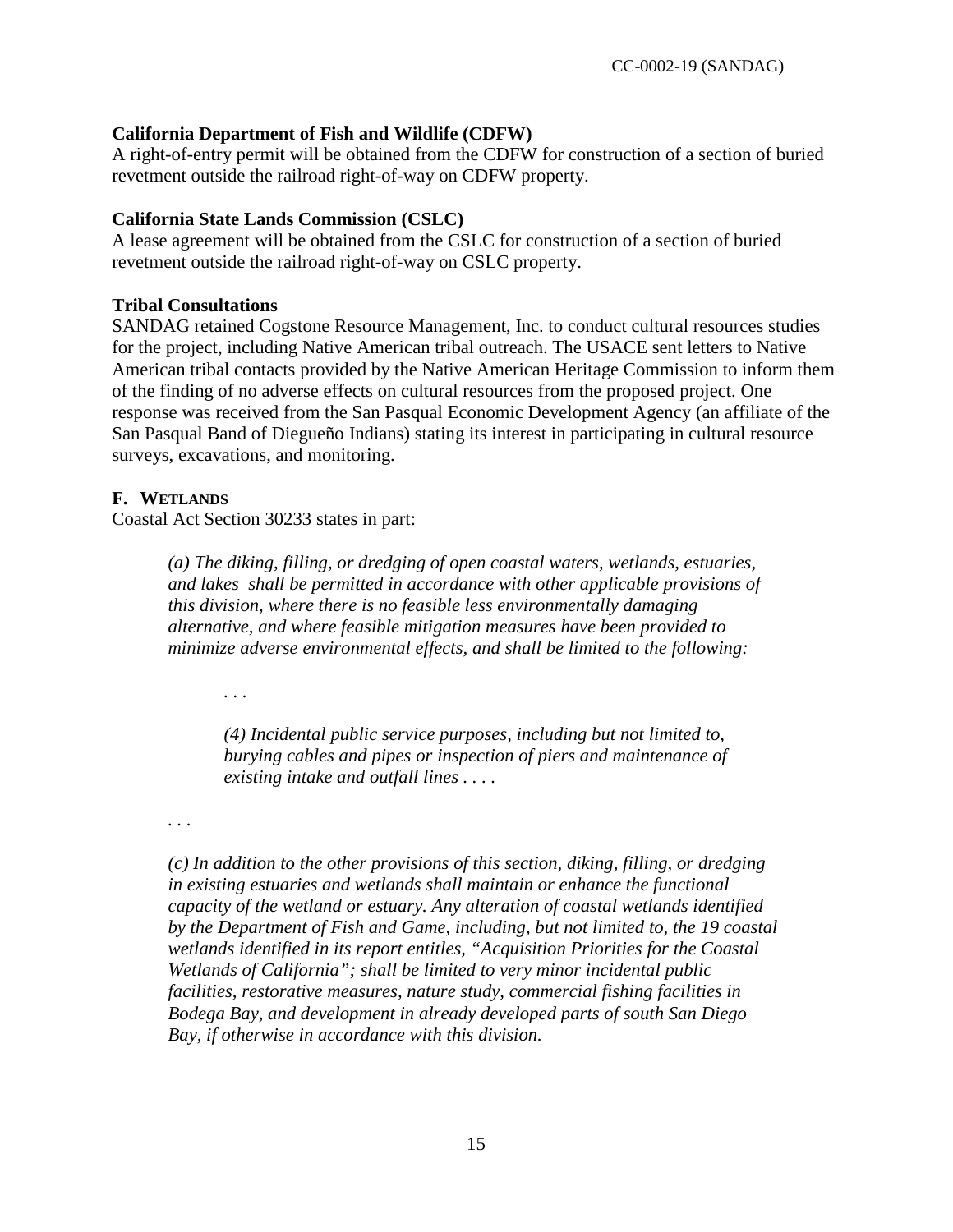**California Department of Fish and Wildlife (CDFW)**
A right-of-entry permit will be obtained from the CDFW for construction of a section of buried revetment outside the railroad right-of-way on CDFW property.

**California State Lands Commission (CSLC)**
A lease agreement will be obtained from the CSLC for construction of a section of buried revetment outside the railroad right-of-way on CSLC property.

**Tribal Consultations**
SANDAG retained Cogstone Resource Management, Inc. to conduct cultural resources studies for the project, including Native American tribal outreach. The USACE sent letters to Native American tribal contacts provided by the Native American Heritage Commission to inform them of the finding of no adverse effects on cultural resources from the proposed project. One response was received from the San Pasqual Economic Development Agency (an affiliate of the San Pasqual Band of Diegueño Indians) stating its interest in participating in cultural resource surveys, excavations, and monitoring.

### F. Wetlands

Coastal Act Section 30233 states in part:

> *(a) The diking, filling, or dredging of open coastal waters, wetlands, estuaries, and lakes shall be permitted in accordance with other applicable provisions of this division, where there is no feasible less environmentally damaging alternative, and where feasible mitigation measures have been provided to minimize adverse environmental effects, and shall be limited to the following:*
>
> > . . .
> >
> > *(4) Incidental public service purposes, including but not limited to, burying cables and pipes or inspection of piers and maintenance of existing intake and outfall lines . . . .*
>
> . . .
>
> *(c) In addition to the other provisions of this section, diking, filling, or dredging in existing estuaries and wetlands shall maintain or enhance the functional capacity of the wetland or estuary. Any alteration of coastal wetlands identified by the Department of Fish and Game, including, but not limited to, the 19 coastal wetlands identified in its report entitles, "Acquisition Priorities for the Coastal Wetlands of California"; shall be limited to very minor incidental public facilities, restorative measures, nature study, commercial fishing facilities in Bodega Bay, and development in already developed parts of south San Diego Bay, if otherwise in accordance with this division.*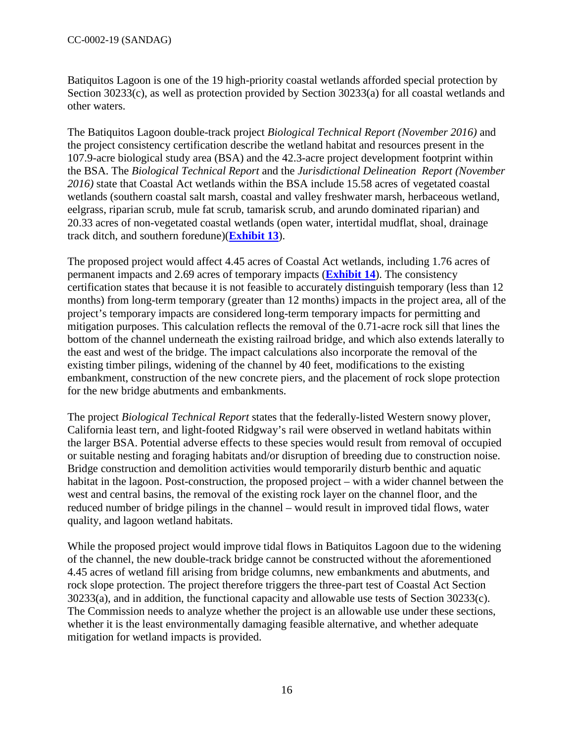Batiquitos Lagoon is one of the 19 high-priority coastal wetlands afforded special protection by Section 30233(c), as well as protection provided by Section 30233(a) for all coastal wetlands and other waters.

The Batiquitos Lagoon double-track project *Biological Technical Report (November 2016)* and the project consistency certification describe the wetland habitat and resources present in the 107.9-acre biological study area (BSA) and the 42.3-acre project development footprint within the BSA. The *Biological Technical Report* and the *Jurisdictional Delineation Report (November 2016)* state that Coastal Act wetlands within the BSA include 15.58 acres of vegetated coastal wetlands (southern coastal salt marsh, coastal and valley freshwater marsh, herbaceous wetland, eelgrass, riparian scrub, mule fat scrub, tamarisk scrub, and arundo dominated riparian) and 20.33 acres of non-vegetated coastal wetlands (open water, intertidal mudflat, shoal, drainage track ditch, and southern foredune)(**Exhibit 13**).

The proposed project would affect 4.45 acres of Coastal Act wetlands, including 1.76 acres of permanent impacts and 2.69 acres of temporary impacts (**Exhibit 14**). The consistency certification states that because it is not feasible to accurately distinguish temporary (less than 12 months) from long-term temporary (greater than 12 months) impacts in the project area, all of the project's temporary impacts are considered long-term temporary impacts for permitting and mitigation purposes. This calculation reflects the removal of the 0.71-acre rock sill that lines the bottom of the channel underneath the existing railroad bridge, and which also extends laterally to the east and west of the bridge. The impact calculations also incorporate the removal of the existing timber pilings, widening of the channel by 40 feet, modifications to the existing embankment, construction of the new concrete piers, and the placement of rock slope protection for the new bridge abutments and embankments.

The project *Biological Technical Report* states that the federally-listed Western snowy plover, California least tern, and light-footed Ridgway's rail were observed in wetland habitats within the larger BSA. Potential adverse effects to these species would result from removal of occupied or suitable nesting and foraging habitats and/or disruption of breeding due to construction noise. Bridge construction and demolition activities would temporarily disturb benthic and aquatic habitat in the lagoon. Post-construction, the proposed project – with a wider channel between the west and central basins, the removal of the existing rock layer on the channel floor, and the reduced number of bridge pilings in the channel – would result in improved tidal flows, water quality, and lagoon wetland habitats.

While the proposed project would improve tidal flows in Batiquitos Lagoon due to the widening of the channel, the new double-track bridge cannot be constructed without the aforementioned 4.45 acres of wetland fill arising from bridge columns, new embankments and abutments, and rock slope protection. The project therefore triggers the three-part test of Coastal Act Section 30233(a), and in addition, the functional capacity and allowable use tests of Section 30233(c). The Commission needs to analyze whether the project is an allowable use under these sections, whether it is the least environmentally damaging feasible alternative, and whether adequate mitigation for wetland impacts is provided.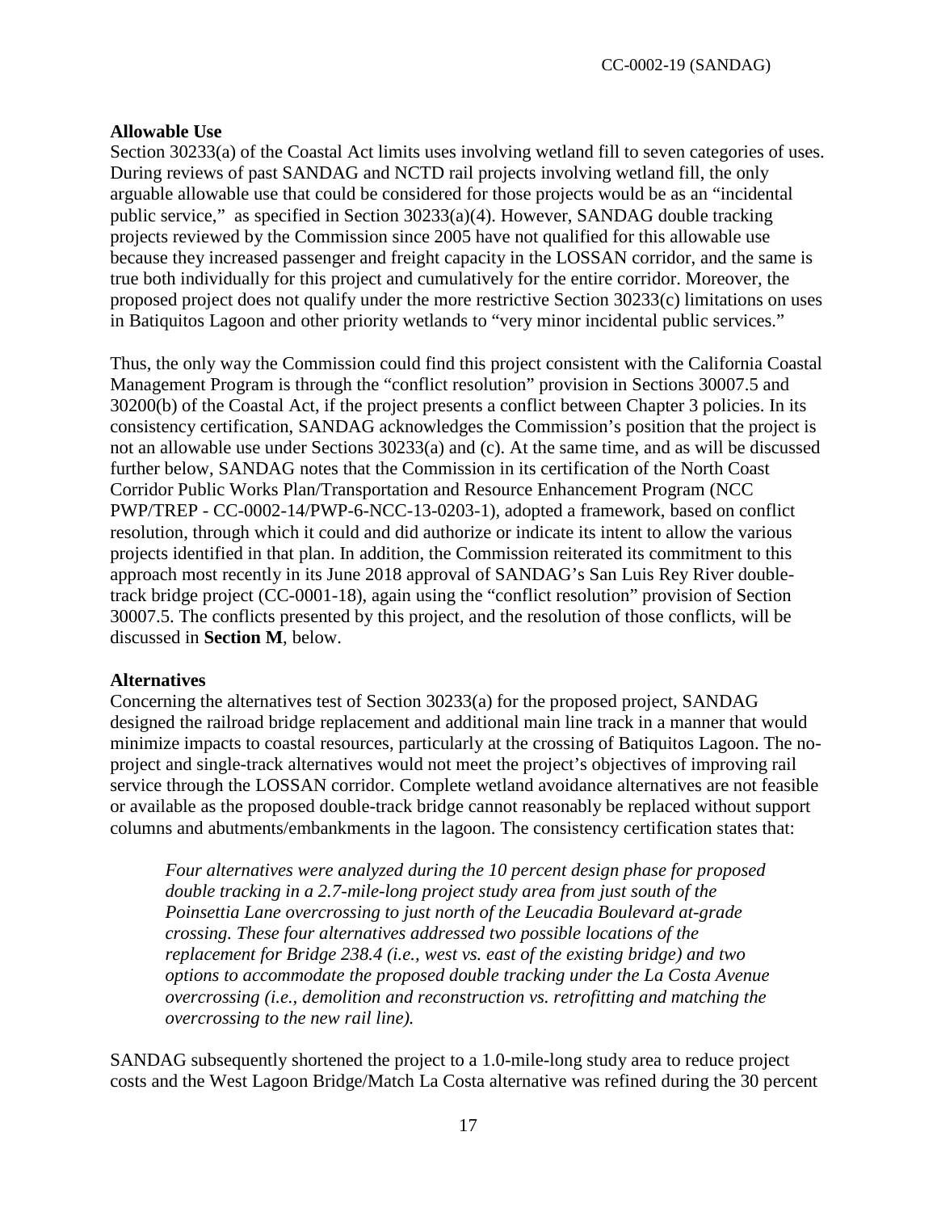**Allowable Use**

Section 30233(a) of the Coastal Act limits uses involving wetland fill to seven categories of uses. During reviews of past SANDAG and NCTD rail projects involving wetland fill, the only arguable allowable use that could be considered for those projects would be as an "incidental public service," as specified in Section 30233(a)(4). However, SANDAG double tracking projects reviewed by the Commission since 2005 have not qualified for this allowable use because they increased passenger and freight capacity in the LOSSAN corridor, and the same is true both individually for this project and cumulatively for the entire corridor. Moreover, the proposed project does not qualify under the more restrictive Section 30233(c) limitations on uses in Batiquitos Lagoon and other priority wetlands to "very minor incidental public services."

Thus, the only way the Commission could find this project consistent with the California Coastal Management Program is through the "conflict resolution" provision in Sections 30007.5 and 30200(b) of the Coastal Act, if the project presents a conflict between Chapter 3 policies. In its consistency certification, SANDAG acknowledges the Commission's position that the project is not an allowable use under Sections 30233(a) and (c). At the same time, and as will be discussed further below, SANDAG notes that the Commission in its certification of the North Coast Corridor Public Works Plan/Transportation and Resource Enhancement Program (NCC PWP/TREP - CC-0002-14/PWP-6-NCC-13-0203-1), adopted a framework, based on conflict resolution, through which it could and did authorize or indicate its intent to allow the various projects identified in that plan. In addition, the Commission reiterated its commitment to this approach most recently in its June 2018 approval of SANDAG's San Luis Rey River double-track bridge project (CC-0001-18), again using the "conflict resolution" provision of Section 30007.5. The conflicts presented by this project, and the resolution of those conflicts, will be discussed in **Section M**, below.

**Alternatives**

Concerning the alternatives test of Section 30233(a) for the proposed project, SANDAG designed the railroad bridge replacement and additional main line track in a manner that would minimize impacts to coastal resources, particularly at the crossing of Batiquitos Lagoon. The no-project and single-track alternatives would not meet the project's objectives of improving rail service through the LOSSAN corridor. Complete wetland avoidance alternatives are not feasible or available as the proposed double-track bridge cannot reasonably be replaced without support columns and abutments/embankments in the lagoon. The consistency certification states that:

> *Four alternatives were analyzed during the 10 percent design phase for proposed double tracking in a 2.7-mile-long project study area from just south of the Poinsettia Lane overcrossing to just north of the Leucadia Boulevard at-grade crossing. These four alternatives addressed two possible locations of the replacement for Bridge 238.4 (i.e., west vs. east of the existing bridge) and two options to accommodate the proposed double tracking under the La Costa Avenue overcrossing (i.e., demolition and reconstruction vs. retrofitting and matching the overcrossing to the new rail line).*

SANDAG subsequently shortened the project to a 1.0-mile-long study area to reduce project costs and the West Lagoon Bridge/Match La Costa alternative was refined during the 30 percent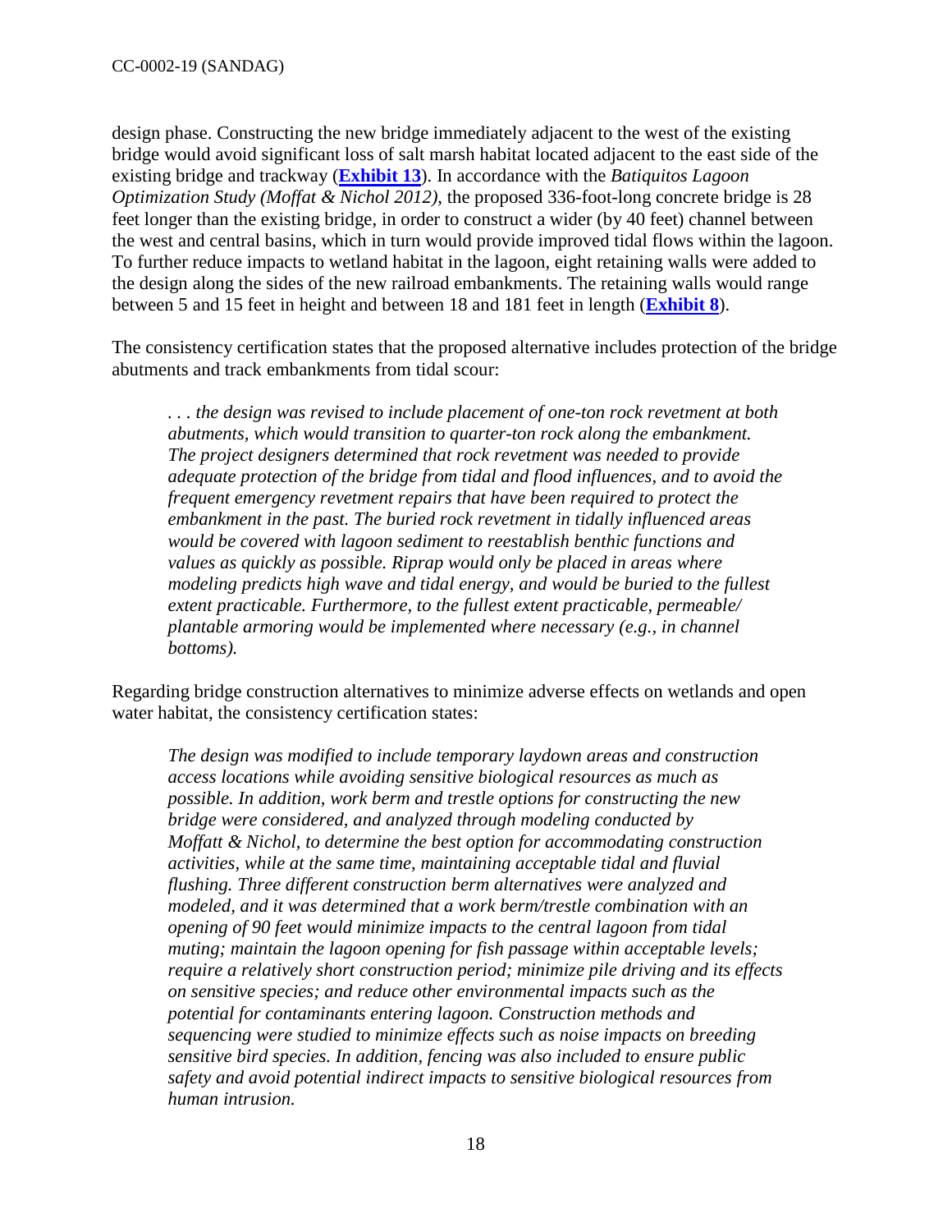design phase. Constructing the new bridge immediately adjacent to the west of the existing bridge would avoid significant loss of salt marsh habitat located adjacent to the east side of the existing bridge and trackway (**Exhibit 13**). In accordance with the *Batiquitos Lagoon Optimization Study (Moffat & Nichol 2012)*, the proposed 336-foot-long concrete bridge is 28 feet longer than the existing bridge, in order to construct a wider (by 40 feet) channel between the west and central basins, which in turn would provide improved tidal flows within the lagoon. To further reduce impacts to wetland habitat in the lagoon, eight retaining walls were added to the design along the sides of the new railroad embankments. The retaining walls would range between 5 and 15 feet in height and between 18 and 181 feet in length (**Exhibit 8**).

The consistency certification states that the proposed alternative includes protection of the bridge abutments and track embankments from tidal scour:

> *. . . the design was revised to include placement of one-ton rock revetment at both abutments, which would transition to quarter-ton rock along the embankment. The project designers determined that rock revetment was needed to provide adequate protection of the bridge from tidal and flood influences, and to avoid the frequent emergency revetment repairs that have been required to protect the embankment in the past. The buried rock revetment in tidally influenced areas would be covered with lagoon sediment to reestablish benthic functions and values as quickly as possible. Riprap would only be placed in areas where modeling predicts high wave and tidal energy, and would be buried to the fullest extent practicable. Furthermore, to the fullest extent practicable, permeable/ plantable armoring would be implemented where necessary (e.g., in channel bottoms).*

Regarding bridge construction alternatives to minimize adverse effects on wetlands and open water habitat, the consistency certification states:

> *The design was modified to include temporary laydown areas and construction access locations while avoiding sensitive biological resources as much as possible. In addition, work berm and trestle options for constructing the new bridge were considered, and analyzed through modeling conducted by Moffatt & Nichol, to determine the best option for accommodating construction activities, while at the same time, maintaining acceptable tidal and fluvial flushing. Three different construction berm alternatives were analyzed and modeled, and it was determined that a work berm/trestle combination with an opening of 90 feet would minimize impacts to the central lagoon from tidal muting; maintain the lagoon opening for fish passage within acceptable levels; require a relatively short construction period; minimize pile driving and its effects on sensitive species; and reduce other environmental impacts such as the potential for contaminants entering lagoon. Construction methods and sequencing were studied to minimize effects such as noise impacts on breeding sensitive bird species. In addition, fencing was also included to ensure public safety and avoid potential indirect impacts to sensitive biological resources from human intrusion.*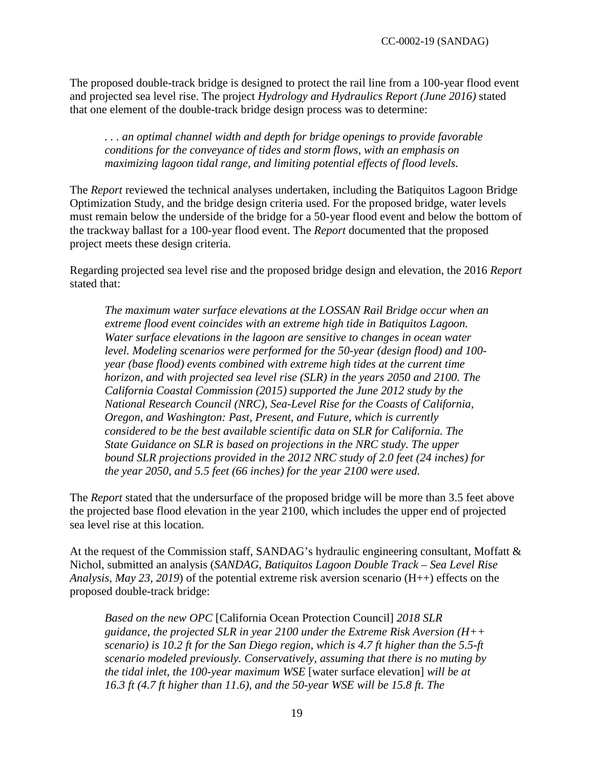The proposed double-track bridge is designed to protect the rail line from a 100-year flood event and projected sea level rise. The project *Hydrology and Hydraulics Report (June 2016)* stated that one element of the double-track bridge design process was to determine:

> *. . . an optimal channel width and depth for bridge openings to provide favorable conditions for the conveyance of tides and storm flows, with an emphasis on maximizing lagoon tidal range, and limiting potential effects of flood levels.*

The *Report* reviewed the technical analyses undertaken, including the Batiquitos Lagoon Bridge Optimization Study, and the bridge design criteria used. For the proposed bridge, water levels must remain below the underside of the bridge for a 50-year flood event and below the bottom of the trackway ballast for a 100-year flood event. The *Report* documented that the proposed project meets these design criteria.

Regarding projected sea level rise and the proposed bridge design and elevation, the 2016 *Report* stated that:

> *The maximum water surface elevations at the LOSSAN Rail Bridge occur when an extreme flood event coincides with an extreme high tide in Batiquitos Lagoon. Water surface elevations in the lagoon are sensitive to changes in ocean water level. Modeling scenarios were performed for the 50-year (design flood) and 100-year (base flood) events combined with extreme high tides at the current time horizon, and with projected sea level rise (SLR) in the years 2050 and 2100. The California Coastal Commission (2015) supported the June 2012 study by the National Research Council (NRC), Sea-Level Rise for the Coasts of California, Oregon, and Washington: Past, Present, and Future, which is currently considered to be the best available scientific data on SLR for California. The State Guidance on SLR is based on projections in the NRC study. The upper bound SLR projections provided in the 2012 NRC study of 2.0 feet (24 inches) for the year 2050, and 5.5 feet (66 inches) for the year 2100 were used.*

The *Report* stated that the undersurface of the proposed bridge will be more than 3.5 feet above the projected base flood elevation in the year 2100, which includes the upper end of projected sea level rise at this location.

At the request of the Commission staff, SANDAG's hydraulic engineering consultant, Moffatt & Nichol, submitted an analysis (*SANDAG, Batiquitos Lagoon Double Track – Sea Level Rise Analysis, May 23, 2019*) of the potential extreme risk aversion scenario (H++) effects on the proposed double-track bridge:

> *Based on the new OPC* [California Ocean Protection Council] *2018 SLR guidance, the projected SLR in year 2100 under the Extreme Risk Aversion (H++ scenario) is 10.2 ft for the San Diego region, which is 4.7 ft higher than the 5.5-ft scenario modeled previously. Conservatively, assuming that there is no muting by the tidal inlet, the 100-year maximum WSE* [water surface elevation] *will be at 16.3 ft (4.7 ft higher than 11.6), and the 50-year WSE will be 15.8 ft. The*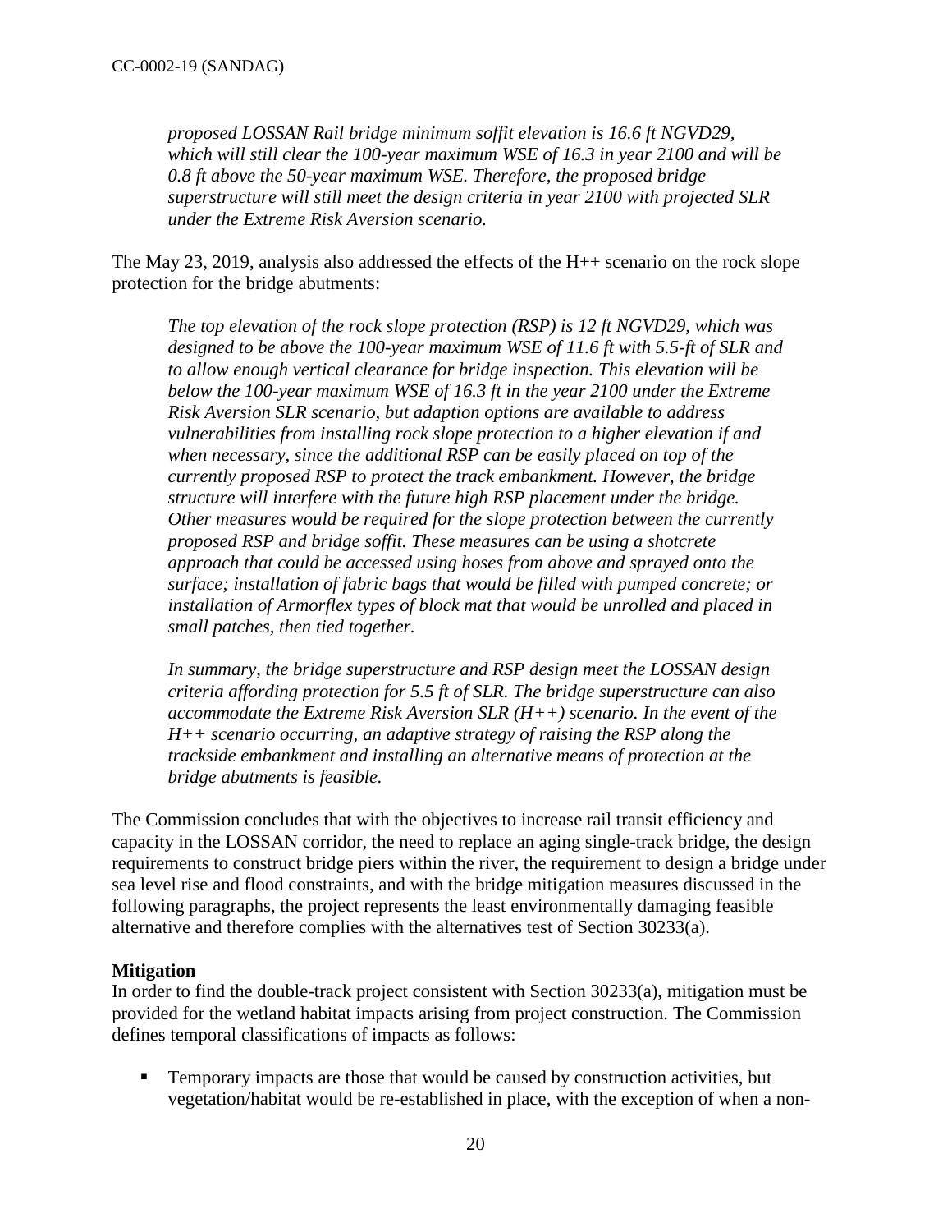*proposed LOSSAN Rail bridge minimum soffit elevation is 16.6 ft NGVD29, which will still clear the 100-year maximum WSE of 16.3 in year 2100 and will be 0.8 ft above the 50-year maximum WSE. Therefore, the proposed bridge superstructure will still meet the design criteria in year 2100 with projected SLR under the Extreme Risk Aversion scenario.*

The May 23, 2019, analysis also addressed the effects of the H++ scenario on the rock slope protection for the bridge abutments:

> *The top elevation of the rock slope protection (RSP) is 12 ft NGVD29, which was designed to be above the 100-year maximum WSE of 11.6 ft with 5.5-ft of SLR and to allow enough vertical clearance for bridge inspection. This elevation will be below the 100-year maximum WSE of 16.3 ft in the year 2100 under the Extreme Risk Aversion SLR scenario, but adaption options are available to address vulnerabilities from installing rock slope protection to a higher elevation if and when necessary, since the additional RSP can be easily placed on top of the currently proposed RSP to protect the track embankment. However, the bridge structure will interfere with the future high RSP placement under the bridge. Other measures would be required for the slope protection between the currently proposed RSP and bridge soffit. These measures can be using a shotcrete approach that could be accessed using hoses from above and sprayed onto the surface; installation of fabric bags that would be filled with pumped concrete; or installation of Armorflex types of block mat that would be unrolled and placed in small patches, then tied together.*
>
> *In summary, the bridge superstructure and RSP design meet the LOSSAN design criteria affording protection for 5.5 ft of SLR. The bridge superstructure can also accommodate the Extreme Risk Aversion SLR (H++) scenario. In the event of the H++ scenario occurring, an adaptive strategy of raising the RSP along the trackside embankment and installing an alternative means of protection at the bridge abutments is feasible.*

The Commission concludes that with the objectives to increase rail transit efficiency and capacity in the LOSSAN corridor, the need to replace an aging single-track bridge, the design requirements to construct bridge piers within the river, the requirement to design a bridge under sea level rise and flood constraints, and with the bridge mitigation measures discussed in the following paragraphs, the project represents the least environmentally damaging feasible alternative and therefore complies with the alternatives test of Section 30233(a).

**Mitigation**

In order to find the double-track project consistent with Section 30233(a), mitigation must be provided for the wetland habitat impacts arising from project construction. The Commission defines temporal classifications of impacts as follows:

- Temporary impacts are those that would be caused by construction activities, but vegetation/habitat would be re-established in place, with the exception of when a non-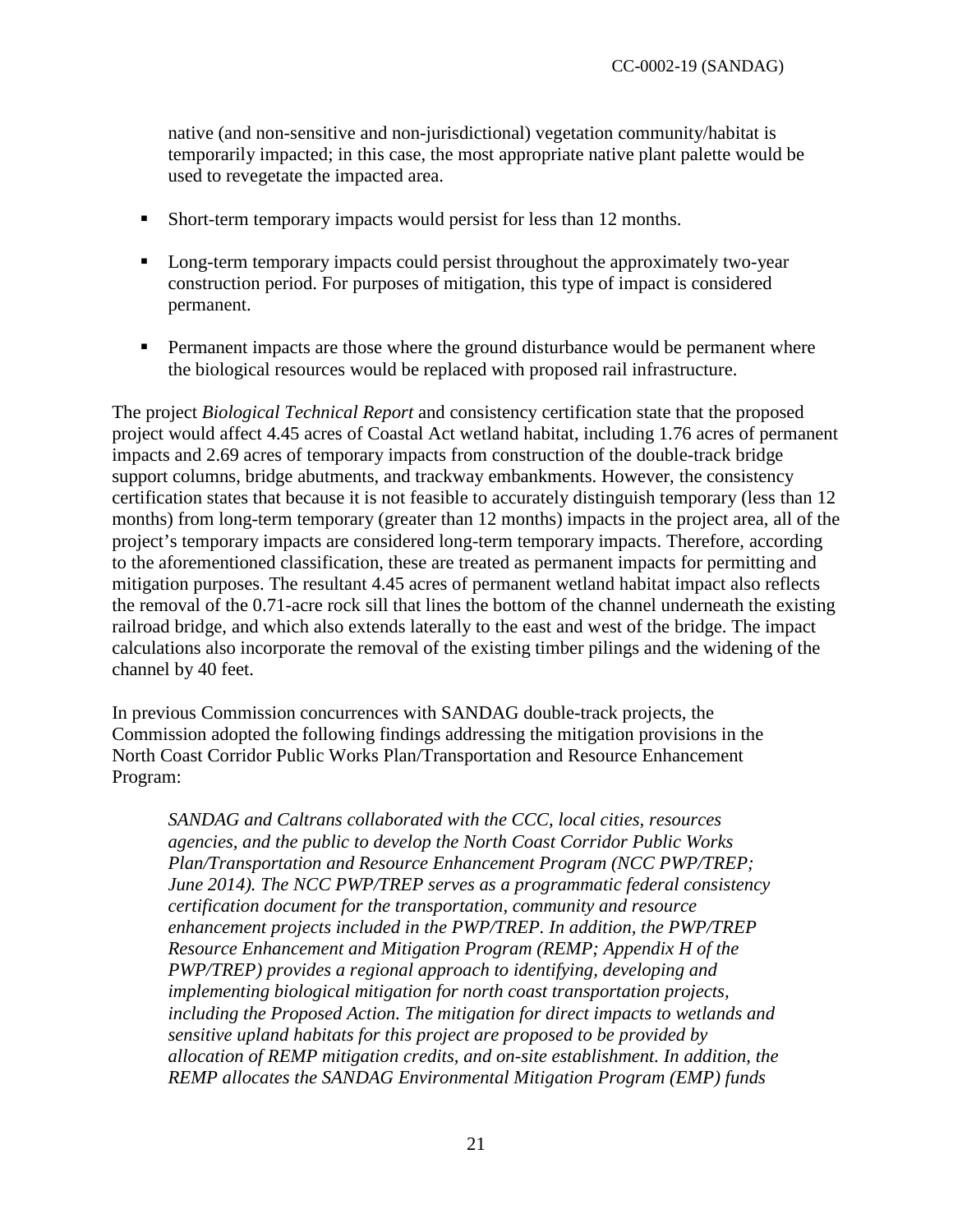native (and non-sensitive and non-jurisdictional) vegetation community/habitat is temporarily impacted; in this case, the most appropriate native plant palette would be used to revegetate the impacted area.

- Short-term temporary impacts would persist for less than 12 months.
- Long-term temporary impacts could persist throughout the approximately two-year construction period. For purposes of mitigation, this type of impact is considered permanent.
- Permanent impacts are those where the ground disturbance would be permanent where the biological resources would be replaced with proposed rail infrastructure.

The project *Biological Technical Report* and consistency certification state that the proposed project would affect 4.45 acres of Coastal Act wetland habitat, including 1.76 acres of permanent impacts and 2.69 acres of temporary impacts from construction of the double-track bridge support columns, bridge abutments, and trackway embankments. However, the consistency certification states that because it is not feasible to accurately distinguish temporary (less than 12 months) from long-term temporary (greater than 12 months) impacts in the project area, all of the project's temporary impacts are considered long-term temporary impacts. Therefore, according to the aforementioned classification, these are treated as permanent impacts for permitting and mitigation purposes. The resultant 4.45 acres of permanent wetland habitat impact also reflects the removal of the 0.71-acre rock sill that lines the bottom of the channel underneath the existing railroad bridge, and which also extends laterally to the east and west of the bridge. The impact calculations also incorporate the removal of the existing timber pilings and the widening of the channel by 40 feet.

In previous Commission concurrences with SANDAG double-track projects, the Commission adopted the following findings addressing the mitigation provisions in the North Coast Corridor Public Works Plan/Transportation and Resource Enhancement Program:

> *SANDAG and Caltrans collaborated with the CCC, local cities, resources agencies, and the public to develop the North Coast Corridor Public Works Plan/Transportation and Resource Enhancement Program (NCC PWP/TREP; June 2014). The NCC PWP/TREP serves as a programmatic federal consistency certification document for the transportation, community and resource enhancement projects included in the PWP/TREP. In addition, the PWP/TREP Resource Enhancement and Mitigation Program (REMP; Appendix H of the PWP/TREP) provides a regional approach to identifying, developing and implementing biological mitigation for north coast transportation projects, including the Proposed Action. The mitigation for direct impacts to wetlands and sensitive upland habitats for this project are proposed to be provided by allocation of REMP mitigation credits, and on-site establishment. In addition, the REMP allocates the SANDAG Environmental Mitigation Program (EMP) funds*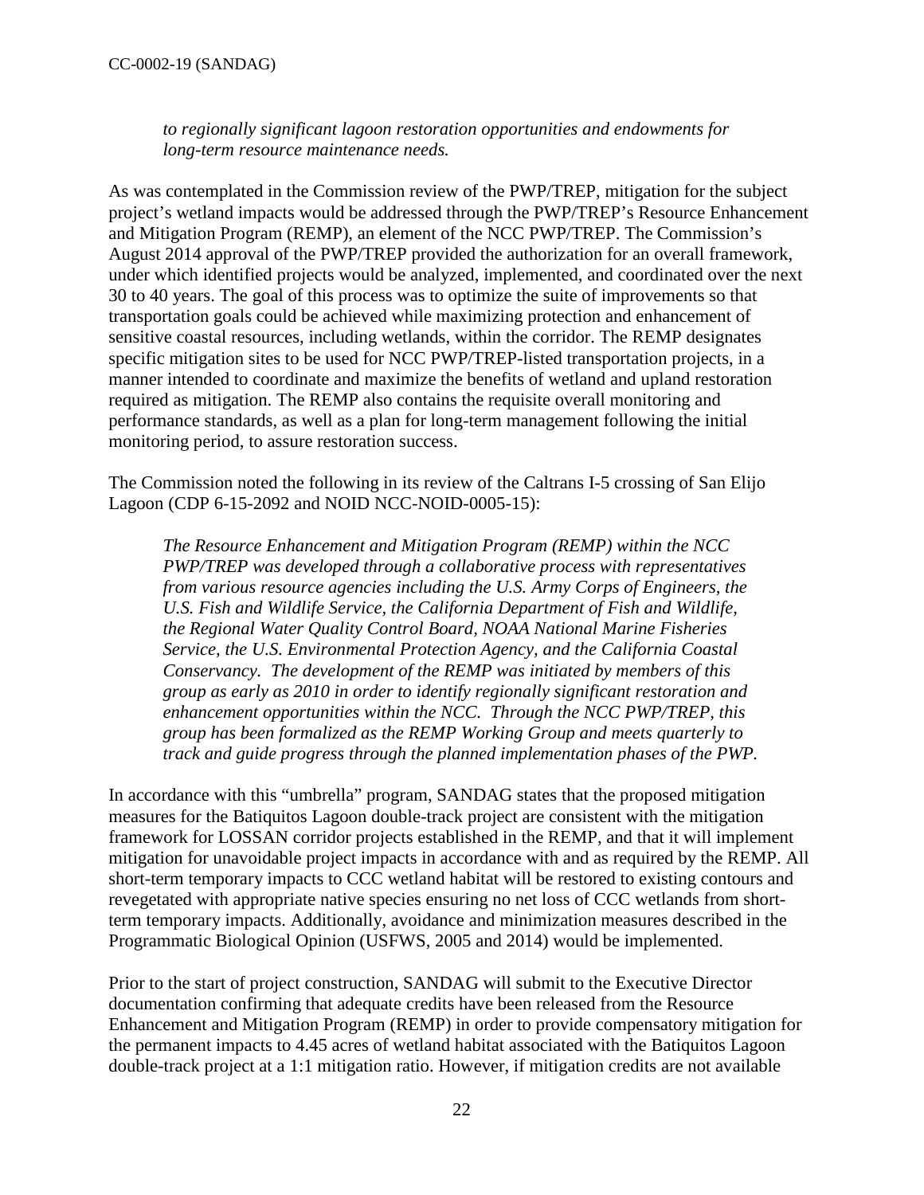*to regionally significant lagoon restoration opportunities and endowments for long-term resource maintenance needs.*

As was contemplated in the Commission review of the PWP/TREP, mitigation for the subject project's wetland impacts would be addressed through the PWP/TREP's Resource Enhancement and Mitigation Program (REMP), an element of the NCC PWP/TREP. The Commission's August 2014 approval of the PWP/TREP provided the authorization for an overall framework, under which identified projects would be analyzed, implemented, and coordinated over the next 30 to 40 years. The goal of this process was to optimize the suite of improvements so that transportation goals could be achieved while maximizing protection and enhancement of sensitive coastal resources, including wetlands, within the corridor. The REMP designates specific mitigation sites to be used for NCC PWP/TREP-listed transportation projects, in a manner intended to coordinate and maximize the benefits of wetland and upland restoration required as mitigation. The REMP also contains the requisite overall monitoring and performance standards, as well as a plan for long-term management following the initial monitoring period, to assure restoration success.

The Commission noted the following in its review of the Caltrans I-5 crossing of San Elijo Lagoon (CDP 6-15-2092 and NOID NCC-NOID-0005-15):

> *The Resource Enhancement and Mitigation Program (REMP) within the NCC PWP/TREP was developed through a collaborative process with representatives from various resource agencies including the U.S. Army Corps of Engineers, the U.S. Fish and Wildlife Service, the California Department of Fish and Wildlife, the Regional Water Quality Control Board, NOAA National Marine Fisheries Service, the U.S. Environmental Protection Agency, and the California Coastal Conservancy. The development of the REMP was initiated by members of this group as early as 2010 in order to identify regionally significant restoration and enhancement opportunities within the NCC. Through the NCC PWP/TREP, this group has been formalized as the REMP Working Group and meets quarterly to track and guide progress through the planned implementation phases of the PWP.*

In accordance with this "umbrella" program, SANDAG states that the proposed mitigation measures for the Batiquitos Lagoon double-track project are consistent with the mitigation framework for LOSSAN corridor projects established in the REMP, and that it will implement mitigation for unavoidable project impacts in accordance with and as required by the REMP. All short-term temporary impacts to CCC wetland habitat will be restored to existing contours and revegetated with appropriate native species ensuring no net loss of CCC wetlands from short-term temporary impacts. Additionally, avoidance and minimization measures described in the Programmatic Biological Opinion (USFWS, 2005 and 2014) would be implemented.

Prior to the start of project construction, SANDAG will submit to the Executive Director documentation confirming that adequate credits have been released from the Resource Enhancement and Mitigation Program (REMP) in order to provide compensatory mitigation for the permanent impacts to 4.45 acres of wetland habitat associated with the Batiquitos Lagoon double-track project at a 1:1 mitigation ratio. However, if mitigation credits are not available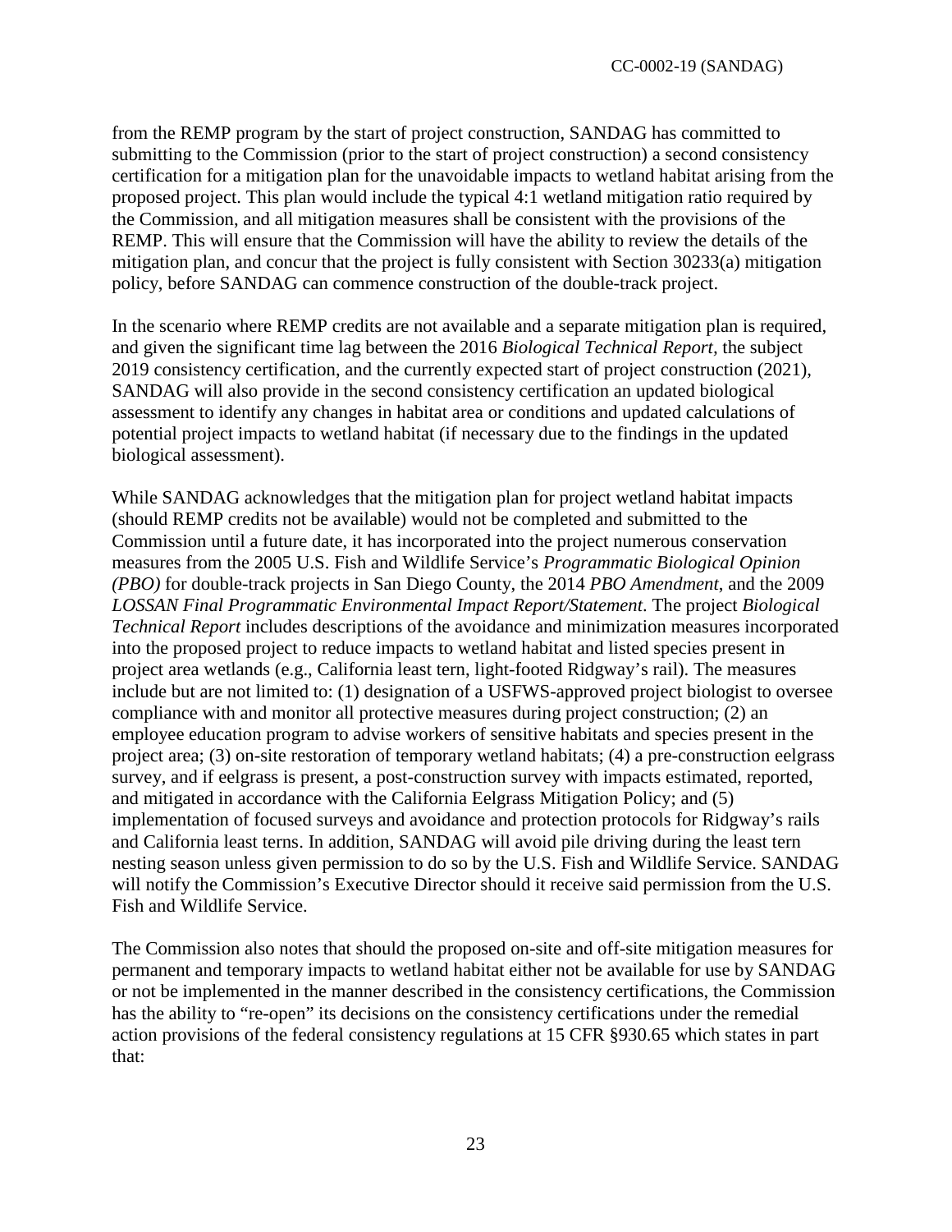from the REMP program by the start of project construction, SANDAG has committed to submitting to the Commission (prior to the start of project construction) a second consistency certification for a mitigation plan for the unavoidable impacts to wetland habitat arising from the proposed project. This plan would include the typical 4:1 wetland mitigation ratio required by the Commission, and all mitigation measures shall be consistent with the provisions of the REMP. This will ensure that the Commission will have the ability to review the details of the mitigation plan, and concur that the project is fully consistent with Section 30233(a) mitigation policy, before SANDAG can commence construction of the double-track project.

In the scenario where REMP credits are not available and a separate mitigation plan is required, and given the significant time lag between the 2016 *Biological Technical Report*, the subject 2019 consistency certification, and the currently expected start of project construction (2021), SANDAG will also provide in the second consistency certification an updated biological assessment to identify any changes in habitat area or conditions and updated calculations of potential project impacts to wetland habitat (if necessary due to the findings in the updated biological assessment).

While SANDAG acknowledges that the mitigation plan for project wetland habitat impacts (should REMP credits not be available) would not be completed and submitted to the Commission until a future date, it has incorporated into the project numerous conservation measures from the 2005 U.S. Fish and Wildlife Service's *Programmatic Biological Opinion (PBO)* for double-track projects in San Diego County, the 2014 *PBO Amendment*, and the 2009 *LOSSAN Final Programmatic Environmental Impact Report/Statement*. The project *Biological Technical Report* includes descriptions of the avoidance and minimization measures incorporated into the proposed project to reduce impacts to wetland habitat and listed species present in project area wetlands (e.g., California least tern, light-footed Ridgway's rail). The measures include but are not limited to: (1) designation of a USFWS-approved project biologist to oversee compliance with and monitor all protective measures during project construction; (2) an employee education program to advise workers of sensitive habitats and species present in the project area; (3) on-site restoration of temporary wetland habitats; (4) a pre-construction eelgrass survey, and if eelgrass is present, a post-construction survey with impacts estimated, reported, and mitigated in accordance with the California Eelgrass Mitigation Policy; and (5) implementation of focused surveys and avoidance and protection protocols for Ridgway's rails and California least terns. In addition, SANDAG will avoid pile driving during the least tern nesting season unless given permission to do so by the U.S. Fish and Wildlife Service. SANDAG will notify the Commission's Executive Director should it receive said permission from the U.S. Fish and Wildlife Service.

The Commission also notes that should the proposed on-site and off-site mitigation measures for permanent and temporary impacts to wetland habitat either not be available for use by SANDAG or not be implemented in the manner described in the consistency certifications, the Commission has the ability to "re-open" its decisions on the consistency certifications under the remedial action provisions of the federal consistency regulations at 15 CFR §930.65 which states in part that: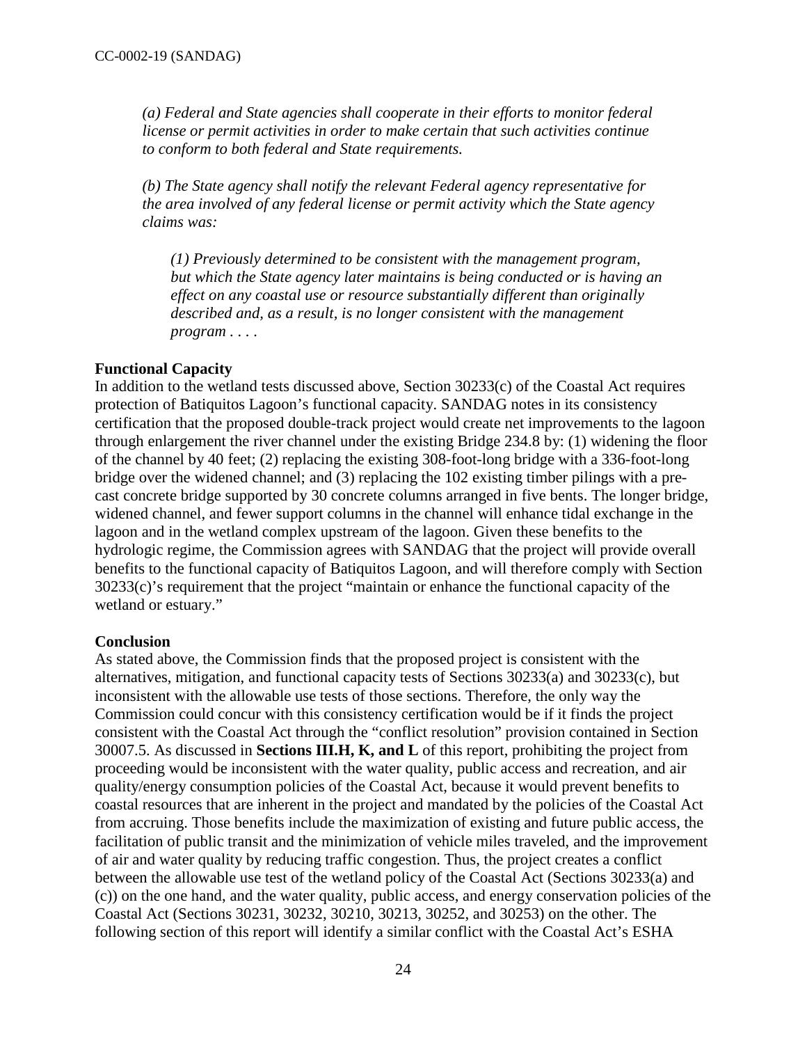*(a) Federal and State agencies shall cooperate in their efforts to monitor federal license or permit activities in order to make certain that such activities continue to conform to both federal and State requirements.*

*(b) The State agency shall notify the relevant Federal agency representative for the area involved of any federal license or permit activity which the State agency claims was:*

> *(1) Previously determined to be consistent with the management program, but which the State agency later maintains is being conducted or is having an effect on any coastal use or resource substantially different than originally described and, as a result, is no longer consistent with the management program . . . .*

**Functional Capacity**

In addition to the wetland tests discussed above, Section 30233(c) of the Coastal Act requires protection of Batiquitos Lagoon's functional capacity. SANDAG notes in its consistency certification that the proposed double-track project would create net improvements to the lagoon through enlargement the river channel under the existing Bridge 234.8 by: (1) widening the floor of the channel by 40 feet; (2) replacing the existing 308-foot-long bridge with a 336-foot-long bridge over the widened channel; and (3) replacing the 102 existing timber pilings with a pre-cast concrete bridge supported by 30 concrete columns arranged in five bents. The longer bridge, widened channel, and fewer support columns in the channel will enhance tidal exchange in the lagoon and in the wetland complex upstream of the lagoon. Given these benefits to the hydrologic regime, the Commission agrees with SANDAG that the project will provide overall benefits to the functional capacity of Batiquitos Lagoon, and will therefore comply with Section 30233(c)'s requirement that the project "maintain or enhance the functional capacity of the wetland or estuary."

**Conclusion**

As stated above, the Commission finds that the proposed project is consistent with the alternatives, mitigation, and functional capacity tests of Sections 30233(a) and 30233(c), but inconsistent with the allowable use tests of those sections. Therefore, the only way the Commission could concur with this consistency certification would be if it finds the project consistent with the Coastal Act through the "conflict resolution" provision contained in Section 30007.5. As discussed in **Sections III.H, K, and L** of this report, prohibiting the project from proceeding would be inconsistent with the water quality, public access and recreation, and air quality/energy consumption policies of the Coastal Act, because it would prevent benefits to coastal resources that are inherent in the project and mandated by the policies of the Coastal Act from accruing. Those benefits include the maximization of existing and future public access, the facilitation of public transit and the minimization of vehicle miles traveled, and the improvement of air and water quality by reducing traffic congestion. Thus, the project creates a conflict between the allowable use test of the wetland policy of the Coastal Act (Sections 30233(a) and (c)) on the one hand, and the water quality, public access, and energy conservation policies of the Coastal Act (Sections 30231, 30232, 30210, 30213, 30252, and 30253) on the other. The following section of this report will identify a similar conflict with the Coastal Act's ESHA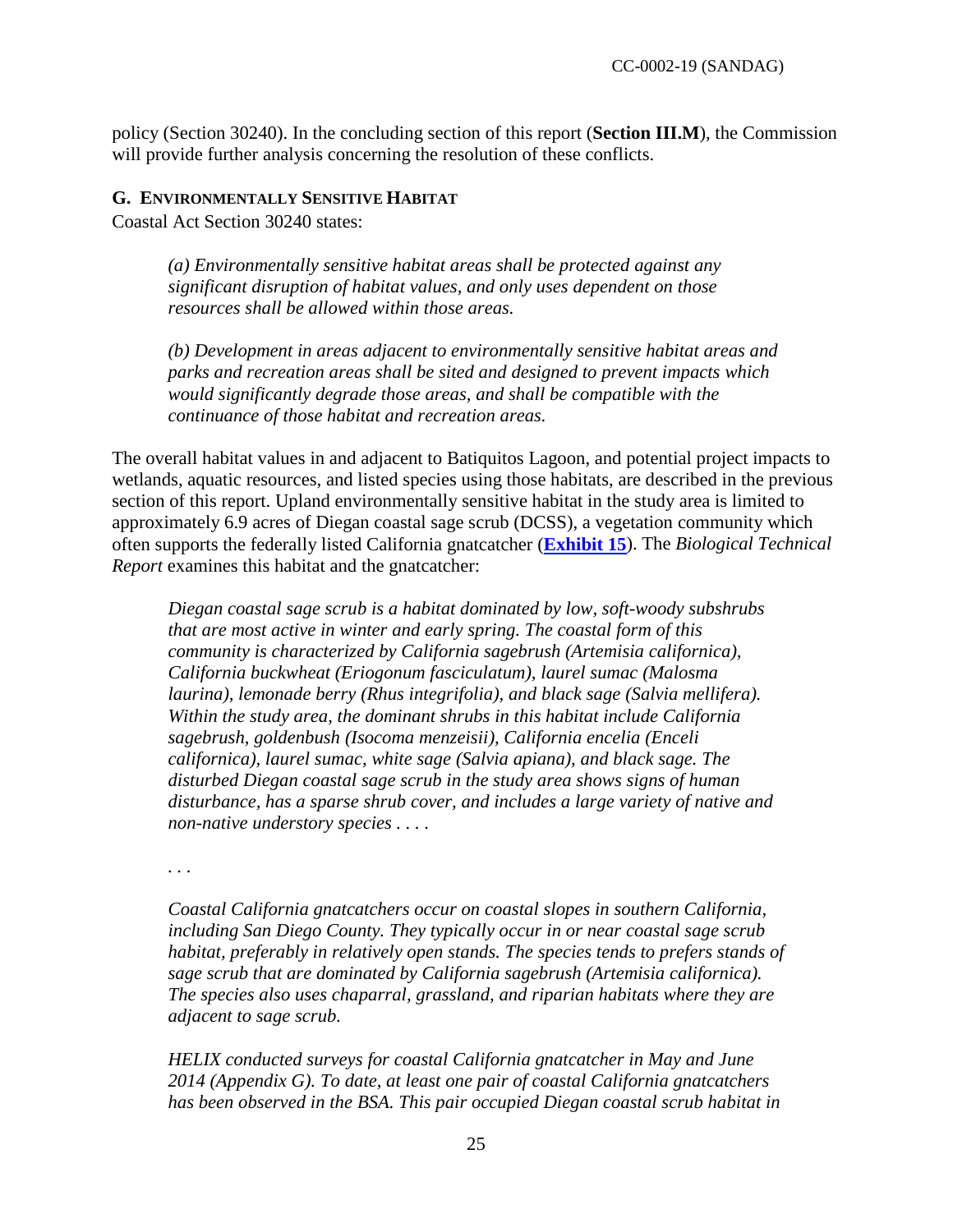policy (Section 30240). In the concluding section of this report (**Section III.M**), the Commission will provide further analysis concerning the resolution of these conflicts.

### G. Environmentally Sensitive Habitat

Coastal Act Section 30240 states:

> *(a) Environmentally sensitive habitat areas shall be protected against any significant disruption of habitat values, and only uses dependent on those resources shall be allowed within those areas.*
>
> *(b) Development in areas adjacent to environmentally sensitive habitat areas and parks and recreation areas shall be sited and designed to prevent impacts which would significantly degrade those areas, and shall be compatible with the continuance of those habitat and recreation areas.*

The overall habitat values in and adjacent to Batiquitos Lagoon, and potential project impacts to wetlands, aquatic resources, and listed species using those habitats, are described in the previous section of this report. Upland environmentally sensitive habitat in the study area is limited to approximately 6.9 acres of Diegan coastal sage scrub (DCSS), a vegetation community which often supports the federally listed California gnatcatcher (**Exhibit 15**). The *Biological Technical Report* examines this habitat and the gnatcatcher:

> *Diegan coastal sage scrub is a habitat dominated by low, soft-woody subshrubs that are most active in winter and early spring. The coastal form of this community is characterized by California sagebrush (Artemisia californica), California buckwheat (Eriogonum fasciculatum), laurel sumac (Malosma laurina), lemonade berry (Rhus integrifolia), and black sage (Salvia mellifera). Within the study area, the dominant shrubs in this habitat include California sagebrush, goldenbush (Isocoma menzeisii), California encelia (Enceli californica), laurel sumac, white sage (Salvia apiana), and black sage. The disturbed Diegan coastal sage scrub in the study area shows signs of human disturbance, has a sparse shrub cover, and includes a large variety of native and non-native understory species . . . .*
>
> *. . .*
>
> *Coastal California gnatcatchers occur on coastal slopes in southern California, including San Diego County. They typically occur in or near coastal sage scrub habitat, preferably in relatively open stands. The species tends to prefers stands of sage scrub that are dominated by California sagebrush (Artemisia californica). The species also uses chaparral, grassland, and riparian habitats where they are adjacent to sage scrub.*
>
> *HELIX conducted surveys for coastal California gnatcatcher in May and June 2014 (Appendix G). To date, at least one pair of coastal California gnatcatchers has been observed in the BSA. This pair occupied Diegan coastal scrub habitat in*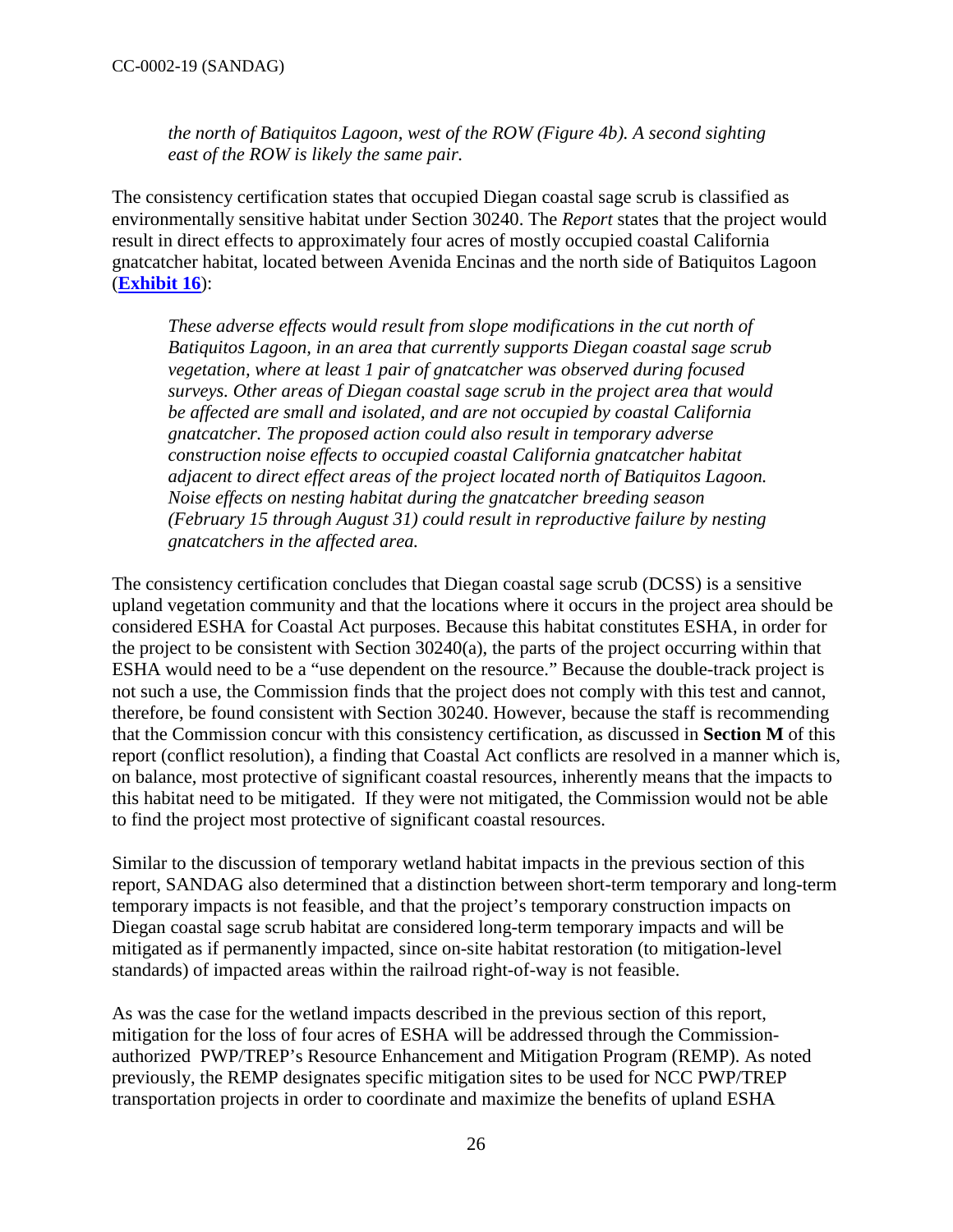*the north of Batiquitos Lagoon, west of the ROW (Figure 4b). A second sighting east of the ROW is likely the same pair.*

The consistency certification states that occupied Diegan coastal sage scrub is classified as environmentally sensitive habitat under Section 30240. The *Report* states that the project would result in direct effects to approximately four acres of mostly occupied coastal California gnatcatcher habitat, located between Avenida Encinas and the north side of Batiquitos Lagoon (**Exhibit 16**):

> *These adverse effects would result from slope modifications in the cut north of Batiquitos Lagoon, in an area that currently supports Diegan coastal sage scrub vegetation, where at least 1 pair of gnatcatcher was observed during focused surveys. Other areas of Diegan coastal sage scrub in the project area that would be affected are small and isolated, and are not occupied by coastal California gnatcatcher. The proposed action could also result in temporary adverse construction noise effects to occupied coastal California gnatcatcher habitat adjacent to direct effect areas of the project located north of Batiquitos Lagoon. Noise effects on nesting habitat during the gnatcatcher breeding season (February 15 through August 31) could result in reproductive failure by nesting gnatcatchers in the affected area.*

The consistency certification concludes that Diegan coastal sage scrub (DCSS) is a sensitive upland vegetation community and that the locations where it occurs in the project area should be considered ESHA for Coastal Act purposes. Because this habitat constitutes ESHA, in order for the project to be consistent with Section 30240(a), the parts of the project occurring within that ESHA would need to be a "use dependent on the resource." Because the double-track project is not such a use, the Commission finds that the project does not comply with this test and cannot, therefore, be found consistent with Section 30240. However, because the staff is recommending that the Commission concur with this consistency certification, as discussed in **Section M** of this report (conflict resolution), a finding that Coastal Act conflicts are resolved in a manner which is, on balance, most protective of significant coastal resources, inherently means that the impacts to this habitat need to be mitigated. If they were not mitigated, the Commission would not be able to find the project most protective of significant coastal resources.

Similar to the discussion of temporary wetland habitat impacts in the previous section of this report, SANDAG also determined that a distinction between short-term temporary and long-term temporary impacts is not feasible, and that the project's temporary construction impacts on Diegan coastal sage scrub habitat are considered long-term temporary impacts and will be mitigated as if permanently impacted, since on-site habitat restoration (to mitigation-level standards) of impacted areas within the railroad right-of-way is not feasible.

As was the case for the wetland impacts described in the previous section of this report, mitigation for the loss of four acres of ESHA will be addressed through the Commission-authorized PWP/TREP's Resource Enhancement and Mitigation Program (REMP). As noted previously, the REMP designates specific mitigation sites to be used for NCC PWP/TREP transportation projects in order to coordinate and maximize the benefits of upland ESHA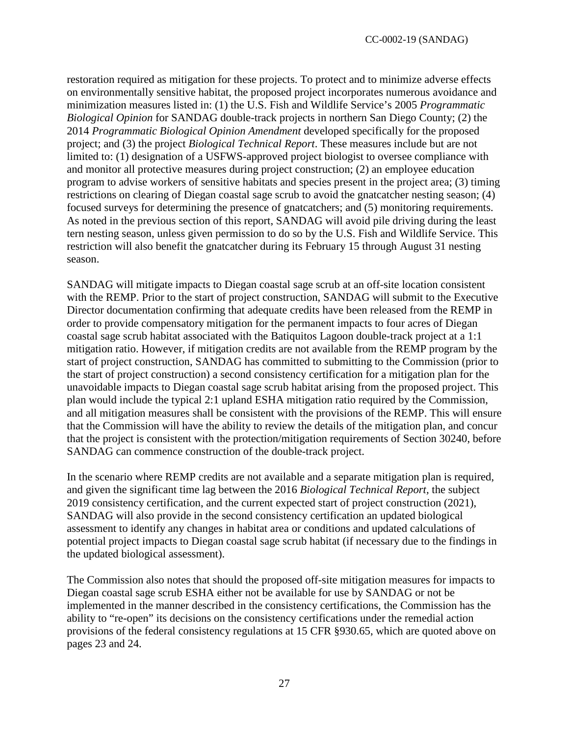restoration required as mitigation for these projects. To protect and to minimize adverse effects on environmentally sensitive habitat, the proposed project incorporates numerous avoidance and minimization measures listed in: (1) the U.S. Fish and Wildlife Service's 2005 *Programmatic Biological Opinion* for SANDAG double-track projects in northern San Diego County; (2) the 2014 *Programmatic Biological Opinion Amendment* developed specifically for the proposed project; and (3) the project *Biological Technical Report*. These measures include but are not limited to: (1) designation of a USFWS-approved project biologist to oversee compliance with and monitor all protective measures during project construction; (2) an employee education program to advise workers of sensitive habitats and species present in the project area; (3) timing restrictions on clearing of Diegan coastal sage scrub to avoid the gnatcatcher nesting season; (4) focused surveys for determining the presence of gnatcatchers; and (5) monitoring requirements. As noted in the previous section of this report, SANDAG will avoid pile driving during the least tern nesting season, unless given permission to do so by the U.S. Fish and Wildlife Service. This restriction will also benefit the gnatcatcher during its February 15 through August 31 nesting season.

SANDAG will mitigate impacts to Diegan coastal sage scrub at an off-site location consistent with the REMP. Prior to the start of project construction, SANDAG will submit to the Executive Director documentation confirming that adequate credits have been released from the REMP in order to provide compensatory mitigation for the permanent impacts to four acres of Diegan coastal sage scrub habitat associated with the Batiquitos Lagoon double-track project at a 1:1 mitigation ratio. However, if mitigation credits are not available from the REMP program by the start of project construction, SANDAG has committed to submitting to the Commission (prior to the start of project construction) a second consistency certification for a mitigation plan for the unavoidable impacts to Diegan coastal sage scrub habitat arising from the proposed project. This plan would include the typical 2:1 upland ESHA mitigation ratio required by the Commission, and all mitigation measures shall be consistent with the provisions of the REMP. This will ensure that the Commission will have the ability to review the details of the mitigation plan, and concur that the project is consistent with the protection/mitigation requirements of Section 30240, before SANDAG can commence construction of the double-track project.

In the scenario where REMP credits are not available and a separate mitigation plan is required, and given the significant time lag between the 2016 *Biological Technical Report*, the subject 2019 consistency certification, and the current expected start of project construction (2021), SANDAG will also provide in the second consistency certification an updated biological assessment to identify any changes in habitat area or conditions and updated calculations of potential project impacts to Diegan coastal sage scrub habitat (if necessary due to the findings in the updated biological assessment).

The Commission also notes that should the proposed off-site mitigation measures for impacts to Diegan coastal sage scrub ESHA either not be available for use by SANDAG or not be implemented in the manner described in the consistency certifications, the Commission has the ability to "re-open" its decisions on the consistency certifications under the remedial action provisions of the federal consistency regulations at 15 CFR §930.65, which are quoted above on pages 23 and 24.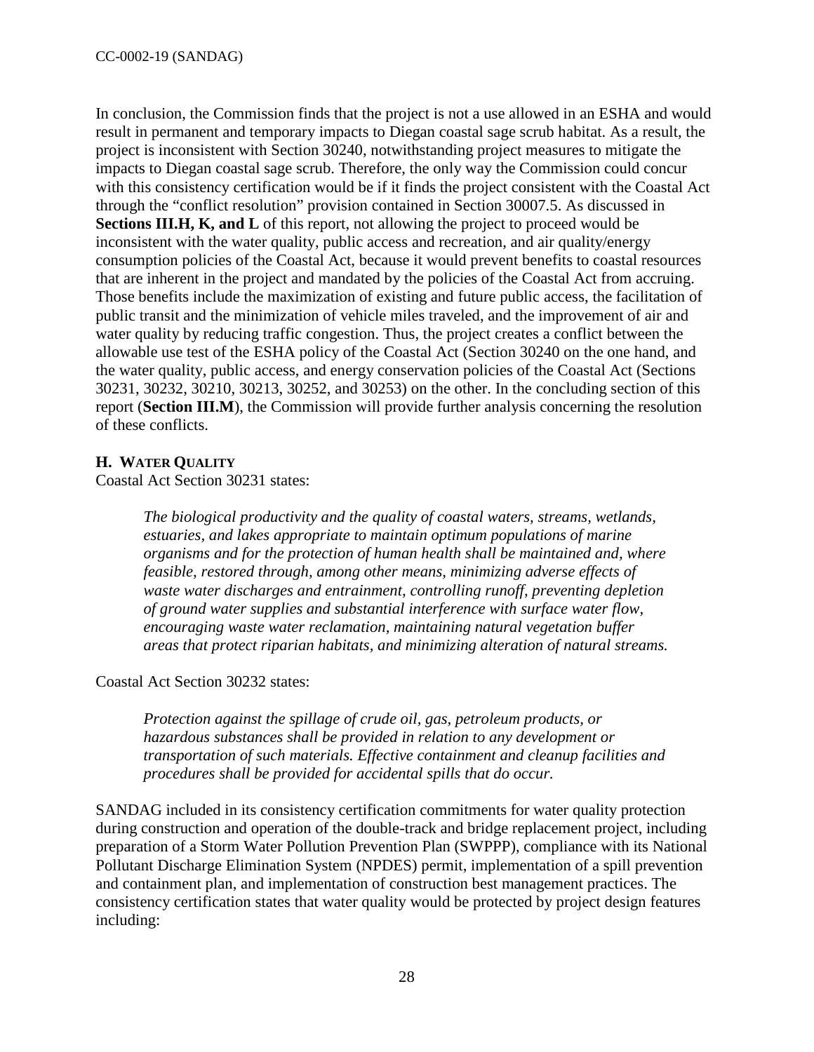In conclusion, the Commission finds that the project is not a use allowed in an ESHA and would result in permanent and temporary impacts to Diegan coastal sage scrub habitat. As a result, the project is inconsistent with Section 30240, notwithstanding project measures to mitigate the impacts to Diegan coastal sage scrub. Therefore, the only way the Commission could concur with this consistency certification would be if it finds the project consistent with the Coastal Act through the "conflict resolution" provision contained in Section 30007.5. As discussed in **Sections III.H, K, and L** of this report, not allowing the project to proceed would be inconsistent with the water quality, public access and recreation, and air quality/energy consumption policies of the Coastal Act, because it would prevent benefits to coastal resources that are inherent in the project and mandated by the policies of the Coastal Act from accruing. Those benefits include the maximization of existing and future public access, the facilitation of public transit and the minimization of vehicle miles traveled, and the improvement of air and water quality by reducing traffic congestion. Thus, the project creates a conflict between the allowable use test of the ESHA policy of the Coastal Act (Section 30240 on the one hand, and the water quality, public access, and energy conservation policies of the Coastal Act (Sections 30231, 30232, 30210, 30213, 30252, and 30253) on the other. In the concluding section of this report (**Section III.M**), the Commission will provide further analysis concerning the resolution of these conflicts.

### H. Water Quality

Coastal Act Section 30231 states:

> *The biological productivity and the quality of coastal waters, streams, wetlands, estuaries, and lakes appropriate to maintain optimum populations of marine organisms and for the protection of human health shall be maintained and, where feasible, restored through, among other means, minimizing adverse effects of waste water discharges and entrainment, controlling runoff, preventing depletion of ground water supplies and substantial interference with surface water flow, encouraging waste water reclamation, maintaining natural vegetation buffer areas that protect riparian habitats, and minimizing alteration of natural streams.*

Coastal Act Section 30232 states:

> *Protection against the spillage of crude oil, gas, petroleum products, or hazardous substances shall be provided in relation to any development or transportation of such materials. Effective containment and cleanup facilities and procedures shall be provided for accidental spills that do occur.*

SANDAG included in its consistency certification commitments for water quality protection during construction and operation of the double-track and bridge replacement project, including preparation of a Storm Water Pollution Prevention Plan (SWPPP), compliance with its National Pollutant Discharge Elimination System (NPDES) permit, implementation of a spill prevention and containment plan, and implementation of construction best management practices. The consistency certification states that water quality would be protected by project design features including: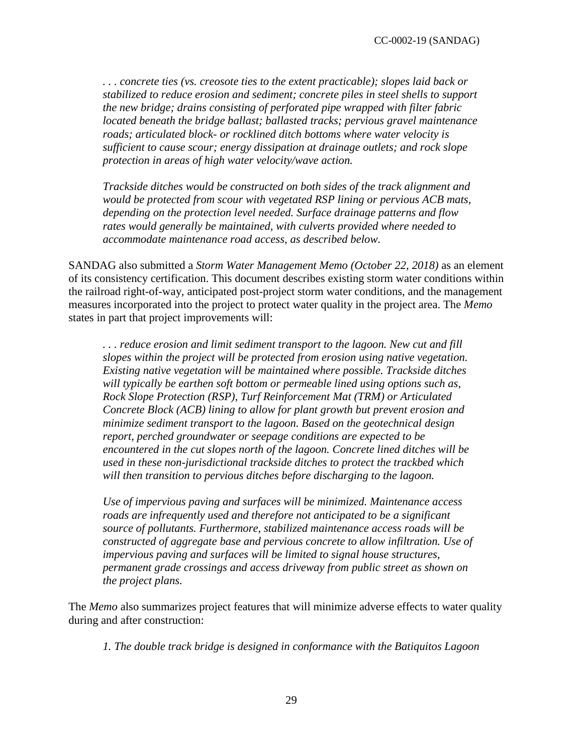*. . . concrete ties (vs. creosote ties to the extent practicable); slopes laid back or stabilized to reduce erosion and sediment; concrete piles in steel shells to support the new bridge; drains consisting of perforated pipe wrapped with filter fabric located beneath the bridge ballast; ballasted tracks; pervious gravel maintenance roads; articulated block- or rocklined ditch bottoms where water velocity is sufficient to cause scour; energy dissipation at drainage outlets; and rock slope protection in areas of high water velocity/wave action.*

*Trackside ditches would be constructed on both sides of the track alignment and would be protected from scour with vegetated RSP lining or pervious ACB mats, depending on the protection level needed. Surface drainage patterns and flow rates would generally be maintained, with culverts provided where needed to accommodate maintenance road access, as described below.*

SANDAG also submitted a *Storm Water Management Memo (October 22, 2018)* as an element of its consistency certification. This document describes existing storm water conditions within the railroad right-of-way, anticipated post-project storm water conditions, and the management measures incorporated into the project to protect water quality in the project area. The *Memo* states in part that project improvements will:

*. . . reduce erosion and limit sediment transport to the lagoon. New cut and fill slopes within the project will be protected from erosion using native vegetation. Existing native vegetation will be maintained where possible. Trackside ditches will typically be earthen soft bottom or permeable lined using options such as, Rock Slope Protection (RSP), Turf Reinforcement Mat (TRM) or Articulated Concrete Block (ACB) lining to allow for plant growth but prevent erosion and minimize sediment transport to the lagoon. Based on the geotechnical design report, perched groundwater or seepage conditions are expected to be encountered in the cut slopes north of the lagoon. Concrete lined ditches will be used in these non-jurisdictional trackside ditches to protect the trackbed which will then transition to pervious ditches before discharging to the lagoon.*

*Use of impervious paving and surfaces will be minimized. Maintenance access roads are infrequently used and therefore not anticipated to be a significant source of pollutants. Furthermore, stabilized maintenance access roads will be constructed of aggregate base and pervious concrete to allow infiltration. Use of impervious paving and surfaces will be limited to signal house structures, permanent grade crossings and access driveway from public street as shown on the project plans.*

The *Memo* also summarizes project features that will minimize adverse effects to water quality during and after construction:

*1. The double track bridge is designed in conformance with the Batiquitos Lagoon*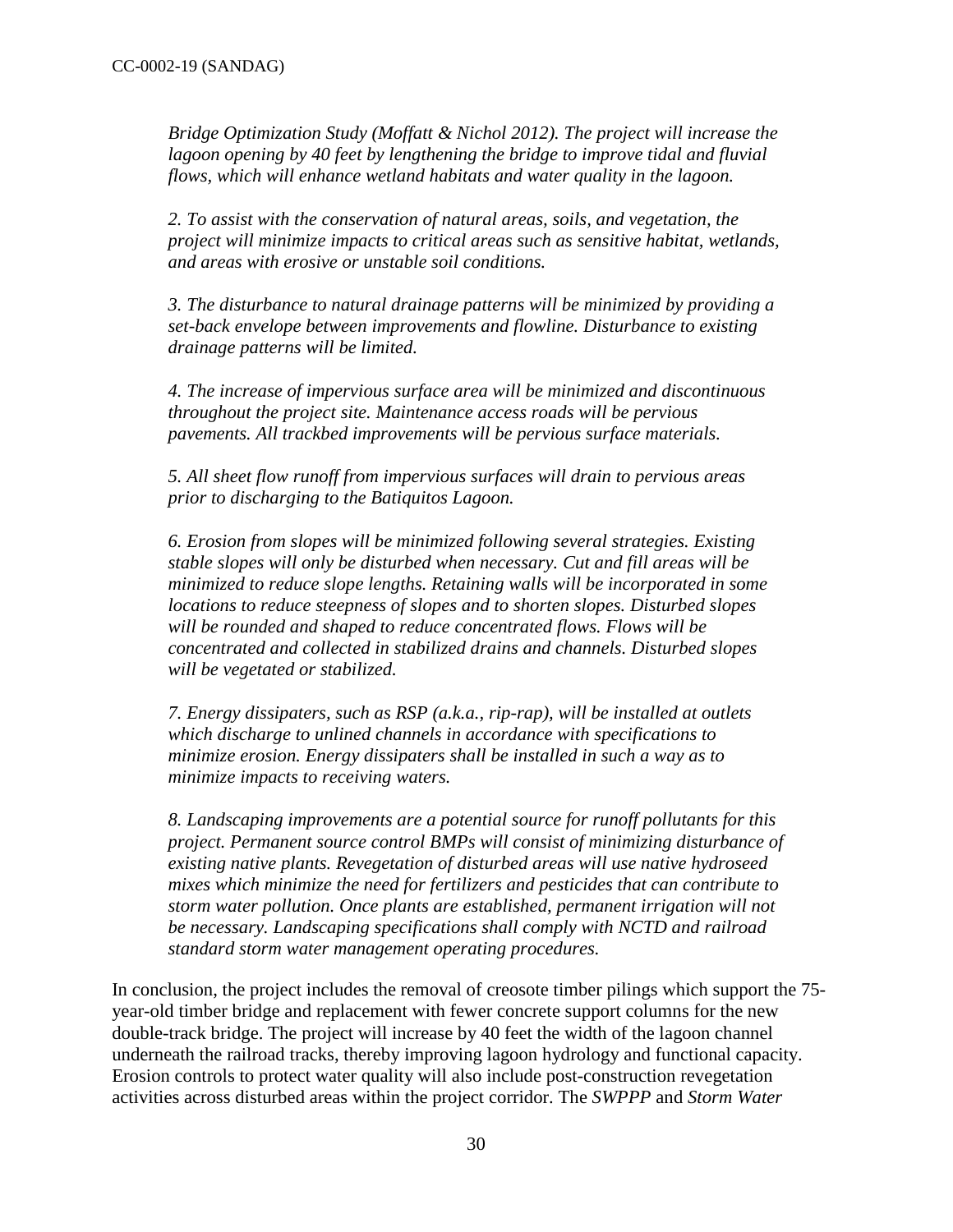*Bridge Optimization Study (Moffatt & Nichol 2012). The project will increase the lagoon opening by 40 feet by lengthening the bridge to improve tidal and fluvial flows, which will enhance wetland habitats and water quality in the lagoon.*

*2. To assist with the conservation of natural areas, soils, and vegetation, the project will minimize impacts to critical areas such as sensitive habitat, wetlands, and areas with erosive or unstable soil conditions.*

*3. The disturbance to natural drainage patterns will be minimized by providing a set-back envelope between improvements and flowline. Disturbance to existing drainage patterns will be limited.*

*4. The increase of impervious surface area will be minimized and discontinuous throughout the project site. Maintenance access roads will be pervious pavements. All trackbed improvements will be pervious surface materials.*

*5. All sheet flow runoff from impervious surfaces will drain to pervious areas prior to discharging to the Batiquitos Lagoon.*

*6. Erosion from slopes will be minimized following several strategies. Existing stable slopes will only be disturbed when necessary. Cut and fill areas will be minimized to reduce slope lengths. Retaining walls will be incorporated in some locations to reduce steepness of slopes and to shorten slopes. Disturbed slopes will be rounded and shaped to reduce concentrated flows. Flows will be concentrated and collected in stabilized drains and channels. Disturbed slopes will be vegetated or stabilized.*

*7. Energy dissipaters, such as RSP (a.k.a., rip-rap), will be installed at outlets which discharge to unlined channels in accordance with specifications to minimize erosion. Energy dissipaters shall be installed in such a way as to minimize impacts to receiving waters.*

*8. Landscaping improvements are a potential source for runoff pollutants for this project. Permanent source control BMPs will consist of minimizing disturbance of existing native plants. Revegetation of disturbed areas will use native hydroseed mixes which minimize the need for fertilizers and pesticides that can contribute to storm water pollution. Once plants are established, permanent irrigation will not be necessary. Landscaping specifications shall comply with NCTD and railroad standard storm water management operating procedures.*

In conclusion, the project includes the removal of creosote timber pilings which support the 75-year-old timber bridge and replacement with fewer concrete support columns for the new double-track bridge. The project will increase by 40 feet the width of the lagoon channel underneath the railroad tracks, thereby improving lagoon hydrology and functional capacity. Erosion controls to protect water quality will also include post-construction revegetation activities across disturbed areas within the project corridor. The *SWPPP* and *Storm Water*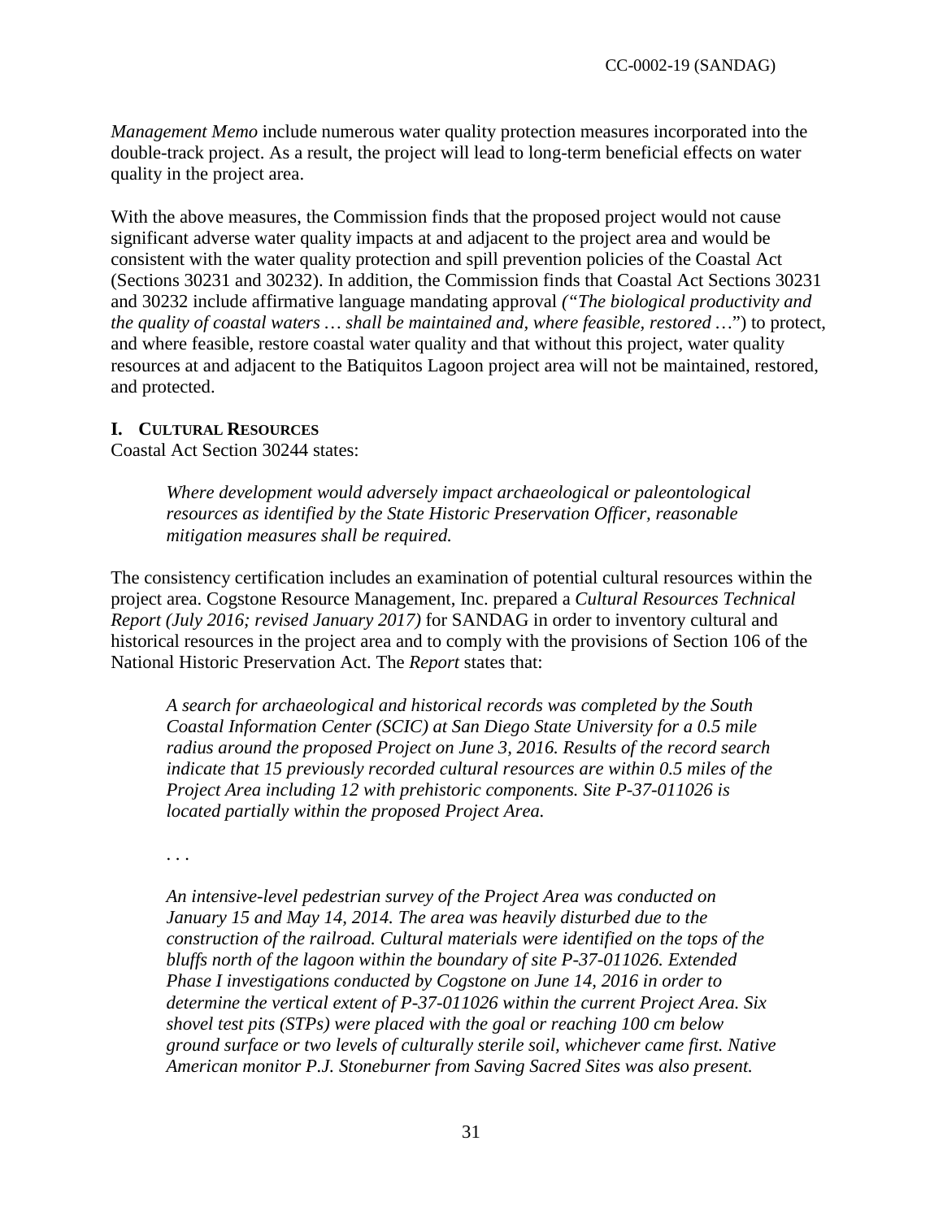*Management Memo* include numerous water quality protection measures incorporated into the double-track project. As a result, the project will lead to long-term beneficial effects on water quality in the project area.

With the above measures, the Commission finds that the proposed project would not cause significant adverse water quality impacts at and adjacent to the project area and would be consistent with the water quality protection and spill prevention policies of the Coastal Act (Sections 30231 and 30232). In addition, the Commission finds that Coastal Act Sections 30231 and 30232 include affirmative language mandating approval *("The biological productivity and the quality of coastal waters … shall be maintained and, where feasible, restored …"*) to protect, and where feasible, restore coastal water quality and that without this project, water quality resources at and adjacent to the Batiquitos Lagoon project area will not be maintained, restored, and protected.

### I. Cultural Resources

Coastal Act Section 30244 states:

> *Where development would adversely impact archaeological or paleontological resources as identified by the State Historic Preservation Officer, reasonable mitigation measures shall be required.*

The consistency certification includes an examination of potential cultural resources within the project area. Cogstone Resource Management, Inc. prepared a *Cultural Resources Technical Report (July 2016; revised January 2017)* for SANDAG in order to inventory cultural and historical resources in the project area and to comply with the provisions of Section 106 of the National Historic Preservation Act. The *Report* states that:

> *A search for archaeological and historical records was completed by the South Coastal Information Center (SCIC) at San Diego State University for a 0.5 mile radius around the proposed Project on June 3, 2016. Results of the record search indicate that 15 previously recorded cultural resources are within 0.5 miles of the Project Area including 12 with prehistoric components. Site P-37-011026 is located partially within the proposed Project Area.*
>
> *. . .*
>
> *An intensive-level pedestrian survey of the Project Area was conducted on January 15 and May 14, 2014. The area was heavily disturbed due to the construction of the railroad. Cultural materials were identified on the tops of the bluffs north of the lagoon within the boundary of site P-37-011026. Extended Phase I investigations conducted by Cogstone on June 14, 2016 in order to determine the vertical extent of P-37-011026 within the current Project Area. Six shovel test pits (STPs) were placed with the goal or reaching 100 cm below ground surface or two levels of culturally sterile soil, whichever came first. Native American monitor P.J. Stoneburner from Saving Sacred Sites was also present.*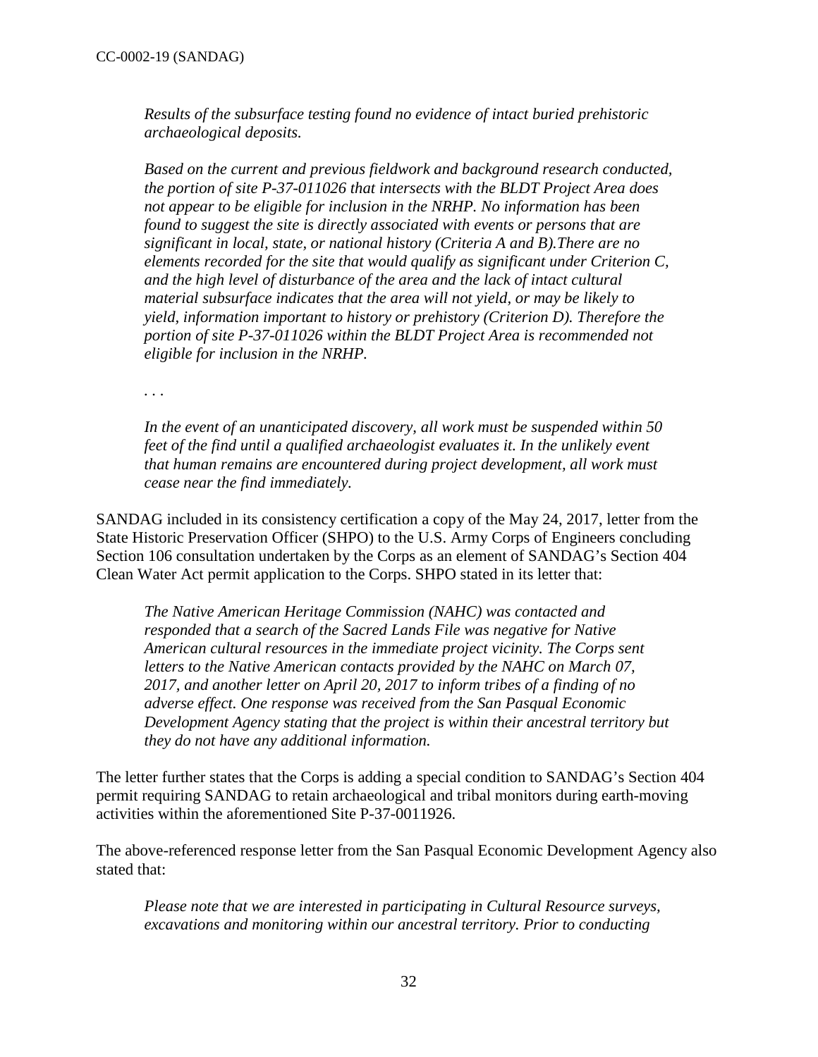*Results of the subsurface testing found no evidence of intact buried prehistoric archaeological deposits.*

*Based on the current and previous fieldwork and background research conducted, the portion of site P-37-011026 that intersects with the BLDT Project Area does not appear to be eligible for inclusion in the NRHP. No information has been found to suggest the site is directly associated with events or persons that are significant in local, state, or national history (Criteria A and B).There are no elements recorded for the site that would qualify as significant under Criterion C, and the high level of disturbance of the area and the lack of intact cultural material subsurface indicates that the area will not yield, or may be likely to yield, information important to history or prehistory (Criterion D). Therefore the portion of site P-37-011026 within the BLDT Project Area is recommended not eligible for inclusion in the NRHP.*

*. . .*

*In the event of an unanticipated discovery, all work must be suspended within 50 feet of the find until a qualified archaeologist evaluates it. In the unlikely event that human remains are encountered during project development, all work must cease near the find immediately.*

SANDAG included in its consistency certification a copy of the May 24, 2017, letter from the State Historic Preservation Officer (SHPO) to the U.S. Army Corps of Engineers concluding Section 106 consultation undertaken by the Corps as an element of SANDAG's Section 404 Clean Water Act permit application to the Corps. SHPO stated in its letter that:

*The Native American Heritage Commission (NAHC) was contacted and responded that a search of the Sacred Lands File was negative for Native American cultural resources in the immediate project vicinity. The Corps sent letters to the Native American contacts provided by the NAHC on March 07, 2017, and another letter on April 20, 2017 to inform tribes of a finding of no adverse effect. One response was received from the San Pasqual Economic Development Agency stating that the project is within their ancestral territory but they do not have any additional information.*

The letter further states that the Corps is adding a special condition to SANDAG's Section 404 permit requiring SANDAG to retain archaeological and tribal monitors during earth-moving activities within the aforementioned Site P-37-0011926.

The above-referenced response letter from the San Pasqual Economic Development Agency also stated that:

*Please note that we are interested in participating in Cultural Resource surveys, excavations and monitoring within our ancestral territory. Prior to conducting*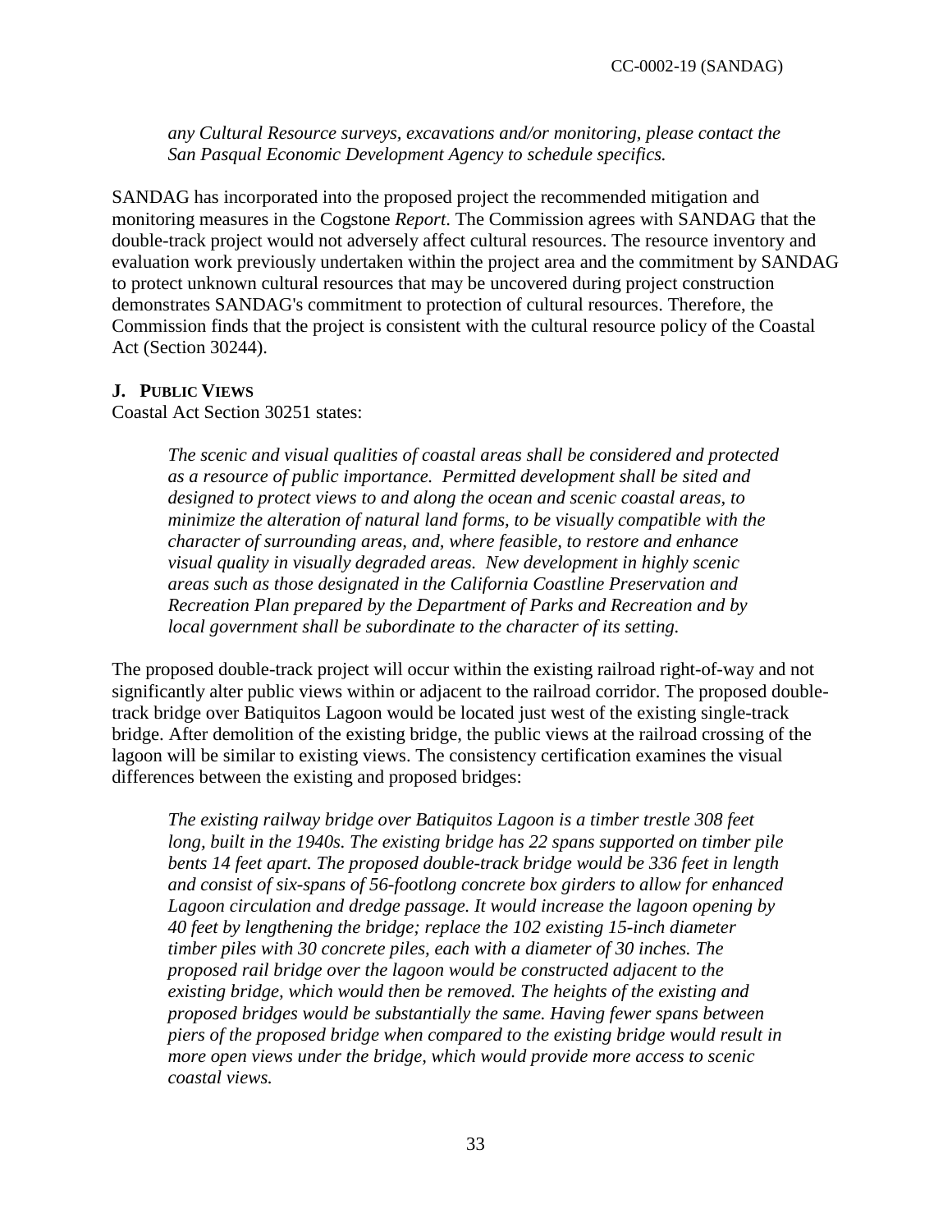*any Cultural Resource surveys, excavations and/or monitoring, please contact the San Pasqual Economic Development Agency to schedule specifics.*

SANDAG has incorporated into the proposed project the recommended mitigation and monitoring measures in the Cogstone *Report*. The Commission agrees with SANDAG that the double-track project would not adversely affect cultural resources. The resource inventory and evaluation work previously undertaken within the project area and the commitment by SANDAG to protect unknown cultural resources that may be uncovered during project construction demonstrates SANDAG's commitment to protection of cultural resources. Therefore, the Commission finds that the project is consistent with the cultural resource policy of the Coastal Act (Section 30244).

### J. PUBLIC VIEWS

Coastal Act Section 30251 states:

> *The scenic and visual qualities of coastal areas shall be considered and protected as a resource of public importance. Permitted development shall be sited and designed to protect views to and along the ocean and scenic coastal areas, to minimize the alteration of natural land forms, to be visually compatible with the character of surrounding areas, and, where feasible, to restore and enhance visual quality in visually degraded areas. New development in highly scenic areas such as those designated in the California Coastline Preservation and Recreation Plan prepared by the Department of Parks and Recreation and by local government shall be subordinate to the character of its setting.*

The proposed double-track project will occur within the existing railroad right-of-way and not significantly alter public views within or adjacent to the railroad corridor. The proposed double-track bridge over Batiquitos Lagoon would be located just west of the existing single-track bridge. After demolition of the existing bridge, the public views at the railroad crossing of the lagoon will be similar to existing views. The consistency certification examines the visual differences between the existing and proposed bridges:

> *The existing railway bridge over Batiquitos Lagoon is a timber trestle 308 feet long, built in the 1940s. The existing bridge has 22 spans supported on timber pile bents 14 feet apart. The proposed double-track bridge would be 336 feet in length and consist of six-spans of 56-footlong concrete box girders to allow for enhanced Lagoon circulation and dredge passage. It would increase the lagoon opening by 40 feet by lengthening the bridge; replace the 102 existing 15-inch diameter timber piles with 30 concrete piles, each with a diameter of 30 inches. The proposed rail bridge over the lagoon would be constructed adjacent to the existing bridge, which would then be removed. The heights of the existing and proposed bridges would be substantially the same. Having fewer spans between piers of the proposed bridge when compared to the existing bridge would result in more open views under the bridge, which would provide more access to scenic coastal views.*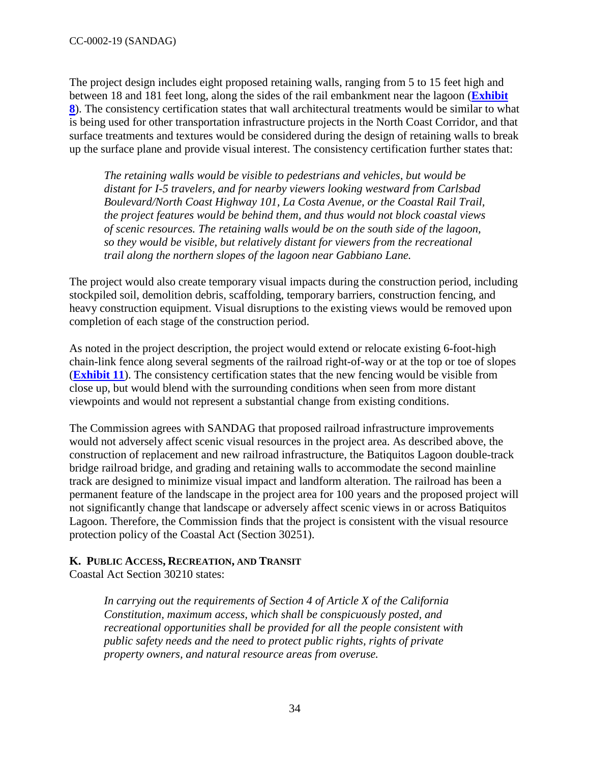The project design includes eight proposed retaining walls, ranging from 5 to 15 feet high and between 18 and 181 feet long, along the sides of the rail embankment near the lagoon (**Exhibit 8**). The consistency certification states that wall architectural treatments would be similar to what is being used for other transportation infrastructure projects in the North Coast Corridor, and that surface treatments and textures would be considered during the design of retaining walls to break up the surface plane and provide visual interest. The consistency certification further states that:

> *The retaining walls would be visible to pedestrians and vehicles, but would be distant for I-5 travelers, and for nearby viewers looking westward from Carlsbad Boulevard/North Coast Highway 101, La Costa Avenue, or the Coastal Rail Trail, the project features would be behind them, and thus would not block coastal views of scenic resources. The retaining walls would be on the south side of the lagoon, so they would be visible, but relatively distant for viewers from the recreational trail along the northern slopes of the lagoon near Gabbiano Lane.*

The project would also create temporary visual impacts during the construction period, including stockpiled soil, demolition debris, scaffolding, temporary barriers, construction fencing, and heavy construction equipment. Visual disruptions to the existing views would be removed upon completion of each stage of the construction period.

As noted in the project description, the project would extend or relocate existing 6-foot-high chain-link fence along several segments of the railroad right-of-way or at the top or toe of slopes (**Exhibit 11**). The consistency certification states that the new fencing would be visible from close up, but would blend with the surrounding conditions when seen from more distant viewpoints and would not represent a substantial change from existing conditions.

The Commission agrees with SANDAG that proposed railroad infrastructure improvements would not adversely affect scenic visual resources in the project area. As described above, the construction of replacement and new railroad infrastructure, the Batiquitos Lagoon double-track bridge railroad bridge, and grading and retaining walls to accommodate the second mainline track are designed to minimize visual impact and landform alteration. The railroad has been a permanent feature of the landscape in the project area for 100 years and the proposed project will not significantly change that landscape or adversely affect scenic views in or across Batiquitos Lagoon. Therefore, the Commission finds that the project is consistent with the visual resource protection policy of the Coastal Act (Section 30251).

### K. PUBLIC ACCESS, RECREATION, AND TRANSIT

Coastal Act Section 30210 states:

> *In carrying out the requirements of Section 4 of Article X of the California Constitution, maximum access, which shall be conspicuously posted, and recreational opportunities shall be provided for all the people consistent with public safety needs and the need to protect public rights, rights of private property owners, and natural resource areas from overuse.*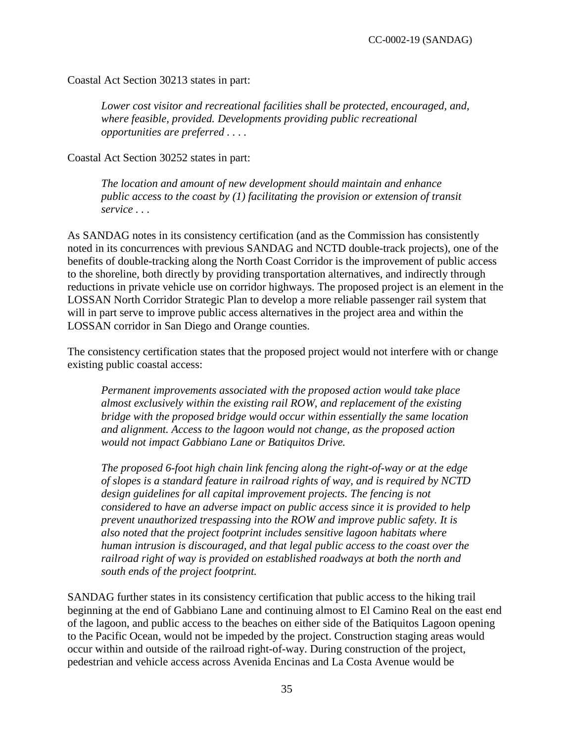Coastal Act Section 30213 states in part:

> *Lower cost visitor and recreational facilities shall be protected, encouraged, and, where feasible, provided. Developments providing public recreational opportunities are preferred . . . .*

Coastal Act Section 30252 states in part:

> *The location and amount of new development should maintain and enhance public access to the coast by (1) facilitating the provision or extension of transit service . . .*

As SANDAG notes in its consistency certification (and as the Commission has consistently noted in its concurrences with previous SANDAG and NCTD double-track projects), one of the benefits of double-tracking along the North Coast Corridor is the improvement of public access to the shoreline, both directly by providing transportation alternatives, and indirectly through reductions in private vehicle use on corridor highways. The proposed project is an element in the LOSSAN North Corridor Strategic Plan to develop a more reliable passenger rail system that will in part serve to improve public access alternatives in the project area and within the LOSSAN corridor in San Diego and Orange counties.

The consistency certification states that the proposed project would not interfere with or change existing public coastal access:

> *Permanent improvements associated with the proposed action would take place almost exclusively within the existing rail ROW, and replacement of the existing bridge with the proposed bridge would occur within essentially the same location and alignment. Access to the lagoon would not change, as the proposed action would not impact Gabbiano Lane or Batiquitos Drive.*
>
> *The proposed 6-foot high chain link fencing along the right-of-way or at the edge of slopes is a standard feature in railroad rights of way, and is required by NCTD design guidelines for all capital improvement projects. The fencing is not considered to have an adverse impact on public access since it is provided to help prevent unauthorized trespassing into the ROW and improve public safety. It is also noted that the project footprint includes sensitive lagoon habitats where human intrusion is discouraged, and that legal public access to the coast over the railroad right of way is provided on established roadways at both the north and south ends of the project footprint.*

SANDAG further states in its consistency certification that public access to the hiking trail beginning at the end of Gabbiano Lane and continuing almost to El Camino Real on the east end of the lagoon, and public access to the beaches on either side of the Batiquitos Lagoon opening to the Pacific Ocean, would not be impeded by the project. Construction staging areas would occur within and outside of the railroad right-of-way. During construction of the project, pedestrian and vehicle access across Avenida Encinas and La Costa Avenue would be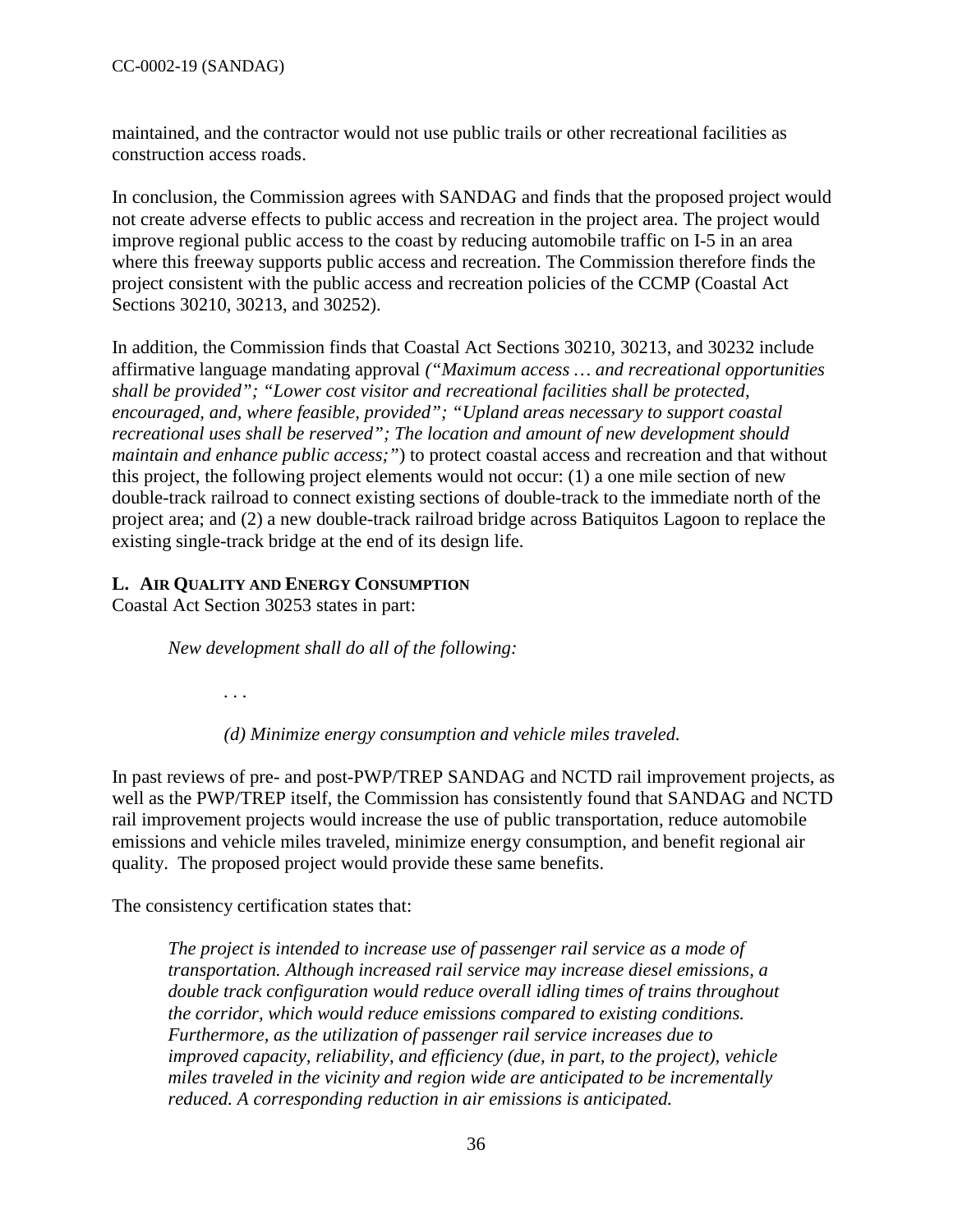maintained, and the contractor would not use public trails or other recreational facilities as construction access roads.

In conclusion, the Commission agrees with SANDAG and finds that the proposed project would not create adverse effects to public access and recreation in the project area. The project would improve regional public access to the coast by reducing automobile traffic on I-5 in an area where this freeway supports public access and recreation. The Commission therefore finds the project consistent with the public access and recreation policies of the CCMP (Coastal Act Sections 30210, 30213, and 30252).

In addition, the Commission finds that Coastal Act Sections 30210, 30213, and 30232 include affirmative language mandating approval *("Maximum access … and recreational opportunities shall be provided"; "Lower cost visitor and recreational facilities shall be protected, encouraged, and, where feasible, provided"; "Upland areas necessary to support coastal recreational uses shall be reserved"; The location and amount of new development should maintain and enhance public access;"*) to protect coastal access and recreation and that without this project, the following project elements would not occur: (1) a one mile section of new double-track railroad to connect existing sections of double-track to the immediate north of the project area; and (2) a new double-track railroad bridge across Batiquitos Lagoon to replace the existing single-track bridge at the end of its design life.

### L. Air Quality and Energy Consumption

Coastal Act Section 30253 states in part:

> *New development shall do all of the following:*
>
> . . .
>
> *(d) Minimize energy consumption and vehicle miles traveled.*

In past reviews of pre- and post-PWP/TREP SANDAG and NCTD rail improvement projects, as well as the PWP/TREP itself, the Commission has consistently found that SANDAG and NCTD rail improvement projects would increase the use of public transportation, reduce automobile emissions and vehicle miles traveled, minimize energy consumption, and benefit regional air quality. The proposed project would provide these same benefits.

The consistency certification states that:

> *The project is intended to increase use of passenger rail service as a mode of transportation. Although increased rail service may increase diesel emissions, a double track configuration would reduce overall idling times of trains throughout the corridor, which would reduce emissions compared to existing conditions. Furthermore, as the utilization of passenger rail service increases due to improved capacity, reliability, and efficiency (due, in part, to the project), vehicle miles traveled in the vicinity and region wide are anticipated to be incrementally reduced. A corresponding reduction in air emissions is anticipated.*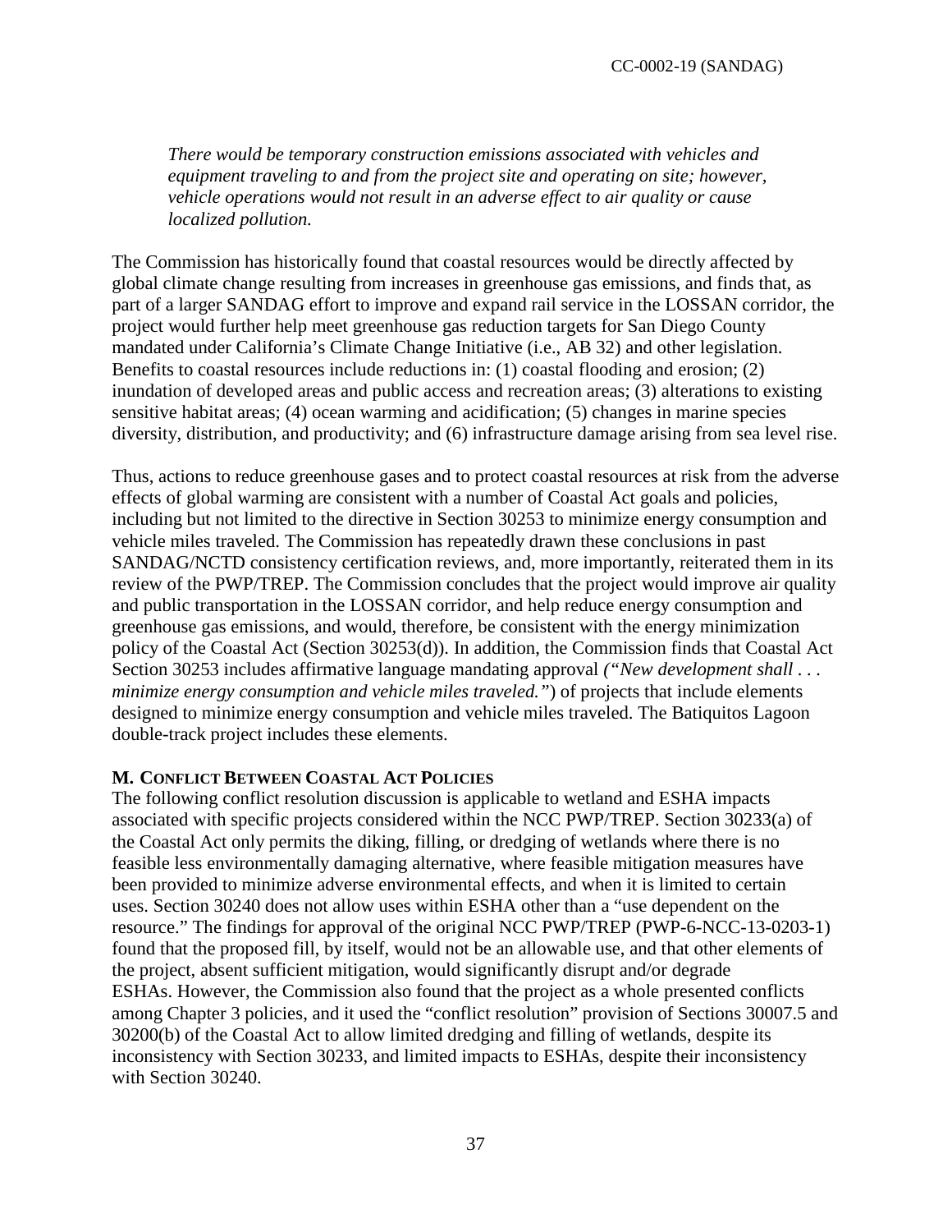*There would be temporary construction emissions associated with vehicles and equipment traveling to and from the project site and operating on site; however, vehicle operations would not result in an adverse effect to air quality or cause localized pollution.*

The Commission has historically found that coastal resources would be directly affected by global climate change resulting from increases in greenhouse gas emissions, and finds that, as part of a larger SANDAG effort to improve and expand rail service in the LOSSAN corridor, the project would further help meet greenhouse gas reduction targets for San Diego County mandated under California's Climate Change Initiative (i.e., AB 32) and other legislation. Benefits to coastal resources include reductions in: (1) coastal flooding and erosion; (2) inundation of developed areas and public access and recreation areas; (3) alterations to existing sensitive habitat areas; (4) ocean warming and acidification; (5) changes in marine species diversity, distribution, and productivity; and (6) infrastructure damage arising from sea level rise.

Thus, actions to reduce greenhouse gases and to protect coastal resources at risk from the adverse effects of global warming are consistent with a number of Coastal Act goals and policies, including but not limited to the directive in Section 30253 to minimize energy consumption and vehicle miles traveled. The Commission has repeatedly drawn these conclusions in past SANDAG/NCTD consistency certification reviews, and, more importantly, reiterated them in its review of the PWP/TREP. The Commission concludes that the project would improve air quality and public transportation in the LOSSAN corridor, and help reduce energy consumption and greenhouse gas emissions, and would, therefore, be consistent with the energy minimization policy of the Coastal Act (Section 30253(d)). In addition, the Commission finds that Coastal Act Section 30253 includes affirmative language mandating approval *("New development shall . . . minimize energy consumption and vehicle miles traveled.")* of projects that include elements designed to minimize energy consumption and vehicle miles traveled. The Batiquitos Lagoon double-track project includes these elements.

### M. Conflict Between Coastal Act Policies

The following conflict resolution discussion is applicable to wetland and ESHA impacts associated with specific projects considered within the NCC PWP/TREP. Section 30233(a) of the Coastal Act only permits the diking, filling, or dredging of wetlands where there is no feasible less environmentally damaging alternative, where feasible mitigation measures have been provided to minimize adverse environmental effects, and when it is limited to certain uses. Section 30240 does not allow uses within ESHA other than a "use dependent on the resource." The findings for approval of the original NCC PWP/TREP (PWP-6-NCC-13-0203-1) found that the proposed fill, by itself, would not be an allowable use, and that other elements of the project, absent sufficient mitigation, would significantly disrupt and/or degrade ESHAs. However, the Commission also found that the project as a whole presented conflicts among Chapter 3 policies, and it used the "conflict resolution" provision of Sections 30007.5 and 30200(b) of the Coastal Act to allow limited dredging and filling of wetlands, despite its inconsistency with Section 30233, and limited impacts to ESHAs, despite their inconsistency with Section 30240.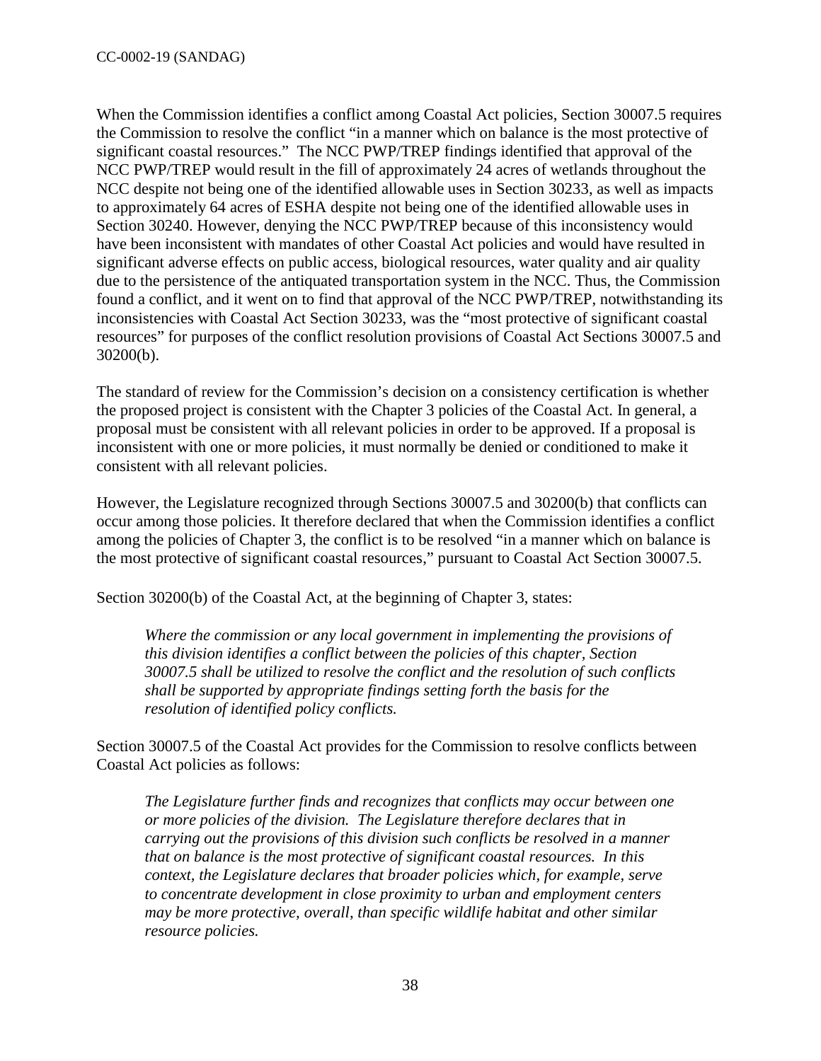When the Commission identifies a conflict among Coastal Act policies, Section 30007.5 requires the Commission to resolve the conflict "in a manner which on balance is the most protective of significant coastal resources." The NCC PWP/TREP findings identified that approval of the NCC PWP/TREP would result in the fill of approximately 24 acres of wetlands throughout the NCC despite not being one of the identified allowable uses in Section 30233, as well as impacts to approximately 64 acres of ESHA despite not being one of the identified allowable uses in Section 30240. However, denying the NCC PWP/TREP because of this inconsistency would have been inconsistent with mandates of other Coastal Act policies and would have resulted in significant adverse effects on public access, biological resources, water quality and air quality due to the persistence of the antiquated transportation system in the NCC. Thus, the Commission found a conflict, and it went on to find that approval of the NCC PWP/TREP, notwithstanding its inconsistencies with Coastal Act Section 30233, was the "most protective of significant coastal resources" for purposes of the conflict resolution provisions of Coastal Act Sections 30007.5 and 30200(b).

The standard of review for the Commission's decision on a consistency certification is whether the proposed project is consistent with the Chapter 3 policies of the Coastal Act. In general, a proposal must be consistent with all relevant policies in order to be approved. If a proposal is inconsistent with one or more policies, it must normally be denied or conditioned to make it consistent with all relevant policies.

However, the Legislature recognized through Sections 30007.5 and 30200(b) that conflicts can occur among those policies. It therefore declared that when the Commission identifies a conflict among the policies of Chapter 3, the conflict is to be resolved "in a manner which on balance is the most protective of significant coastal resources," pursuant to Coastal Act Section 30007.5.

Section 30200(b) of the Coastal Act, at the beginning of Chapter 3, states:

> *Where the commission or any local government in implementing the provisions of this division identifies a conflict between the policies of this chapter, Section 30007.5 shall be utilized to resolve the conflict and the resolution of such conflicts shall be supported by appropriate findings setting forth the basis for the resolution of identified policy conflicts.*

Section 30007.5 of the Coastal Act provides for the Commission to resolve conflicts between Coastal Act policies as follows:

> *The Legislature further finds and recognizes that conflicts may occur between one or more policies of the division. The Legislature therefore declares that in carrying out the provisions of this division such conflicts be resolved in a manner that on balance is the most protective of significant coastal resources. In this context, the Legislature declares that broader policies which, for example, serve to concentrate development in close proximity to urban and employment centers may be more protective, overall, than specific wildlife habitat and other similar resource policies.*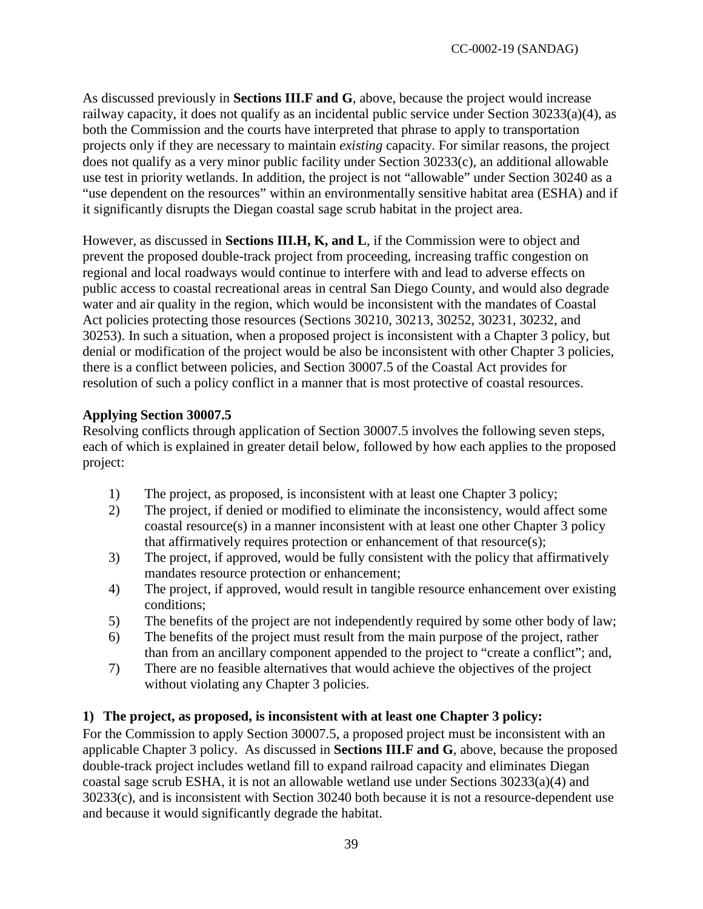As discussed previously in **Sections III.F and G**, above, because the project would increase railway capacity, it does not qualify as an incidental public service under Section 30233(a)(4), as both the Commission and the courts have interpreted that phrase to apply to transportation projects only if they are necessary to maintain *existing* capacity. For similar reasons, the project does not qualify as a very minor public facility under Section 30233(c), an additional allowable use test in priority wetlands. In addition, the project is not "allowable" under Section 30240 as a "use dependent on the resources" within an environmentally sensitive habitat area (ESHA) and if it significantly disrupts the Diegan coastal sage scrub habitat in the project area.

However, as discussed in **Sections III.H, K, and L**, if the Commission were to object and prevent the proposed double-track project from proceeding, increasing traffic congestion on regional and local roadways would continue to interfere with and lead to adverse effects on public access to coastal recreational areas in central San Diego County, and would also degrade water and air quality in the region, which would be inconsistent with the mandates of Coastal Act policies protecting those resources (Sections 30210, 30213, 30252, 30231, 30232, and 30253). In such a situation, when a proposed project is inconsistent with a Chapter 3 policy, but denial or modification of the project would be also be inconsistent with other Chapter 3 policies, there is a conflict between policies, and Section 30007.5 of the Coastal Act provides for resolution of such a policy conflict in a manner that is most protective of coastal resources.

**Applying Section 30007.5**

Resolving conflicts through application of Section 30007.5 involves the following seven steps, each of which is explained in greater detail below, followed by how each applies to the proposed project:

1) The project, as proposed, is inconsistent with at least one Chapter 3 policy;
2) The project, if denied or modified to eliminate the inconsistency, would affect some coastal resource(s) in a manner inconsistent with at least one other Chapter 3 policy that affirmatively requires protection or enhancement of that resource(s);
3) The project, if approved, would be fully consistent with the policy that affirmatively mandates resource protection or enhancement;
4) The project, if approved, would result in tangible resource enhancement over existing conditions;
5) The benefits of the project are not independently required by some other body of law;
6) The benefits of the project must result from the main purpose of the project, rather than from an ancillary component appended to the project to "create a conflict"; and,
7) There are no feasible alternatives that would achieve the objectives of the project without violating any Chapter 3 policies.

**1) The project, as proposed, is inconsistent with at least one Chapter 3 policy:**

For the Commission to apply Section 30007.5, a proposed project must be inconsistent with an applicable Chapter 3 policy. As discussed in **Sections III.F and G**, above, because the proposed double-track project includes wetland fill to expand railroad capacity and eliminates Diegan coastal sage scrub ESHA, it is not an allowable wetland use under Sections 30233(a)(4) and 30233(c), and is inconsistent with Section 30240 both because it is not a resource-dependent use and because it would significantly degrade the habitat.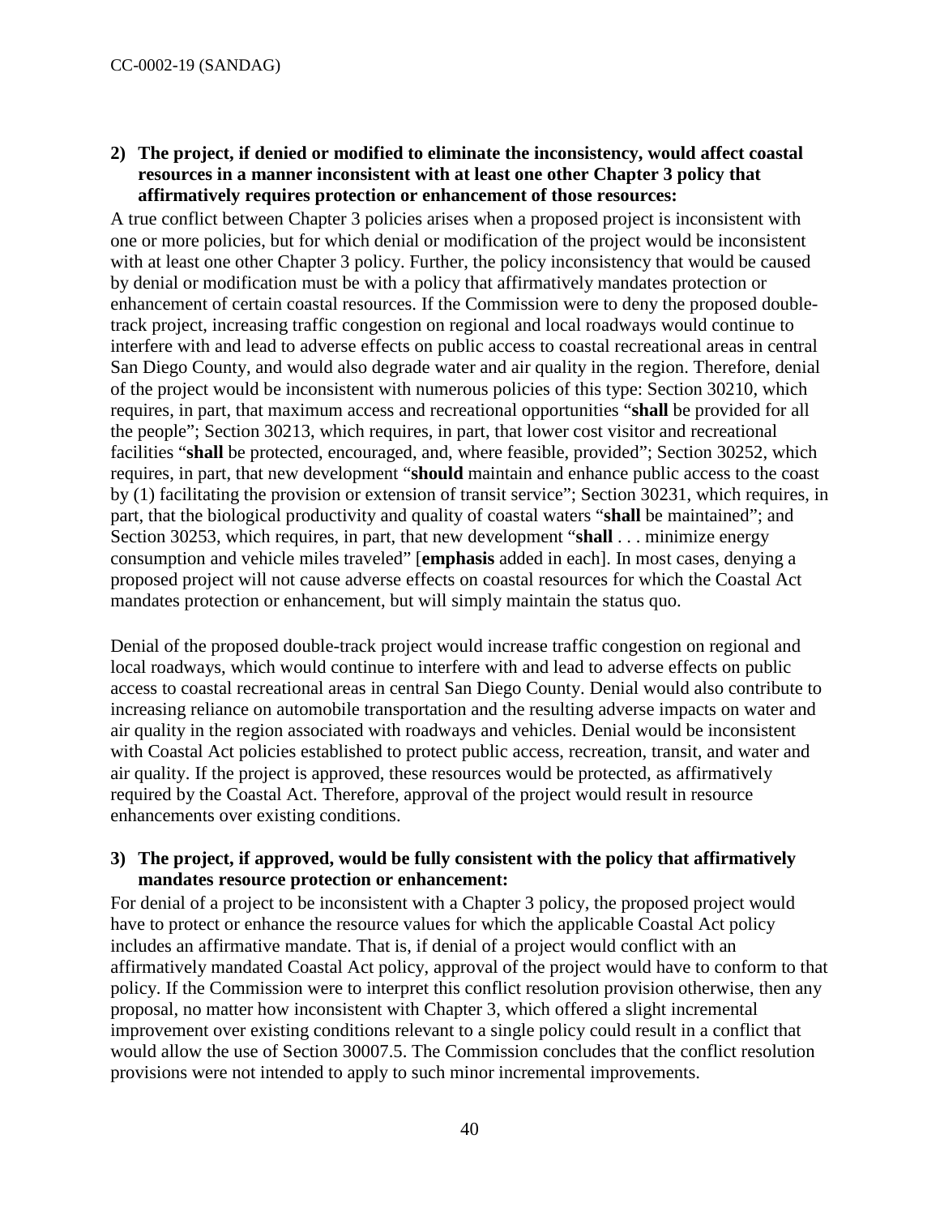**2) The project, if denied or modified to eliminate the inconsistency, would affect coastal resources in a manner inconsistent with at least one other Chapter 3 policy that affirmatively requires protection or enhancement of those resources:**

A true conflict between Chapter 3 policies arises when a proposed project is inconsistent with one or more policies, but for which denial or modification of the project would be inconsistent with at least one other Chapter 3 policy. Further, the policy inconsistency that would be caused by denial or modification must be with a policy that affirmatively mandates protection or enhancement of certain coastal resources. If the Commission were to deny the proposed double-track project, increasing traffic congestion on regional and local roadways would continue to interfere with and lead to adverse effects on public access to coastal recreational areas in central San Diego County, and would also degrade water and air quality in the region. Therefore, denial of the project would be inconsistent with numerous policies of this type: Section 30210, which requires, in part, that maximum access and recreational opportunities "**shall** be provided for all the people"; Section 30213, which requires, in part, that lower cost visitor and recreational facilities "**shall** be protected, encouraged, and, where feasible, provided"; Section 30252, which requires, in part, that new development "**should** maintain and enhance public access to the coast by (1) facilitating the provision or extension of transit service"; Section 30231, which requires, in part, that the biological productivity and quality of coastal waters "**shall** be maintained"; and Section 30253, which requires, in part, that new development "**shall** . . . minimize energy consumption and vehicle miles traveled" [**emphasis** added in each]. In most cases, denying a proposed project will not cause adverse effects on coastal resources for which the Coastal Act mandates protection or enhancement, but will simply maintain the status quo.

Denial of the proposed double-track project would increase traffic congestion on regional and local roadways, which would continue to interfere with and lead to adverse effects on public access to coastal recreational areas in central San Diego County. Denial would also contribute to increasing reliance on automobile transportation and the resulting adverse impacts on water and air quality in the region associated with roadways and vehicles. Denial would be inconsistent with Coastal Act policies established to protect public access, recreation, transit, and water and air quality. If the project is approved, these resources would be protected, as affirmatively required by the Coastal Act. Therefore, approval of the project would result in resource enhancements over existing conditions.

**3) The project, if approved, would be fully consistent with the policy that affirmatively mandates resource protection or enhancement:**

For denial of a project to be inconsistent with a Chapter 3 policy, the proposed project would have to protect or enhance the resource values for which the applicable Coastal Act policy includes an affirmative mandate. That is, if denial of a project would conflict with an affirmatively mandated Coastal Act policy, approval of the project would have to conform to that policy. If the Commission were to interpret this conflict resolution provision otherwise, then any proposal, no matter how inconsistent with Chapter 3, which offered a slight incremental improvement over existing conditions relevant to a single policy could result in a conflict that would allow the use of Section 30007.5. The Commission concludes that the conflict resolution provisions were not intended to apply to such minor incremental improvements.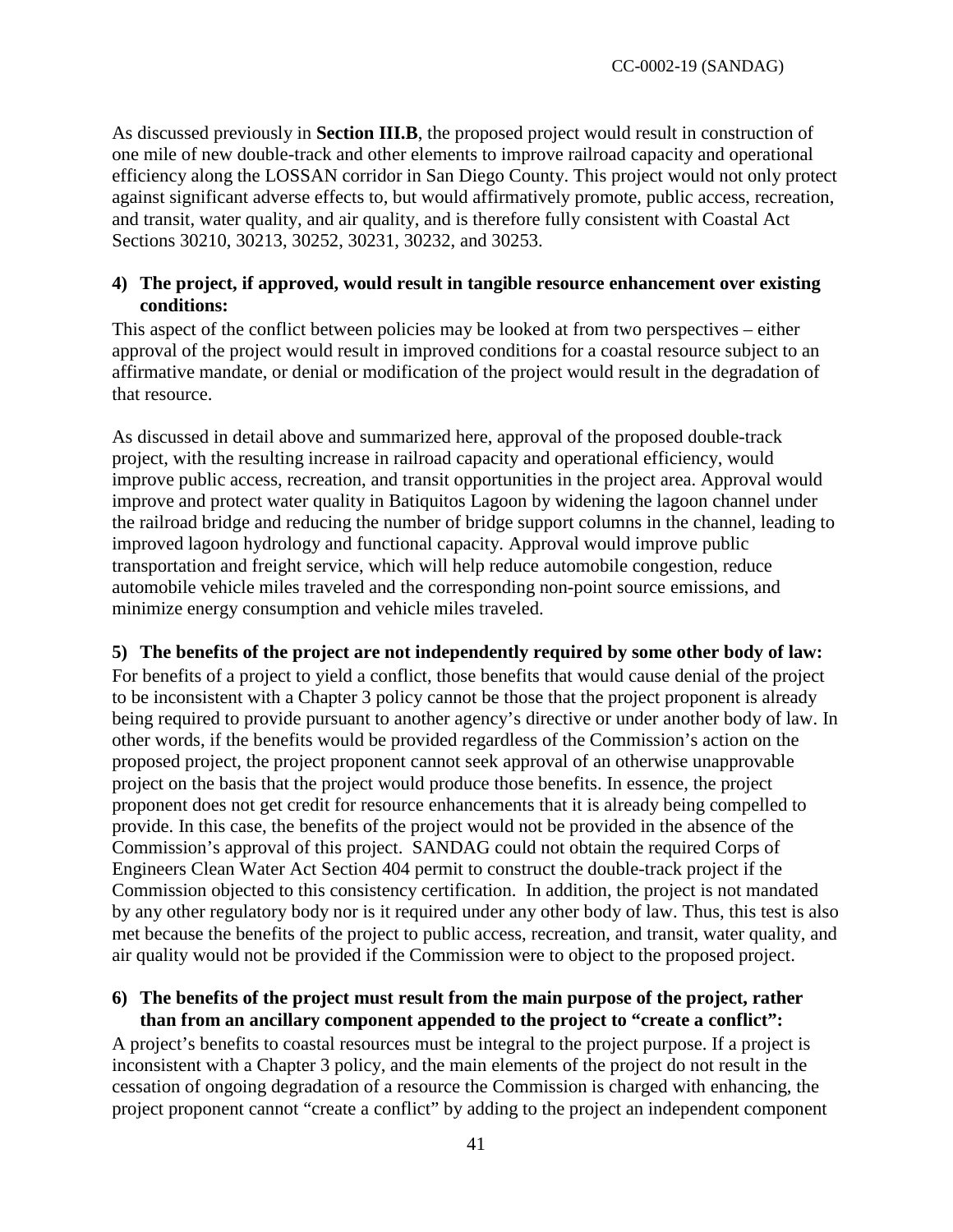As discussed previously in **Section III.B**, the proposed project would result in construction of one mile of new double-track and other elements to improve railroad capacity and operational efficiency along the LOSSAN corridor in San Diego County. This project would not only protect against significant adverse effects to, but would affirmatively promote, public access, recreation, and transit, water quality, and air quality, and is therefore fully consistent with Coastal Act Sections 30210, 30213, 30252, 30231, 30232, and 30253.

**4) The project, if approved, would result in tangible resource enhancement over existing conditions:**

This aspect of the conflict between policies may be looked at from two perspectives – either approval of the project would result in improved conditions for a coastal resource subject to an affirmative mandate, or denial or modification of the project would result in the degradation of that resource.

As discussed in detail above and summarized here, approval of the proposed double-track project, with the resulting increase in railroad capacity and operational efficiency, would improve public access, recreation, and transit opportunities in the project area. Approval would improve and protect water quality in Batiquitos Lagoon by widening the lagoon channel under the railroad bridge and reducing the number of bridge support columns in the channel, leading to improved lagoon hydrology and functional capacity. Approval would improve public transportation and freight service, which will help reduce automobile congestion, reduce automobile vehicle miles traveled and the corresponding non-point source emissions, and minimize energy consumption and vehicle miles traveled.

**5) The benefits of the project are not independently required by some other body of law:**

For benefits of a project to yield a conflict, those benefits that would cause denial of the project to be inconsistent with a Chapter 3 policy cannot be those that the project proponent is already being required to provide pursuant to another agency's directive or under another body of law. In other words, if the benefits would be provided regardless of the Commission's action on the proposed project, the project proponent cannot seek approval of an otherwise unapprovable project on the basis that the project would produce those benefits. In essence, the project proponent does not get credit for resource enhancements that it is already being compelled to provide. In this case, the benefits of the project would not be provided in the absence of the Commission's approval of this project. SANDAG could not obtain the required Corps of Engineers Clean Water Act Section 404 permit to construct the double-track project if the Commission objected to this consistency certification. In addition, the project is not mandated by any other regulatory body nor is it required under any other body of law. Thus, this test is also met because the benefits of the project to public access, recreation, and transit, water quality, and air quality would not be provided if the Commission were to object to the proposed project.

**6) The benefits of the project must result from the main purpose of the project, rather than from an ancillary component appended to the project to "create a conflict":**

A project's benefits to coastal resources must be integral to the project purpose. If a project is inconsistent with a Chapter 3 policy, and the main elements of the project do not result in the cessation of ongoing degradation of a resource the Commission is charged with enhancing, the project proponent cannot "create a conflict" by adding to the project an independent component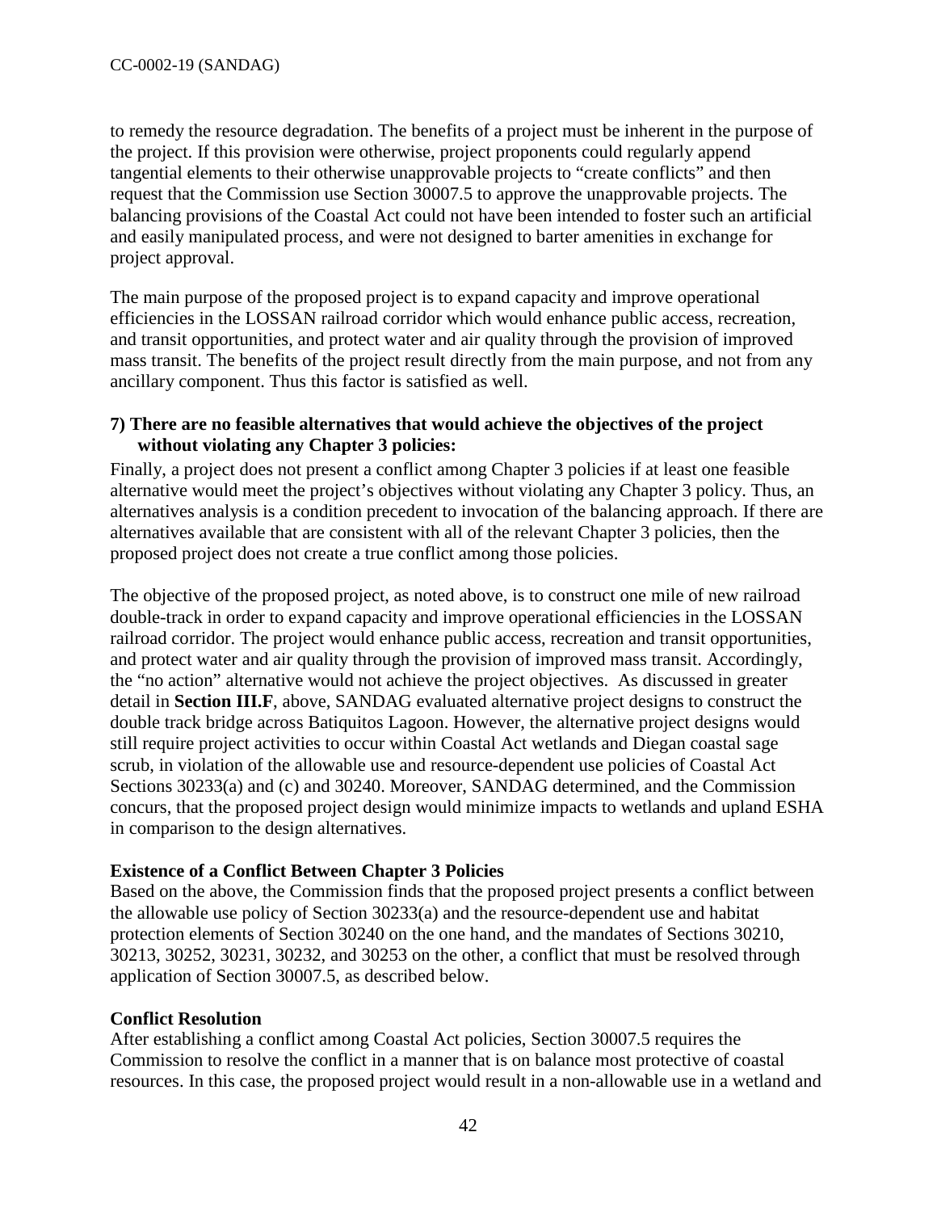to remedy the resource degradation. The benefits of a project must be inherent in the purpose of the project. If this provision were otherwise, project proponents could regularly append tangential elements to their otherwise unapprovable projects to "create conflicts" and then request that the Commission use Section 30007.5 to approve the unapprovable projects. The balancing provisions of the Coastal Act could not have been intended to foster such an artificial and easily manipulated process, and were not designed to barter amenities in exchange for project approval.

The main purpose of the proposed project is to expand capacity and improve operational efficiencies in the LOSSAN railroad corridor which would enhance public access, recreation, and transit opportunities, and protect water and air quality through the provision of improved mass transit. The benefits of the project result directly from the main purpose, and not from any ancillary component. Thus this factor is satisfied as well.

**7) There are no feasible alternatives that would achieve the objectives of the project without violating any Chapter 3 policies:**

Finally, a project does not present a conflict among Chapter 3 policies if at least one feasible alternative would meet the project's objectives without violating any Chapter 3 policy. Thus, an alternatives analysis is a condition precedent to invocation of the balancing approach. If there are alternatives available that are consistent with all of the relevant Chapter 3 policies, then the proposed project does not create a true conflict among those policies.

The objective of the proposed project, as noted above, is to construct one mile of new railroad double-track in order to expand capacity and improve operational efficiencies in the LOSSAN railroad corridor. The project would enhance public access, recreation and transit opportunities, and protect water and air quality through the provision of improved mass transit. Accordingly, the "no action" alternative would not achieve the project objectives. As discussed in greater detail in **Section III.F**, above, SANDAG evaluated alternative project designs to construct the double track bridge across Batiquitos Lagoon. However, the alternative project designs would still require project activities to occur within Coastal Act wetlands and Diegan coastal sage scrub, in violation of the allowable use and resource-dependent use policies of Coastal Act Sections 30233(a) and (c) and 30240. Moreover, SANDAG determined, and the Commission concurs, that the proposed project design would minimize impacts to wetlands and upland ESHA in comparison to the design alternatives.

**Existence of a Conflict Between Chapter 3 Policies**

Based on the above, the Commission finds that the proposed project presents a conflict between the allowable use policy of Section 30233(a) and the resource-dependent use and habitat protection elements of Section 30240 on the one hand, and the mandates of Sections 30210, 30213, 30252, 30231, 30232, and 30253 on the other, a conflict that must be resolved through application of Section 30007.5, as described below.

**Conflict Resolution**

After establishing a conflict among Coastal Act policies, Section 30007.5 requires the Commission to resolve the conflict in a manner that is on balance most protective of coastal resources. In this case, the proposed project would result in a non-allowable use in a wetland and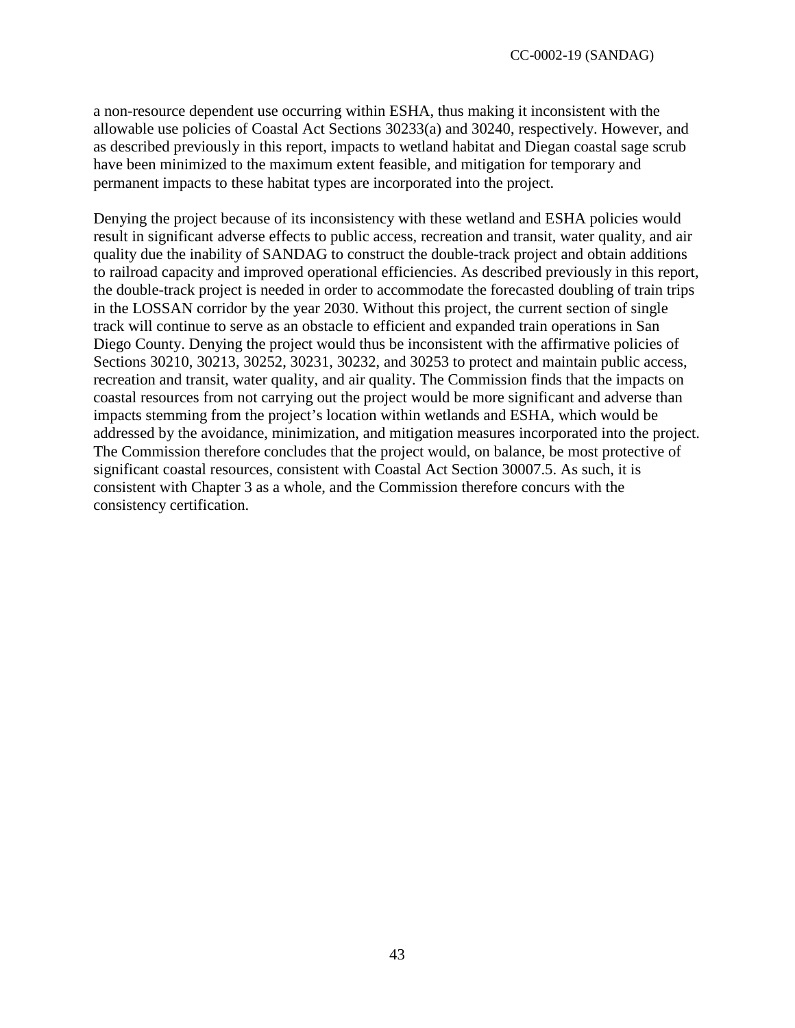a non-resource dependent use occurring within ESHA, thus making it inconsistent with the allowable use policies of Coastal Act Sections 30233(a) and 30240, respectively. However, and as described previously in this report, impacts to wetland habitat and Diegan coastal sage scrub have been minimized to the maximum extent feasible, and mitigation for temporary and permanent impacts to these habitat types are incorporated into the project.

Denying the project because of its inconsistency with these wetland and ESHA policies would result in significant adverse effects to public access, recreation and transit, water quality, and air quality due the inability of SANDAG to construct the double-track project and obtain additions to railroad capacity and improved operational efficiencies. As described previously in this report, the double-track project is needed in order to accommodate the forecasted doubling of train trips in the LOSSAN corridor by the year 2030. Without this project, the current section of single track will continue to serve as an obstacle to efficient and expanded train operations in San Diego County. Denying the project would thus be inconsistent with the affirmative policies of Sections 30210, 30213, 30252, 30231, 30232, and 30253 to protect and maintain public access, recreation and transit, water quality, and air quality. The Commission finds that the impacts on coastal resources from not carrying out the project would be more significant and adverse than impacts stemming from the project's location within wetlands and ESHA, which would be addressed by the avoidance, minimization, and mitigation measures incorporated into the project. The Commission therefore concludes that the project would, on balance, be most protective of significant coastal resources, consistent with Coastal Act Section 30007.5. As such, it is consistent with Chapter 3 as a whole, and the Commission therefore concurs with the consistency certification.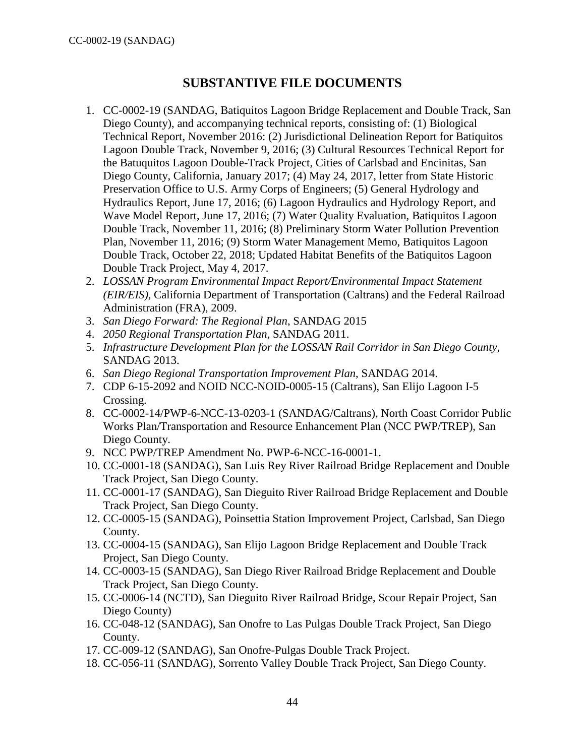## SUBSTANTIVE FILE DOCUMENTS

1. CC-0002-19 (SANDAG, Batiquitos Lagoon Bridge Replacement and Double Track, San Diego County), and accompanying technical reports, consisting of: (1) Biological Technical Report, November 2016: (2) Jurisdictional Delineation Report for Batiquitos Lagoon Double Track, November 9, 2016; (3) Cultural Resources Technical Report for the Batuquitos Lagoon Double-Track Project, Cities of Carlsbad and Encinitas, San Diego County, California, January 2017; (4) May 24, 2017, letter from State Historic Preservation Office to U.S. Army Corps of Engineers; (5) General Hydrology and Hydraulics Report, June 17, 2016; (6) Lagoon Hydraulics and Hydrology Report, and Wave Model Report, June 17, 2016; (7) Water Quality Evaluation, Batiquitos Lagoon Double Track, November 11, 2016; (8) Preliminary Storm Water Pollution Prevention Plan, November 11, 2016; (9) Storm Water Management Memo, Batiquitos Lagoon Double Track, October 22, 2018; Updated Habitat Benefits of the Batiquitos Lagoon Double Track Project, May 4, 2017.
2. *LOSSAN Program Environmental Impact Report/Environmental Impact Statement (EIR/EIS)*, California Department of Transportation (Caltrans) and the Federal Railroad Administration (FRA), 2009.
3. *San Diego Forward: The Regional Plan*, SANDAG 2015
4. *2050 Regional Transportation Plan*, SANDAG 2011.
5. *Infrastructure Development Plan for the LOSSAN Rail Corridor in San Diego County*, SANDAG 2013.
6. *San Diego Regional Transportation Improvement Plan*, SANDAG 2014.
7. CDP 6-15-2092 and NOID NCC-NOID-0005-15 (Caltrans), San Elijo Lagoon I-5 Crossing.
8. CC-0002-14/PWP-6-NCC-13-0203-1 (SANDAG/Caltrans), North Coast Corridor Public Works Plan/Transportation and Resource Enhancement Plan (NCC PWP/TREP), San Diego County.
9. NCC PWP/TREP Amendment No. PWP-6-NCC-16-0001-1.
10. CC-0001-18 (SANDAG), San Luis Rey River Railroad Bridge Replacement and Double Track Project, San Diego County.
11. CC-0001-17 (SANDAG), San Dieguito River Railroad Bridge Replacement and Double Track Project, San Diego County.
12. CC-0005-15 (SANDAG), Poinsettia Station Improvement Project, Carlsbad, San Diego County.
13. CC-0004-15 (SANDAG), San Elijo Lagoon Bridge Replacement and Double Track Project, San Diego County.
14. CC-0003-15 (SANDAG), San Diego River Railroad Bridge Replacement and Double Track Project, San Diego County.
15. CC-0006-14 (NCTD), San Dieguito River Railroad Bridge, Scour Repair Project, San Diego County)
16. CC-048-12 (SANDAG), San Onofre to Las Pulgas Double Track Project, San Diego County.
17. CC-009-12 (SANDAG), San Onofre-Pulgas Double Track Project.
18. CC-056-11 (SANDAG), Sorrento Valley Double Track Project, San Diego County.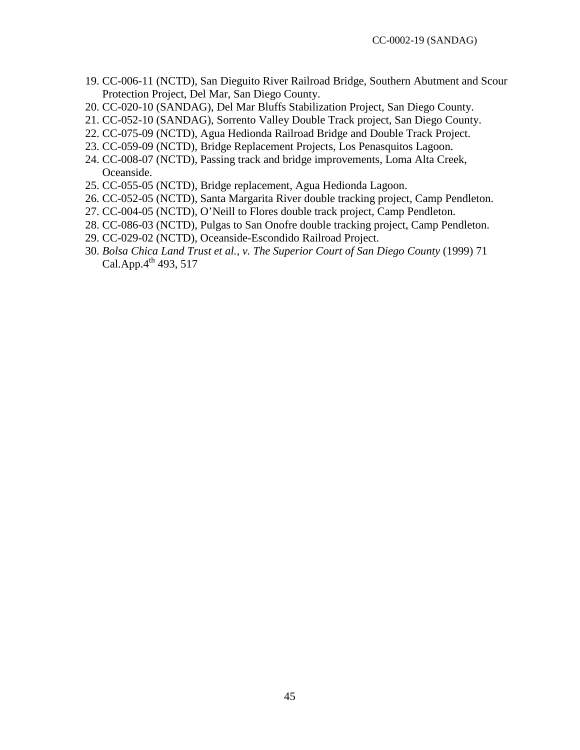19. CC-006-11 (NCTD), San Dieguito River Railroad Bridge, Southern Abutment and Scour Protection Project, Del Mar, San Diego County.
20. CC-020-10 (SANDAG), Del Mar Bluffs Stabilization Project, San Diego County.
21. CC-052-10 (SANDAG), Sorrento Valley Double Track project, San Diego County.
22. CC-075-09 (NCTD), Agua Hedionda Railroad Bridge and Double Track Project.
23. CC-059-09 (NCTD), Bridge Replacement Projects, Los Penasquitos Lagoon.
24. CC-008-07 (NCTD), Passing track and bridge improvements, Loma Alta Creek, Oceanside.
25. CC-055-05 (NCTD), Bridge replacement, Agua Hedionda Lagoon.
26. CC-052-05 (NCTD), Santa Margarita River double tracking project, Camp Pendleton.
27. CC-004-05 (NCTD), O'Neill to Flores double track project, Camp Pendleton.
28. CC-086-03 (NCTD), Pulgas to San Onofre double tracking project, Camp Pendleton.
29. CC-029-02 (NCTD), Oceanside-Escondido Railroad Project.
30. *Bolsa Chica Land Trust et al., v. The Superior Court of San Diego County* (1999) 71 Cal.App.4th 493, 517